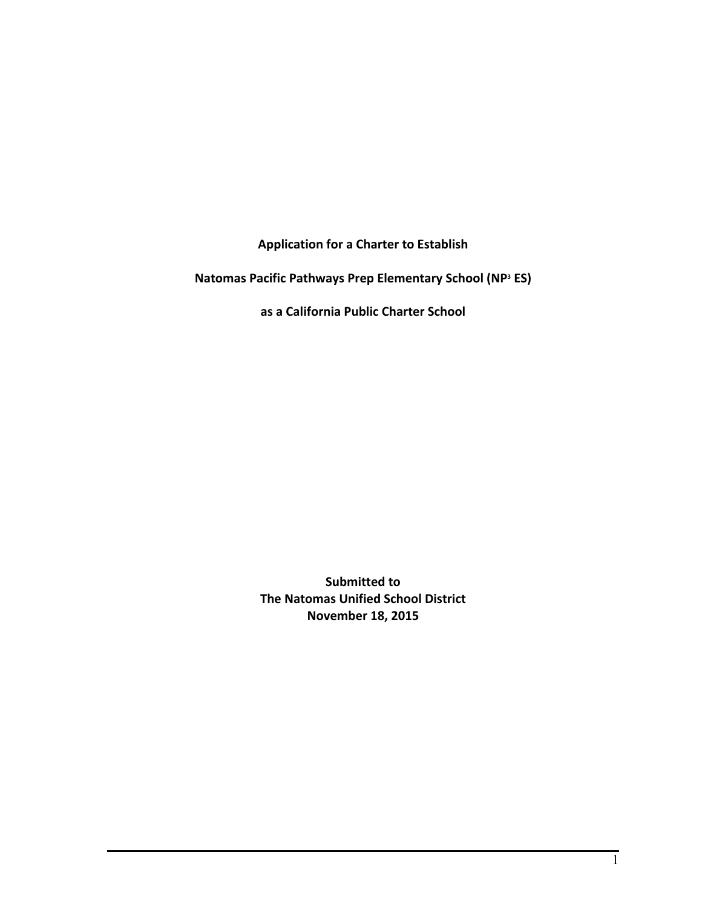**Application for a Charter to Establish**

**Natomas Pacific Pathways Prep Elementary School ($NP^3$ ES)**

**as a California Public Charter School**

**Submitted to**
**The Natomas Unified School District**
**November 18, 2015**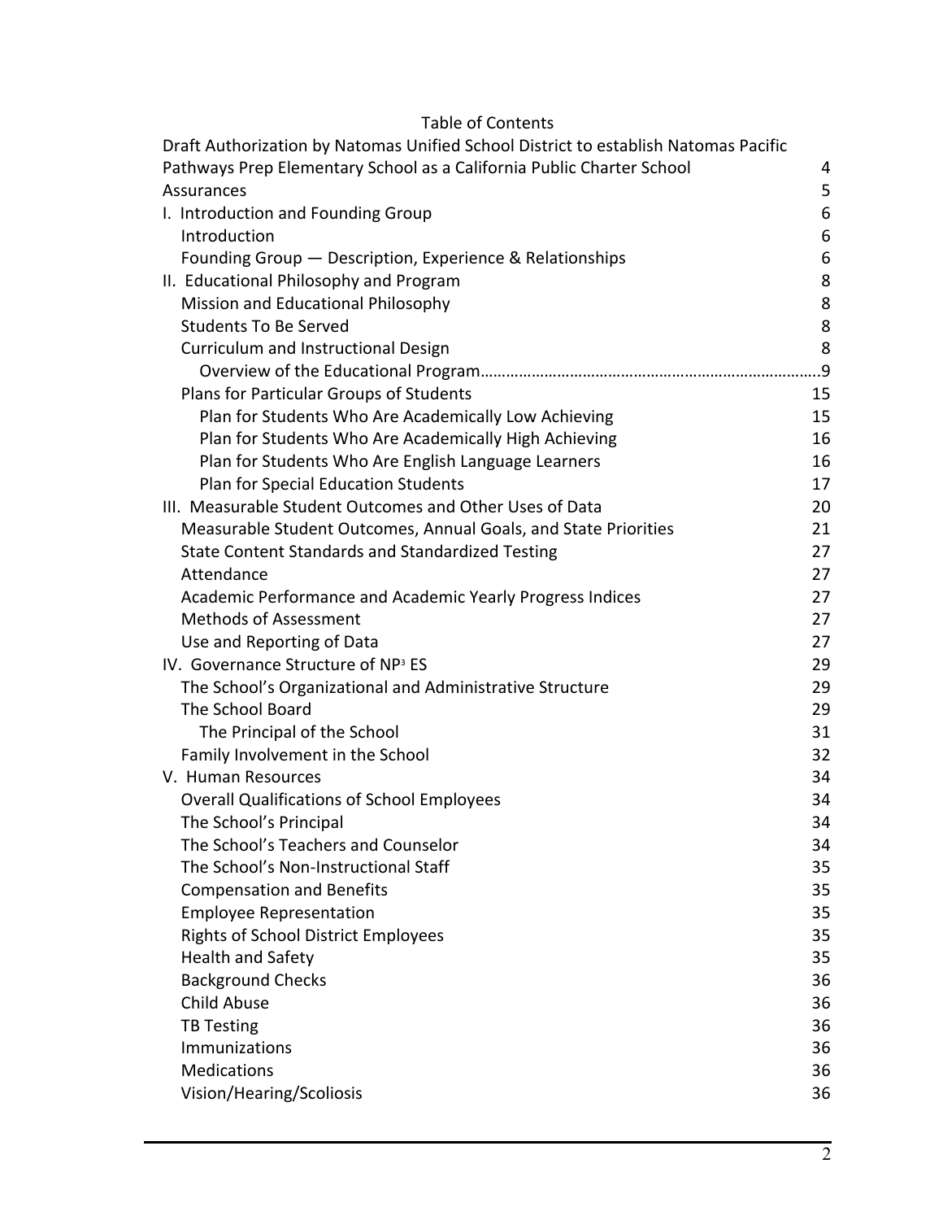# Table of Contents

| | |
|---|---|
| Draft Authorization by Natomas Unified School District to establish Natomas Pacific Pathways Prep Elementary School as a California Public Charter School | 4 |
| Assurances | 5 |
| I. Introduction and Founding Group | 6 |
| Introduction | 6 |
| Founding Group — Description, Experience & Relationships | 6 |
| II. Educational Philosophy and Program | 8 |
| Mission and Educational Philosophy | 8 |
| Students To Be Served | 8 |
| Curriculum and Instructional Design | 8 |
| Overview of the Educational Program | 9 |
| Plans for Particular Groups of Students | 15 |
| Plan for Students Who Are Academically Low Achieving | 15 |
| Plan for Students Who Are Academically High Achieving | 16 |
| Plan for Students Who Are English Language Learners | 16 |
| Plan for Special Education Students | 17 |
| III. Measurable Student Outcomes and Other Uses of Data | 20 |
| Measurable Student Outcomes, Annual Goals, and State Priorities | 21 |
| State Content Standards and Standardized Testing | 27 |
| Attendance | 27 |
| Academic Performance and Academic Yearly Progress Indices | 27 |
| Methods of Assessment | 27 |
| Use and Reporting of Data | 27 |
| IV. Governance Structure of $NP^3$ ES | 29 |
| The School's Organizational and Administrative Structure | 29 |
| The School Board | 29 |
| The Principal of the School | 31 |
| Family Involvement in the School | 32 |
| V. Human Resources | 34 |
| Overall Qualifications of School Employees | 34 |
| The School's Principal | 34 |
| The School's Teachers and Counselor | 34 |
| The School's Non-Instructional Staff | 35 |
| Compensation and Benefits | 35 |
| Employee Representation | 35 |
| Rights of School District Employees | 35 |
| Health and Safety | 35 |
| Background Checks | 36 |
| Child Abuse | 36 |
| TB Testing | 36 |
| Immunizations | 36 |
| Medications | 36 |
| Vision/Hearing/Scoliosis | 36 |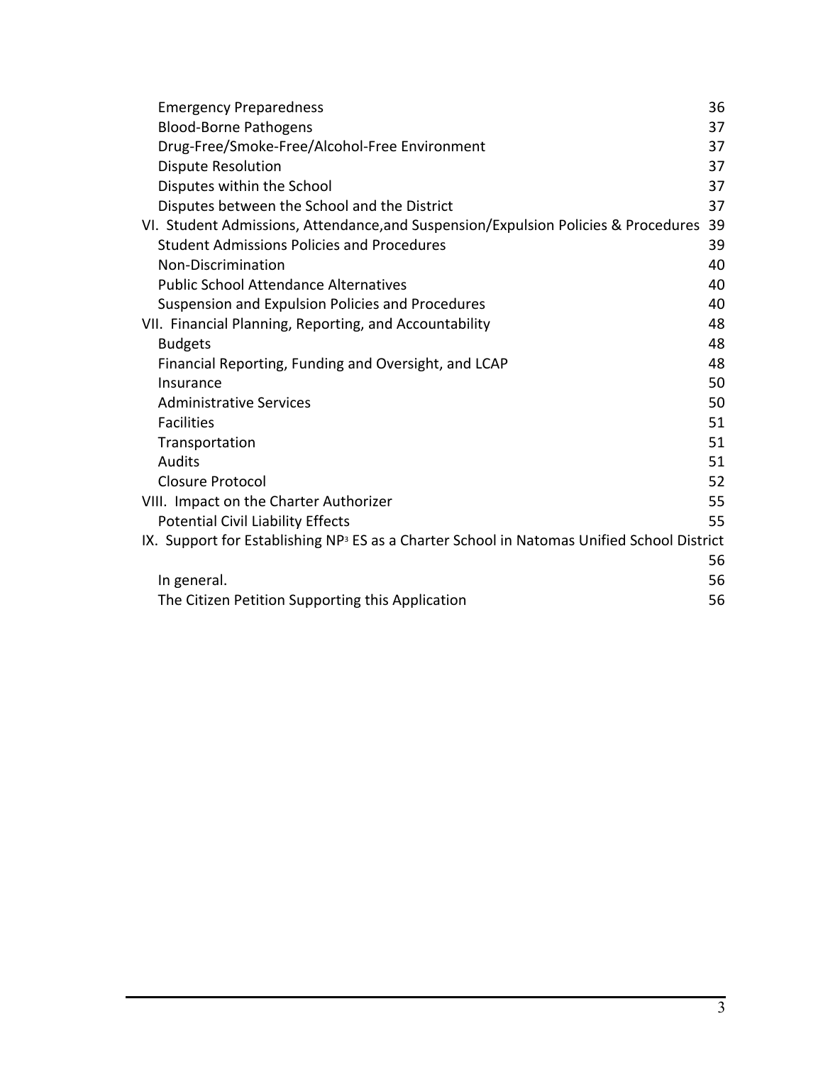| | |
|---|---|
| Emergency Preparedness | 36 |
| Blood-Borne Pathogens | 37 |
| Drug-Free/Smoke-Free/Alcohol-Free Environment | 37 |
| Dispute Resolution | 37 |
| Disputes within the School | 37 |
| Disputes between the School and the District | 37 |
| VI. Student Admissions, Attendance,and Suspension/Expulsion Policies & Procedures | 39 |
| Student Admissions Policies and Procedures | 39 |
| Non-Discrimination | 40 |
| Public School Attendance Alternatives | 40 |
| Suspension and Expulsion Policies and Procedures | 40 |
| VII. Financial Planning, Reporting, and Accountability | 48 |
| Budgets | 48 |
| Financial Reporting, Funding and Oversight, and LCAP | 48 |
| Insurance | 50 |
| Administrative Services | 50 |
| Facilities | 51 |
| Transportation | 51 |
| Audits | 51 |
| Closure Protocol | 52 |
| VIII. Impact on the Charter Authorizer | 55 |
| Potential Civil Liability Effects | 55 |
| IX. Support for Establishing NP$^3$ ES as a Charter School in Natomas Unified School District | 56 |
| In general. | 56 |
| The Citizen Petition Supporting this Application | 56 |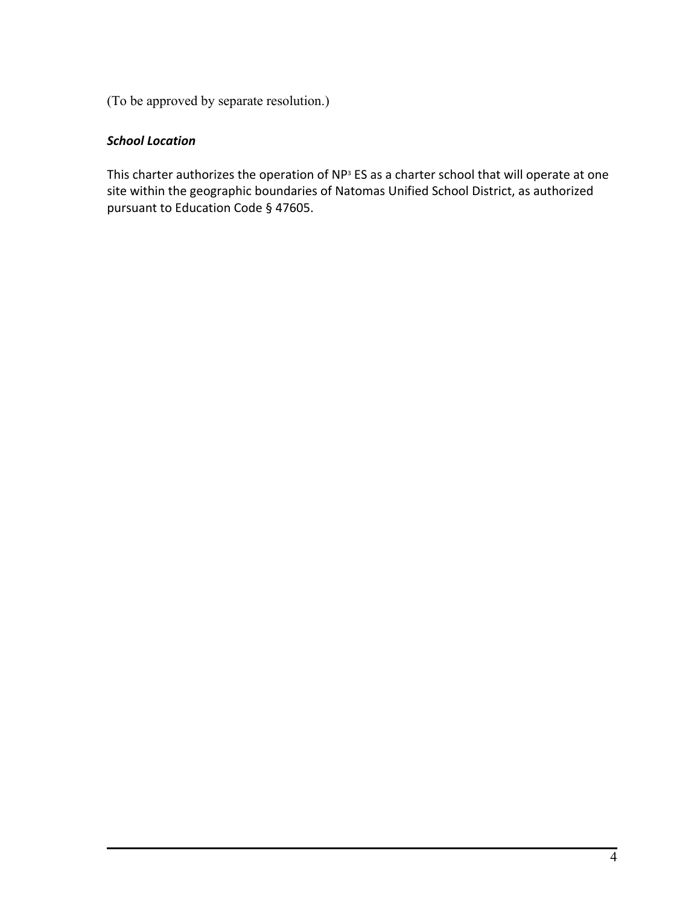(To be approved by separate resolution.)

***School Location***

This charter authorizes the operation of NP[3] ES as a charter school that will operate at one site within the geographic boundaries of Natomas Unified School District, as authorized pursuant to Education Code § 47605.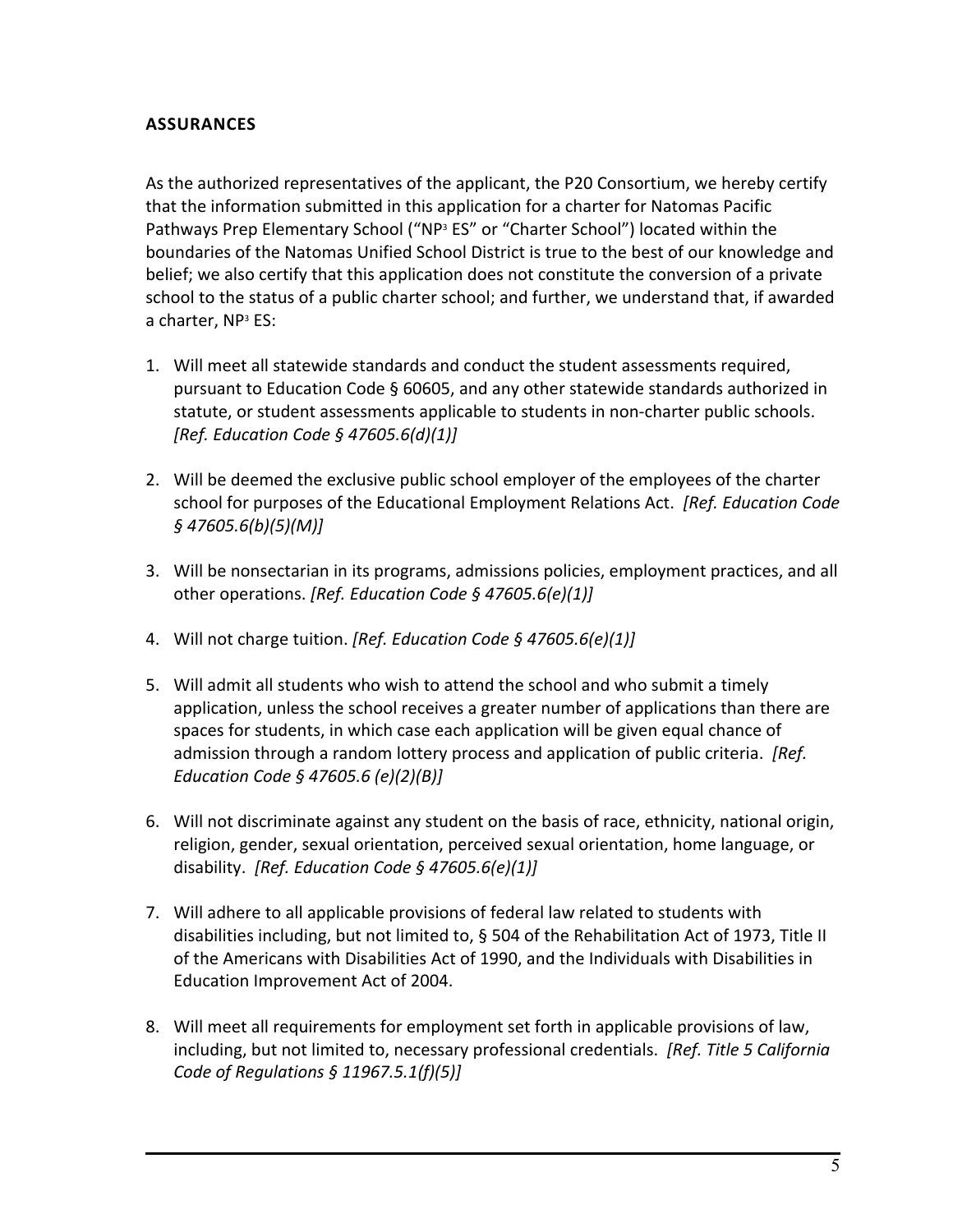**ASSURANCES**

As the authorized representatives of the applicant, the P20 Consortium, we hereby certify that the information submitted in this application for a charter for Natomas Pacific Pathways Prep Elementary School ("NP$^3$ ES" or "Charter School") located within the boundaries of the Natomas Unified School District is true to the best of our knowledge and belief; we also certify that this application does not constitute the conversion of a private school to the status of a public charter school; and further, we understand that, if awarded a charter, NP$^3$ ES:

1. Will meet all statewide standards and conduct the student assessments required, pursuant to Education Code § 60605, and any other statewide standards authorized in statute, or student assessments applicable to students in non-charter public schools. *[Ref. Education Code § 47605.6(d)(1)]*

2. Will be deemed the exclusive public school employer of the employees of the charter school for purposes of the Educational Employment Relations Act. *[Ref. Education Code § 47605.6(b)(5)(M)]*

3. Will be nonsectarian in its programs, admissions policies, employment practices, and all other operations. *[Ref. Education Code § 47605.6(e)(1)]*

4. Will not charge tuition. *[Ref. Education Code § 47605.6(e)(1)]*

5. Will admit all students who wish to attend the school and who submit a timely application, unless the school receives a greater number of applications than there are spaces for students, in which case each application will be given equal chance of admission through a random lottery process and application of public criteria. *[Ref. Education Code § 47605.6 (e)(2)(B)]*

6. Will not discriminate against any student on the basis of race, ethnicity, national origin, religion, gender, sexual orientation, perceived sexual orientation, home language, or disability. *[Ref. Education Code § 47605.6(e)(1)]*

7. Will adhere to all applicable provisions of federal law related to students with disabilities including, but not limited to, § 504 of the Rehabilitation Act of 1973, Title II of the Americans with Disabilities Act of 1990, and the Individuals with Disabilities in Education Improvement Act of 2004.

8. Will meet all requirements for employment set forth in applicable provisions of law, including, but not limited to, necessary professional credentials. *[Ref. Title 5 California Code of Regulations § 11967.5.1(f)(5)]*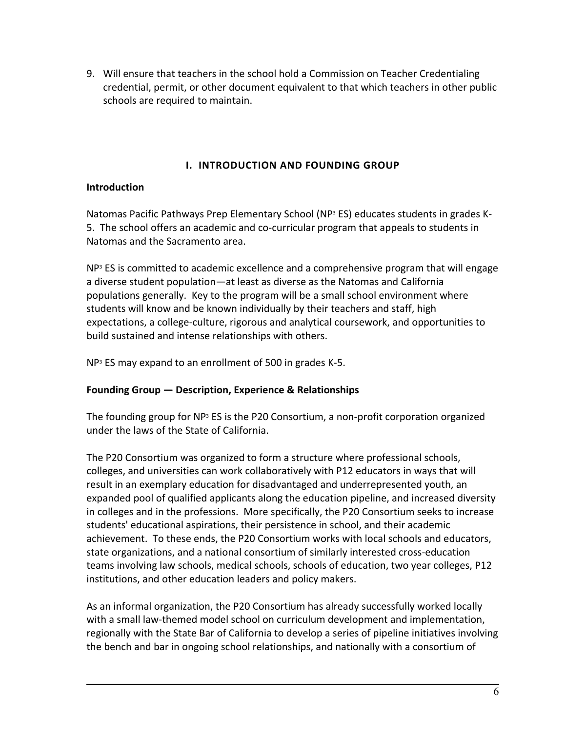9. Will ensure that teachers in the school hold a Commission on Teacher Credentialing credential, permit, or other document equivalent to that which teachers in other public schools are required to maintain.

## I. INTRODUCTION AND FOUNDING GROUP

### Introduction

Natomas Pacific Pathways Prep Elementary School ($NP^3$ ES) educates students in grades K-5. The school offers an academic and co-curricular program that appeals to students in Natomas and the Sacramento area.

$NP^3$ ES is committed to academic excellence and a comprehensive program that will engage a diverse student population—at least as diverse as the Natomas and California populations generally. Key to the program will be a small school environment where students will know and be known individually by their teachers and staff, high expectations, a college-culture, rigorous and analytical coursework, and opportunities to build sustained and intense relationships with others.

$NP^3$ ES may expand to an enrollment of 500 in grades K-5.

### Founding Group — Description, Experience & Relationships

The founding group for $NP^3$ ES is the P20 Consortium, a non-profit corporation organized under the laws of the State of California.

The P20 Consortium was organized to form a structure where professional schools, colleges, and universities can work collaboratively with P12 educators in ways that will result in an exemplary education for disadvantaged and underrepresented youth, an expanded pool of qualified applicants along the education pipeline, and increased diversity in colleges and in the professions. More specifically, the P20 Consortium seeks to increase students' educational aspirations, their persistence in school, and their academic achievement. To these ends, the P20 Consortium works with local schools and educators, state organizations, and a national consortium of similarly interested cross-education teams involving law schools, medical schools, schools of education, two year colleges, P12 institutions, and other education leaders and policy makers.

As an informal organization, the P20 Consortium has already successfully worked locally with a small law-themed model school on curriculum development and implementation, regionally with the State Bar of California to develop a series of pipeline initiatives involving the bench and bar in ongoing school relationships, and nationally with a consortium of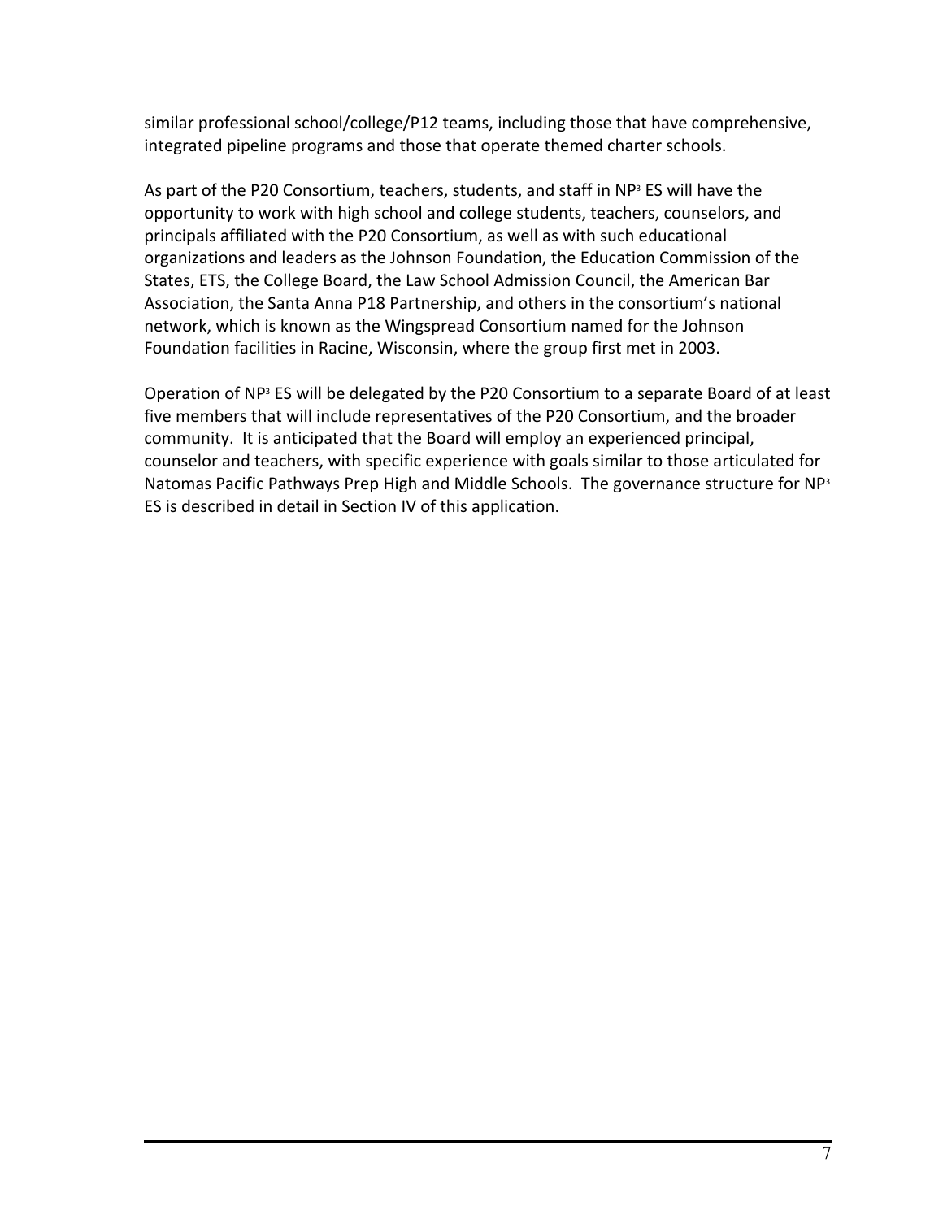similar professional school/college/P12 teams, including those that have comprehensive, integrated pipeline programs and those that operate themed charter schools.

As part of the P20 Consortium, teachers, students, and staff in NP³ ES will have the opportunity to work with high school and college students, teachers, counselors, and principals affiliated with the P20 Consortium, as well as with such educational organizations and leaders as the Johnson Foundation, the Education Commission of the States, ETS, the College Board, the Law School Admission Council, the American Bar Association, the Santa Anna P18 Partnership, and others in the consortium's national network, which is known as the Wingspread Consortium named for the Johnson Foundation facilities in Racine, Wisconsin, where the group first met in 2003.

Operation of NP³ ES will be delegated by the P20 Consortium to a separate Board of at least five members that will include representatives of the P20 Consortium, and the broader community. It is anticipated that the Board will employ an experienced principal, counselor and teachers, with specific experience with goals similar to those articulated for Natomas Pacific Pathways Prep High and Middle Schools. The governance structure for NP³ ES is described in detail in Section IV of this application.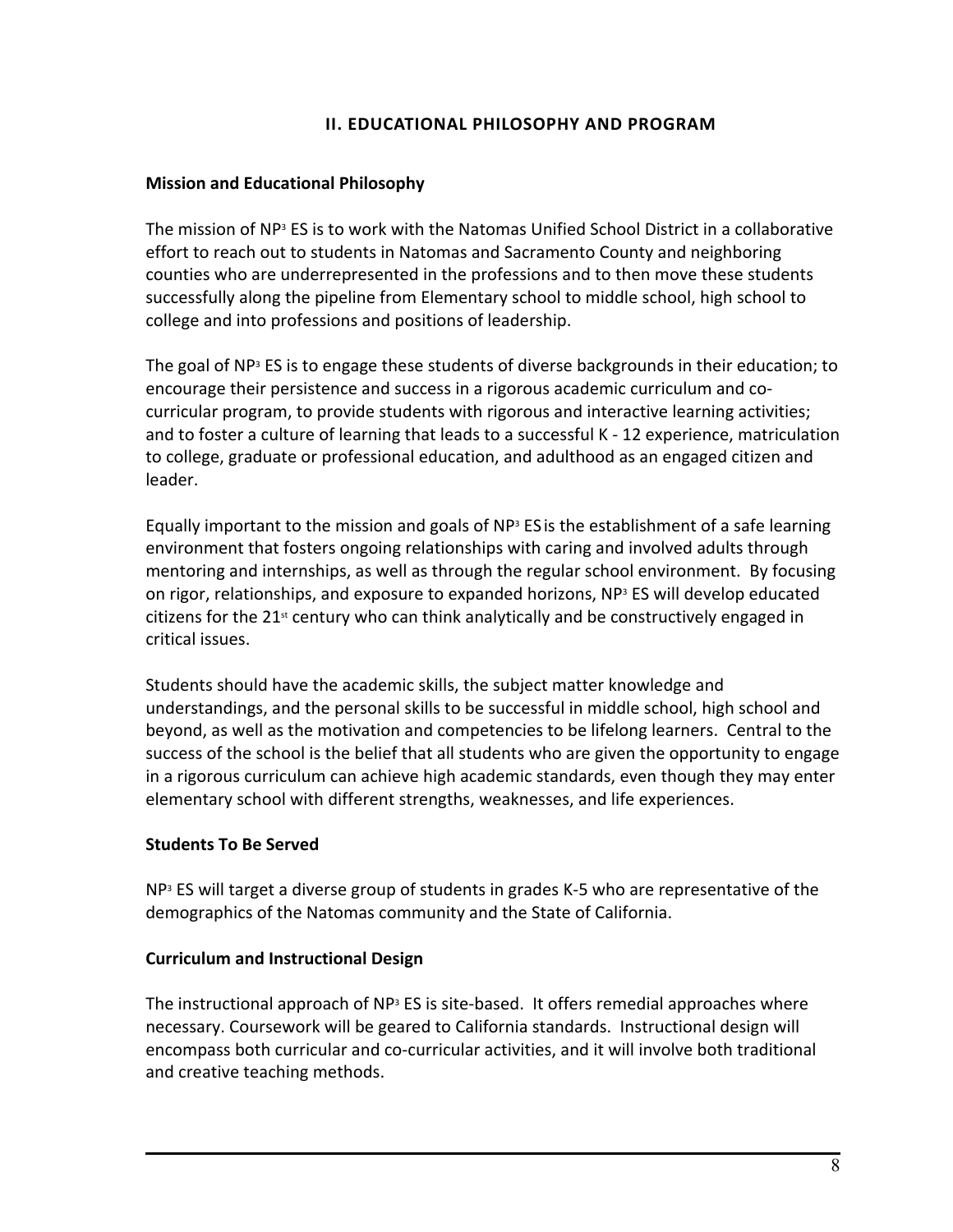## II. EDUCATIONAL PHILOSOPHY AND PROGRAM

### Mission and Educational Philosophy

The mission of $NP^3$ ES is to work with the Natomas Unified School District in a collaborative effort to reach out to students in Natomas and Sacramento County and neighboring counties who are underrepresented in the professions and to then move these students successfully along the pipeline from Elementary school to middle school, high school to college and into professions and positions of leadership.

The goal of $NP^3$ ES is to engage these students of diverse backgrounds in their education; to encourage their persistence and success in a rigorous academic curriculum and co-curricular program, to provide students with rigorous and interactive learning activities; and to foster a culture of learning that leads to a successful K - 12 experience, matriculation to college, graduate or professional education, and adulthood as an engaged citizen and leader.

Equally important to the mission and goals of $NP^3$ ES is the establishment of a safe learning environment that fosters ongoing relationships with caring and involved adults through mentoring and internships, as well as through the regular school environment. By focusing on rigor, relationships, and exposure to expanded horizons, $NP^3$ ES will develop educated citizens for the 21st century who can think analytically and be constructively engaged in critical issues.

Students should have the academic skills, the subject matter knowledge and understandings, and the personal skills to be successful in middle school, high school and beyond, as well as the motivation and competencies to be lifelong learners. Central to the success of the school is the belief that all students who are given the opportunity to engage in a rigorous curriculum can achieve high academic standards, even though they may enter elementary school with different strengths, weaknesses, and life experiences.

### Students To Be Served

$NP^3$ ES will target a diverse group of students in grades K-5 who are representative of the demographics of the Natomas community and the State of California.

### Curriculum and Instructional Design

The instructional approach of $NP^3$ ES is site-based. It offers remedial approaches where necessary. Coursework will be geared to California standards. Instructional design will encompass both curricular and co-curricular activities, and it will involve both traditional and creative teaching methods.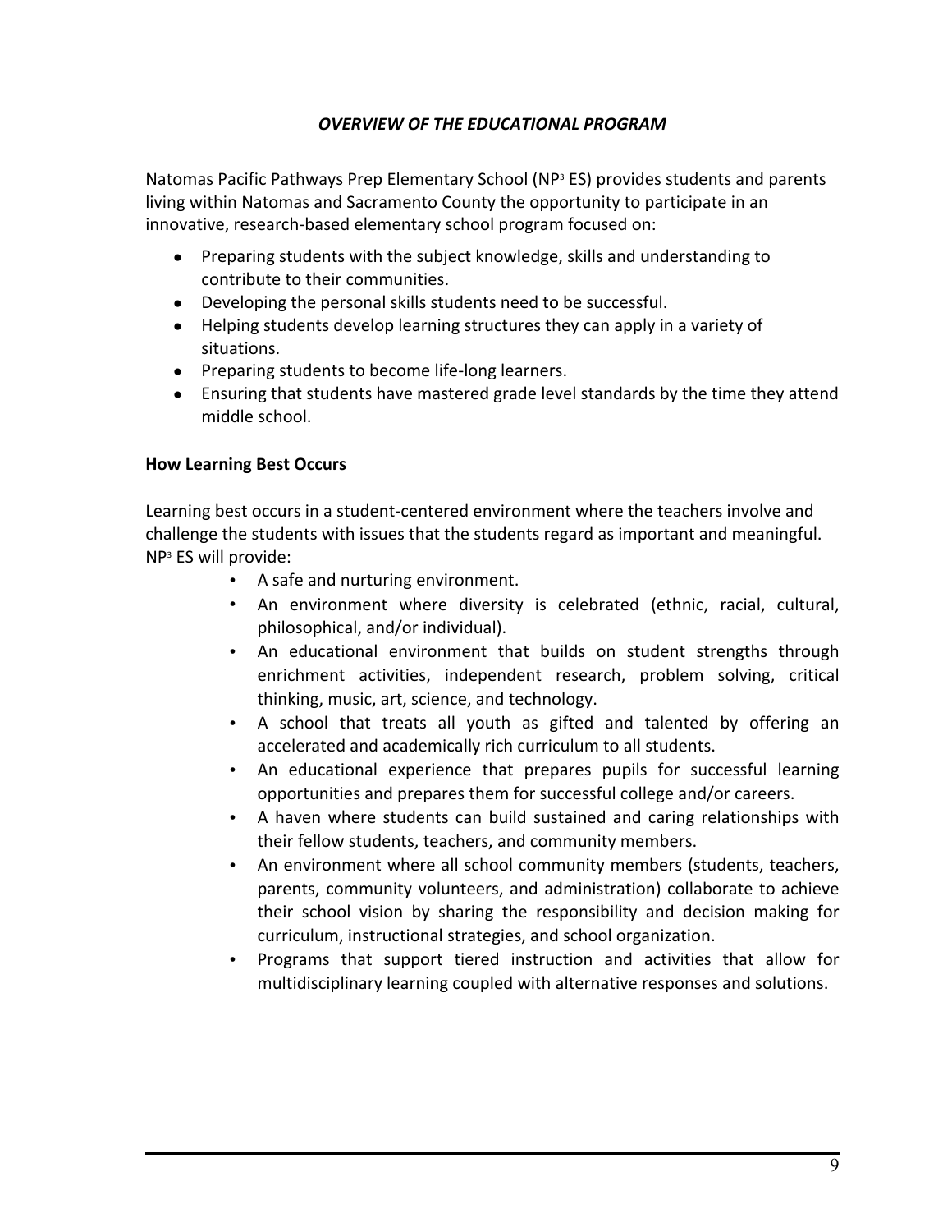## *OVERVIEW OF THE EDUCATIONAL PROGRAM*

Natomas Pacific Pathways Prep Elementary School (NP[3] ES) provides students and parents living within Natomas and Sacramento County the opportunity to participate in an innovative, research-based elementary school program focused on:

- Preparing students with the subject knowledge, skills and understanding to contribute to their communities.
- Developing the personal skills students need to be successful.
- Helping students develop learning structures they can apply in a variety of situations.
- Preparing students to become life-long learners.
- Ensuring that students have mastered grade level standards by the time they attend middle school.

### How Learning Best Occurs

Learning best occurs in a student-centered environment where the teachers involve and challenge the students with issues that the students regard as important and meaningful. NP[3] ES will provide:

- A safe and nurturing environment.
- An environment where diversity is celebrated (ethnic, racial, cultural, philosophical, and/or individual).
- An educational environment that builds on student strengths through enrichment activities, independent research, problem solving, critical thinking, music, art, science, and technology.
- A school that treats all youth as gifted and talented by offering an accelerated and academically rich curriculum to all students.
- An educational experience that prepares pupils for successful learning opportunities and prepares them for successful college and/or careers.
- A haven where students can build sustained and caring relationships with their fellow students, teachers, and community members.
- An environment where all school community members (students, teachers, parents, community volunteers, and administration) collaborate to achieve their school vision by sharing the responsibility and decision making for curriculum, instructional strategies, and school organization.
- Programs that support tiered instruction and activities that allow for multidisciplinary learning coupled with alternative responses and solutions.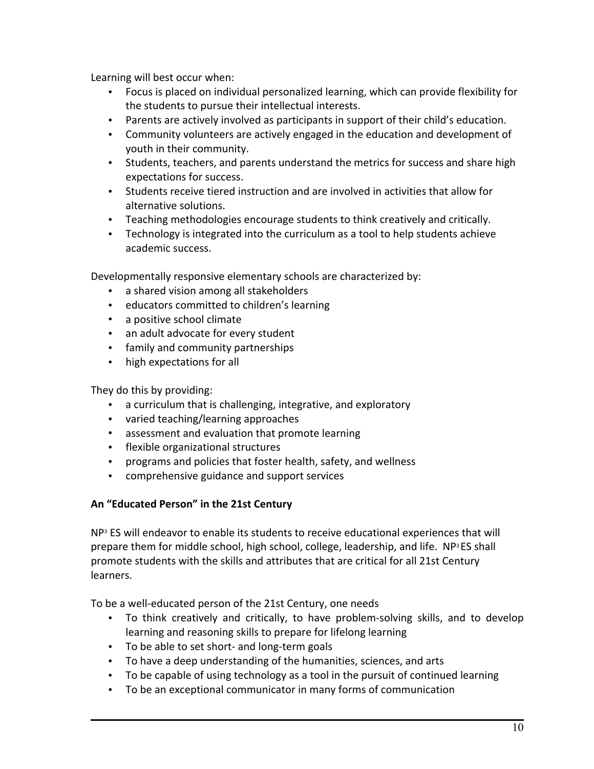Learning will best occur when:

- Focus is placed on individual personalized learning, which can provide flexibility for the students to pursue their intellectual interests.
- Parents are actively involved as participants in support of their child's education.
- Community volunteers are actively engaged in the education and development of youth in their community.
- Students, teachers, and parents understand the metrics for success and share high expectations for success.
- Students receive tiered instruction and are involved in activities that allow for alternative solutions.
- Teaching methodologies encourage students to think creatively and critically.
- Technology is integrated into the curriculum as a tool to help students achieve academic success.

Developmentally responsive elementary schools are characterized by:

- a shared vision among all stakeholders
- educators committed to children's learning
- a positive school climate
- an adult advocate for every student
- family and community partnerships
- high expectations for all

They do this by providing:

- a curriculum that is challenging, integrative, and exploratory
- varied teaching/learning approaches
- assessment and evaluation that promote learning
- flexible organizational structures
- programs and policies that foster health, safety, and wellness
- comprehensive guidance and support services

**An "Educated Person" in the 21st Century**

NP³ ES will endeavor to enable its students to receive educational experiences that will prepare them for middle school, high school, college, leadership, and life. NP³ ES shall promote students with the skills and attributes that are critical for all 21st Century learners.

To be a well-educated person of the 21st Century, one needs

- To think creatively and critically, to have problem-solving skills, and to develop learning and reasoning skills to prepare for lifelong learning
- To be able to set short- and long-term goals
- To have a deep understanding of the humanities, sciences, and arts
- To be capable of using technology as a tool in the pursuit of continued learning
- To be an exceptional communicator in many forms of communication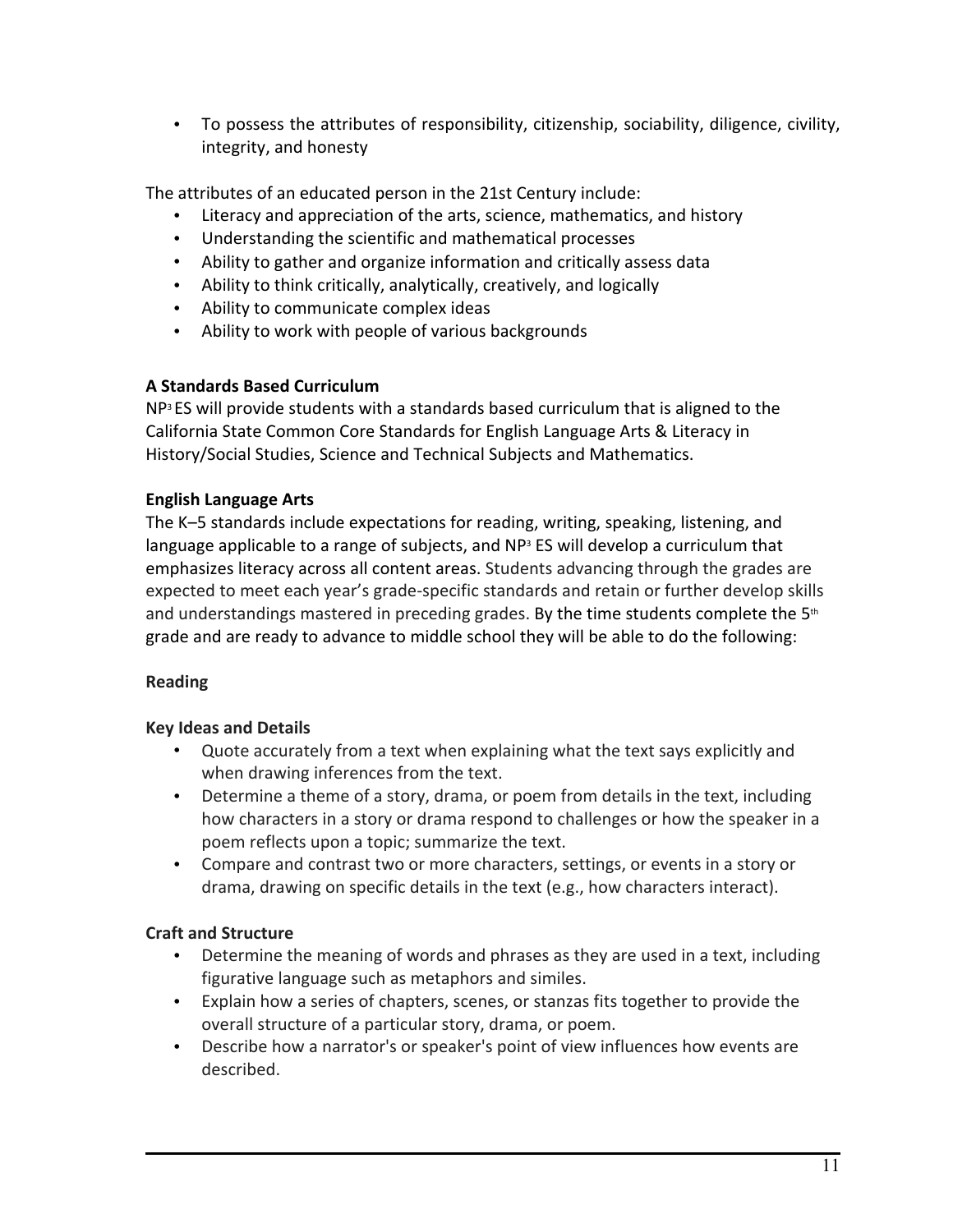- To possess the attributes of responsibility, citizenship, sociability, diligence, civility, integrity, and honesty

The attributes of an educated person in the 21st Century include:

- Literacy and appreciation of the arts, science, mathematics, and history
- Understanding the scientific and mathematical processes
- Ability to gather and organize information and critically assess data
- Ability to think critically, analytically, creatively, and logically
- Ability to communicate complex ideas
- Ability to work with people of various backgrounds

**A Standards Based Curriculum**

NP³ ES will provide students with a standards based curriculum that is aligned to the California State Common Core Standards for English Language Arts & Literacy in History/Social Studies, Science and Technical Subjects and Mathematics.

**English Language Arts**

The K–5 standards include expectations for reading, writing, speaking, listening, and language applicable to a range of subjects, and NP³ ES will develop a curriculum that emphasizes literacy across all content areas. Students advancing through the grades are expected to meet each year's grade-specific standards and retain or further develop skills and understandings mastered in preceding grades. By the time students complete the 5th grade and are ready to advance to middle school they will be able to do the following:

**Reading**

**Key Ideas and Details**

- Quote accurately from a text when explaining what the text says explicitly and when drawing inferences from the text.
- Determine a theme of a story, drama, or poem from details in the text, including how characters in a story or drama respond to challenges or how the speaker in a poem reflects upon a topic; summarize the text.
- Compare and contrast two or more characters, settings, or events in a story or drama, drawing on specific details in the text (e.g., how characters interact).

**Craft and Structure**

- Determine the meaning of words and phrases as they are used in a text, including figurative language such as metaphors and similes.
- Explain how a series of chapters, scenes, or stanzas fits together to provide the overall structure of a particular story, drama, or poem.
- Describe how a narrator's or speaker's point of view influences how events are described.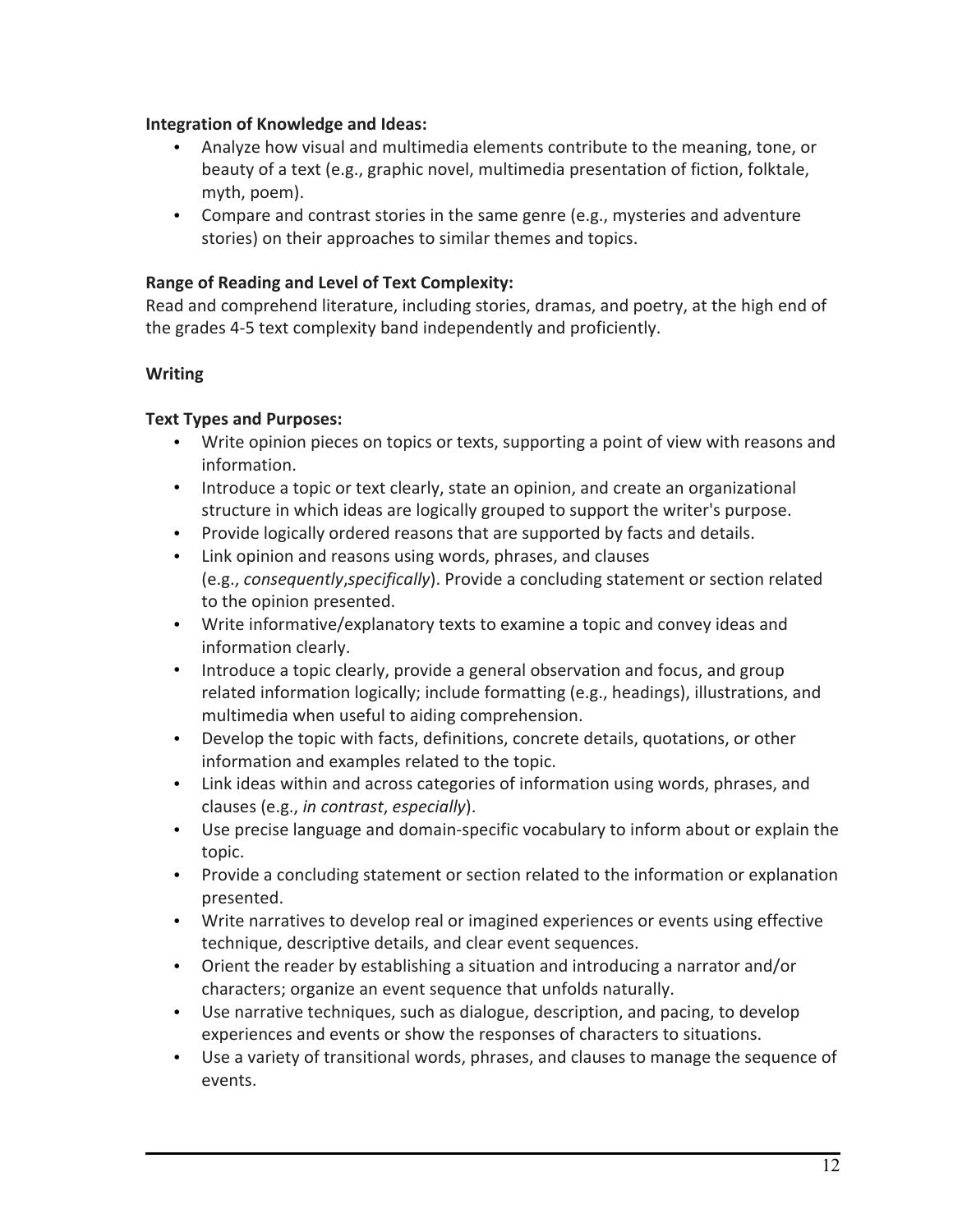**Integration of Knowledge and Ideas:**

- Analyze how visual and multimedia elements contribute to the meaning, tone, or beauty of a text (e.g., graphic novel, multimedia presentation of fiction, folktale, myth, poem).
- Compare and contrast stories in the same genre (e.g., mysteries and adventure stories) on their approaches to similar themes and topics.

**Range of Reading and Level of Text Complexity:**

Read and comprehend literature, including stories, dramas, and poetry, at the high end of the grades 4-5 text complexity band independently and proficiently.

**Writing**

**Text Types and Purposes:**

- Write opinion pieces on topics or texts, supporting a point of view with reasons and information.
- Introduce a topic or text clearly, state an opinion, and create an organizational structure in which ideas are logically grouped to support the writer's purpose.
- Provide logically ordered reasons that are supported by facts and details.
- Link opinion and reasons using words, phrases, and clauses (e.g., *consequently*,*specifically*). Provide a concluding statement or section related to the opinion presented.
- Write informative/explanatory texts to examine a topic and convey ideas and information clearly.
- Introduce a topic clearly, provide a general observation and focus, and group related information logically; include formatting (e.g., headings), illustrations, and multimedia when useful to aiding comprehension.
- Develop the topic with facts, definitions, concrete details, quotations, or other information and examples related to the topic.
- Link ideas within and across categories of information using words, phrases, and clauses (e.g., *in contrast*, *especially*).
- Use precise language and domain-specific vocabulary to inform about or explain the topic.
- Provide a concluding statement or section related to the information or explanation presented.
- Write narratives to develop real or imagined experiences or events using effective technique, descriptive details, and clear event sequences.
- Orient the reader by establishing a situation and introducing a narrator and/or characters; organize an event sequence that unfolds naturally.
- Use narrative techniques, such as dialogue, description, and pacing, to develop experiences and events or show the responses of characters to situations.
- Use a variety of transitional words, phrases, and clauses to manage the sequence of events.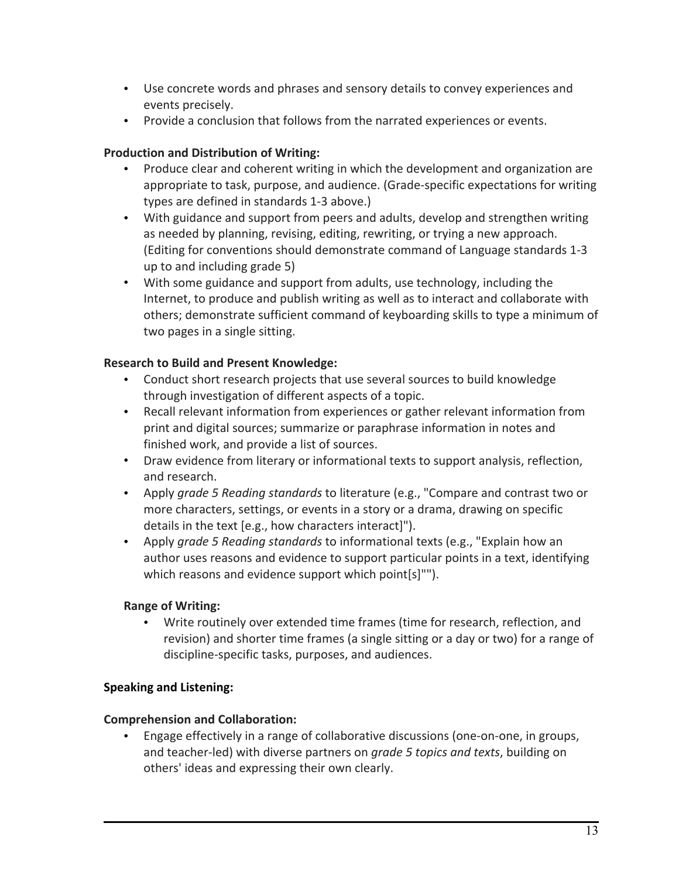- Use concrete words and phrases and sensory details to convey experiences and events precisely.
- Provide a conclusion that follows from the narrated experiences or events.

**Production and Distribution of Writing:**

- Produce clear and coherent writing in which the development and organization are appropriate to task, purpose, and audience. (Grade-specific expectations for writing types are defined in standards 1-3 above.)
- With guidance and support from peers and adults, develop and strengthen writing as needed by planning, revising, editing, rewriting, or trying a new approach. (Editing for conventions should demonstrate command of Language standards 1-3 up to and including grade 5)
- With some guidance and support from adults, use technology, including the Internet, to produce and publish writing as well as to interact and collaborate with others; demonstrate sufficient command of keyboarding skills to type a minimum of two pages in a single sitting.

**Research to Build and Present Knowledge:**

- Conduct short research projects that use several sources to build knowledge through investigation of different aspects of a topic.
- Recall relevant information from experiences or gather relevant information from print and digital sources; summarize or paraphrase information in notes and finished work, and provide a list of sources.
- Draw evidence from literary or informational texts to support analysis, reflection, and research.
- Apply *grade 5 Reading standards* to literature (e.g., "Compare and contrast two or more characters, settings, or events in a story or a drama, drawing on specific details in the text [e.g., how characters interact]").
- Apply *grade 5 Reading standards* to informational texts (e.g., "Explain how an author uses reasons and evidence to support particular points in a text, identifying which reasons and evidence support which point[s]"").

**Range of Writing:**

- Write routinely over extended time frames (time for research, reflection, and revision) and shorter time frames (a single sitting or a day or two) for a range of discipline-specific tasks, purposes, and audiences.

**Speaking and Listening:**

**Comprehension and Collaboration:**

- Engage effectively in a range of collaborative discussions (one-on-one, in groups, and teacher-led) with diverse partners on *grade 5 topics and texts*, building on others' ideas and expressing their own clearly.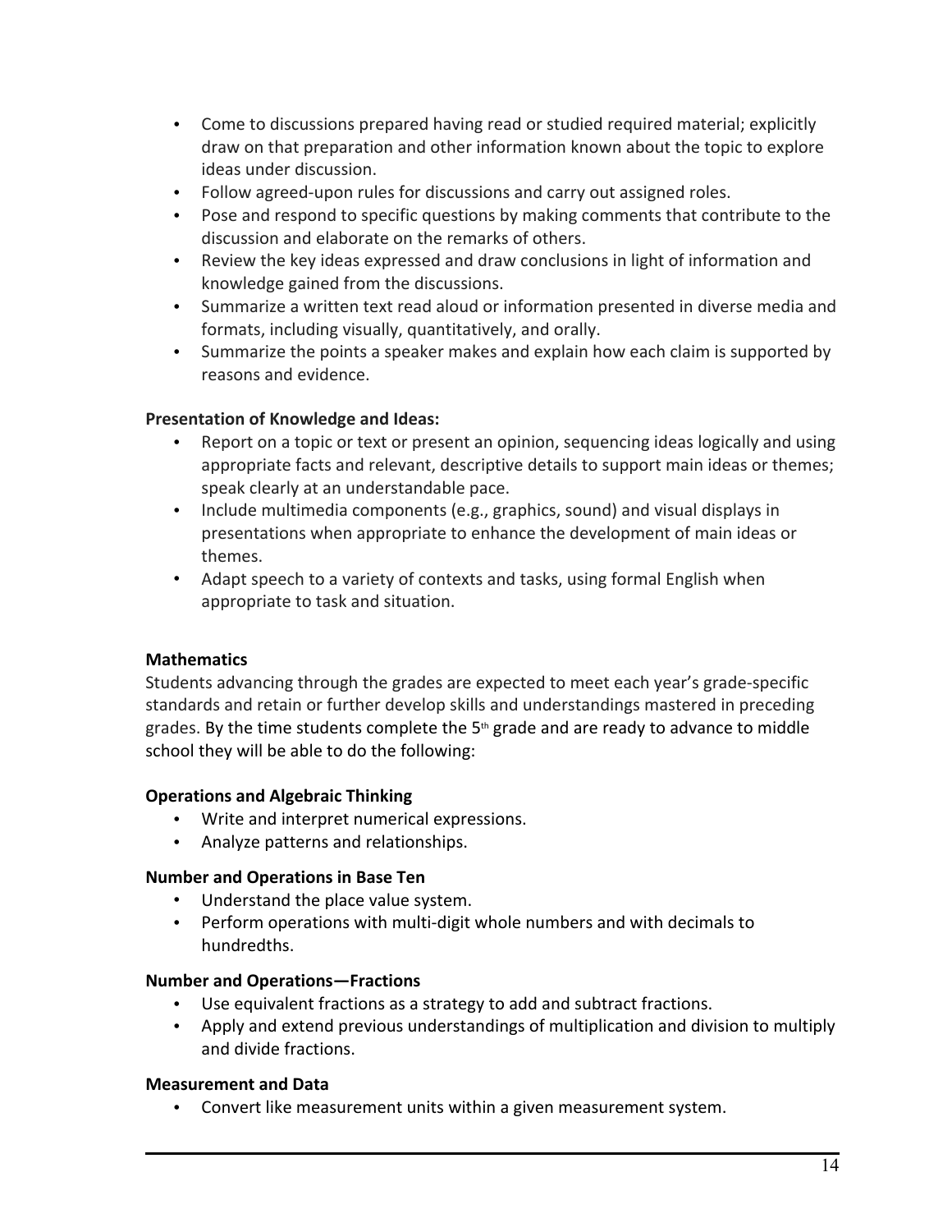- Come to discussions prepared having read or studied required material; explicitly draw on that preparation and other information known about the topic to explore ideas under discussion.
- Follow agreed-upon rules for discussions and carry out assigned roles.
- Pose and respond to specific questions by making comments that contribute to the discussion and elaborate on the remarks of others.
- Review the key ideas expressed and draw conclusions in light of information and knowledge gained from the discussions.
- Summarize a written text read aloud or information presented in diverse media and formats, including visually, quantitatively, and orally.
- Summarize the points a speaker makes and explain how each claim is supported by reasons and evidence.

**Presentation of Knowledge and Ideas:**

- Report on a topic or text or present an opinion, sequencing ideas logically and using appropriate facts and relevant, descriptive details to support main ideas or themes; speak clearly at an understandable pace.
- Include multimedia components (e.g., graphics, sound) and visual displays in presentations when appropriate to enhance the development of main ideas or themes.
- Adapt speech to a variety of contexts and tasks, using formal English when appropriate to task and situation.

**Mathematics**

Students advancing through the grades are expected to meet each year's grade-specific standards and retain or further develop skills and understandings mastered in preceding grades. By the time students complete the 5th grade and are ready to advance to middle school they will be able to do the following:

**Operations and Algebraic Thinking**

- Write and interpret numerical expressions.
- Analyze patterns and relationships.

**Number and Operations in Base Ten**

- Understand the place value system.
- Perform operations with multi-digit whole numbers and with decimals to hundredths.

**Number and Operations—Fractions**

- Use equivalent fractions as a strategy to add and subtract fractions.
- Apply and extend previous understandings of multiplication and division to multiply and divide fractions.

**Measurement and Data**

- Convert like measurement units within a given measurement system.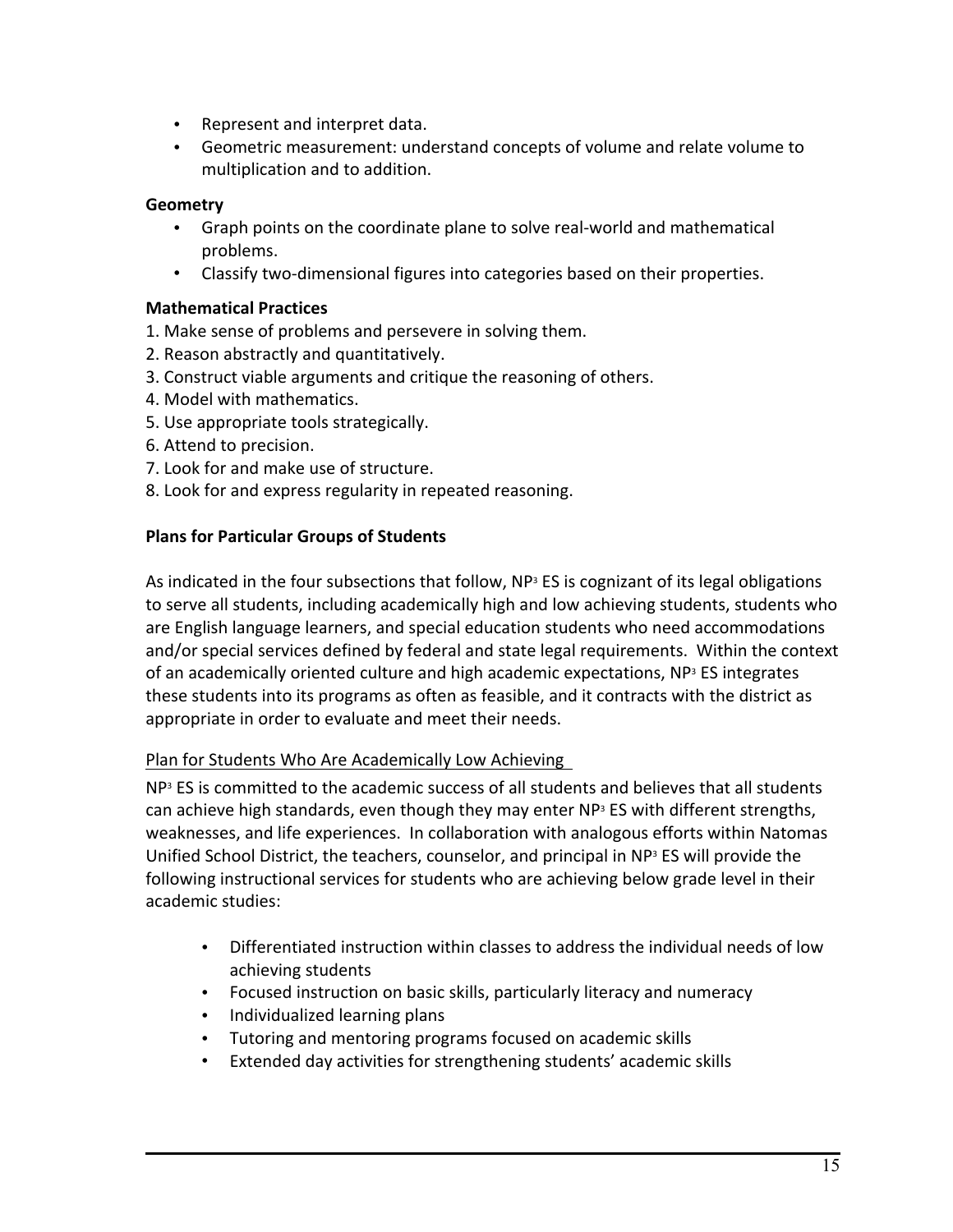- Represent and interpret data.
- Geometric measurement: understand concepts of volume and relate volume to multiplication and to addition.

**Geometry**

- Graph points on the coordinate plane to solve real-world and mathematical problems.
- Classify two-dimensional figures into categories based on their properties.

**Mathematical Practices**

1. Make sense of problems and persevere in solving them.
2. Reason abstractly and quantitatively.
3. Construct viable arguments and critique the reasoning of others.
4. Model with mathematics.
5. Use appropriate tools strategically.
6. Attend to precision.
7. Look for and make use of structure.
8. Look for and express regularity in repeated reasoning.

**Plans for Particular Groups of Students**

As indicated in the four subsections that follow, NP[3] ES is cognizant of its legal obligations to serve all students, including academically high and low achieving students, students who are English language learners, and special education students who need accommodations and/or special services defined by federal and state legal requirements. Within the context of an academically oriented culture and high academic expectations, NP[3] ES integrates these students into its programs as often as feasible, and it contracts with the district as appropriate in order to evaluate and meet their needs.

Plan for Students Who Are Academically Low Achieving

NP[3] ES is committed to the academic success of all students and believes that all students can achieve high standards, even though they may enter NP[3] ES with different strengths, weaknesses, and life experiences. In collaboration with analogous efforts within Natomas Unified School District, the teachers, counselor, and principal in NP[3] ES will provide the following instructional services for students who are achieving below grade level in their academic studies:

- Differentiated instruction within classes to address the individual needs of low achieving students
- Focused instruction on basic skills, particularly literacy and numeracy
- Individualized learning plans
- Tutoring and mentoring programs focused on academic skills
- Extended day activities for strengthening students' academic skills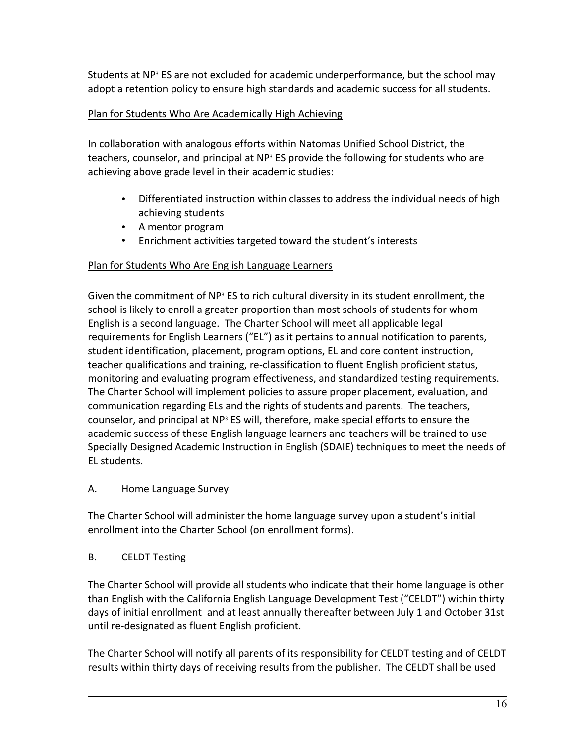Students at NP[3] ES are not excluded for academic underperformance, but the school may adopt a retention policy to ensure high standards and academic success for all students.

Plan for Students Who Are Academically High Achieving

In collaboration with analogous efforts within Natomas Unified School District, the teachers, counselor, and principal at NP[3] ES provide the following for students who are achieving above grade level in their academic studies:

- Differentiated instruction within classes to address the individual needs of high achieving students
- A mentor program
- Enrichment activities targeted toward the student's interests

Plan for Students Who Are English Language Learners

Given the commitment of NP[3] ES to rich cultural diversity in its student enrollment, the school is likely to enroll a greater proportion than most schools of students for whom English is a second language. The Charter School will meet all applicable legal requirements for English Learners ("EL") as it pertains to annual notification to parents, student identification, placement, program options, EL and core content instruction, teacher qualifications and training, re-classification to fluent English proficient status, monitoring and evaluating program effectiveness, and standardized testing requirements. The Charter School will implement policies to assure proper placement, evaluation, and communication regarding ELs and the rights of students and parents. The teachers, counselor, and principal at NP[3] ES will, therefore, make special efforts to ensure the academic success of these English language learners and teachers will be trained to use Specially Designed Academic Instruction in English (SDAIE) techniques to meet the needs of EL students.

A. Home Language Survey

The Charter School will administer the home language survey upon a student's initial enrollment into the Charter School (on enrollment forms).

B. CELDT Testing

The Charter School will provide all students who indicate that their home language is other than English with the California English Language Development Test ("CELDT") within thirty days of initial enrollment and at least annually thereafter between July 1 and October 31st until re-designated as fluent English proficient.

The Charter School will notify all parents of its responsibility for CELDT testing and of CELDT results within thirty days of receiving results from the publisher. The CELDT shall be used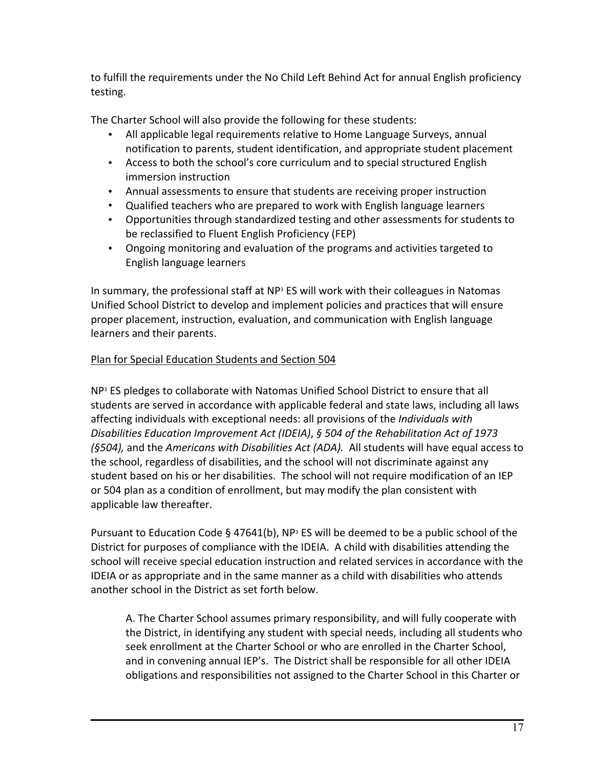to fulfill the requirements under the No Child Left Behind Act for annual English proficiency testing.

The Charter School will also provide the following for these students:

- All applicable legal requirements relative to Home Language Surveys, annual notification to parents, student identification, and appropriate student placement
- Access to both the school's core curriculum and to special structured English immersion instruction
- Annual assessments to ensure that students are receiving proper instruction
- Qualified teachers who are prepared to work with English language learners
- Opportunities through standardized testing and other assessments for students to be reclassified to Fluent English Proficiency (FEP)
- Ongoing monitoring and evaluation of the programs and activities targeted to English language learners

In summary, the professional staff at NP[3] ES will work with their colleagues in Natomas Unified School District to develop and implement policies and practices that will ensure proper placement, instruction, evaluation, and communication with English language learners and their parents.

Plan for Special Education Students and Section 504

NP[3] ES pledges to collaborate with Natomas Unified School District to ensure that all students are served in accordance with applicable federal and state laws, including all laws affecting individuals with exceptional needs: all provisions of the *Individuals with Disabilities Education Improvement Act (IDEIA)*, *§ 504 of the Rehabilitation Act of 1973 (§504),* and the *Americans with Disabilities Act (ADA).* All students will have equal access to the school, regardless of disabilities, and the school will not discriminate against any student based on his or her disabilities. The school will not require modification of an IEP or 504 plan as a condition of enrollment, but may modify the plan consistent with applicable law thereafter.

Pursuant to Education Code § 47641(b), NP[3] ES will be deemed to be a public school of the District for purposes of compliance with the IDEIA. A child with disabilities attending the school will receive special education instruction and related services in accordance with the IDEIA or as appropriate and in the same manner as a child with disabilities who attends another school in the District as set forth below.

> A. The Charter School assumes primary responsibility, and will fully cooperate with the District, in identifying any student with special needs, including all students who seek enrollment at the Charter School or who are enrolled in the Charter School, and in convening annual IEP's. The District shall be responsible for all other IDEIA obligations and responsibilities not assigned to the Charter School in this Charter or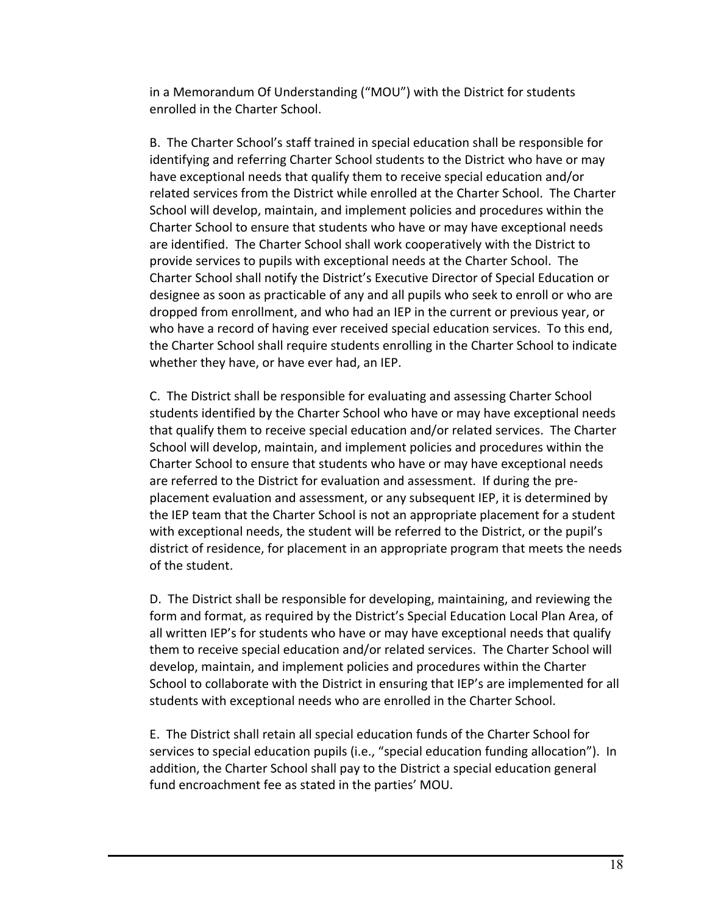in a Memorandum Of Understanding ("MOU") with the District for students enrolled in the Charter School.

B. The Charter School's staff trained in special education shall be responsible for identifying and referring Charter School students to the District who have or may have exceptional needs that qualify them to receive special education and/or related services from the District while enrolled at the Charter School. The Charter School will develop, maintain, and implement policies and procedures within the Charter School to ensure that students who have or may have exceptional needs are identified. The Charter School shall work cooperatively with the District to provide services to pupils with exceptional needs at the Charter School. The Charter School shall notify the District's Executive Director of Special Education or designee as soon as practicable of any and all pupils who seek to enroll or who are dropped from enrollment, and who had an IEP in the current or previous year, or who have a record of having ever received special education services. To this end, the Charter School shall require students enrolling in the Charter School to indicate whether they have, or have ever had, an IEP.

C. The District shall be responsible for evaluating and assessing Charter School students identified by the Charter School who have or may have exceptional needs that qualify them to receive special education and/or related services. The Charter School will develop, maintain, and implement policies and procedures within the Charter School to ensure that students who have or may have exceptional needs are referred to the District for evaluation and assessment. If during the pre-placement evaluation and assessment, or any subsequent IEP, it is determined by the IEP team that the Charter School is not an appropriate placement for a student with exceptional needs, the student will be referred to the District, or the pupil's district of residence, for placement in an appropriate program that meets the needs of the student.

D. The District shall be responsible for developing, maintaining, and reviewing the form and format, as required by the District's Special Education Local Plan Area, of all written IEP's for students who have or may have exceptional needs that qualify them to receive special education and/or related services. The Charter School will develop, maintain, and implement policies and procedures within the Charter School to collaborate with the District in ensuring that IEP's are implemented for all students with exceptional needs who are enrolled in the Charter School.

E. The District shall retain all special education funds of the Charter School for services to special education pupils (i.e., "special education funding allocation"). In addition, the Charter School shall pay to the District a special education general fund encroachment fee as stated in the parties' MOU.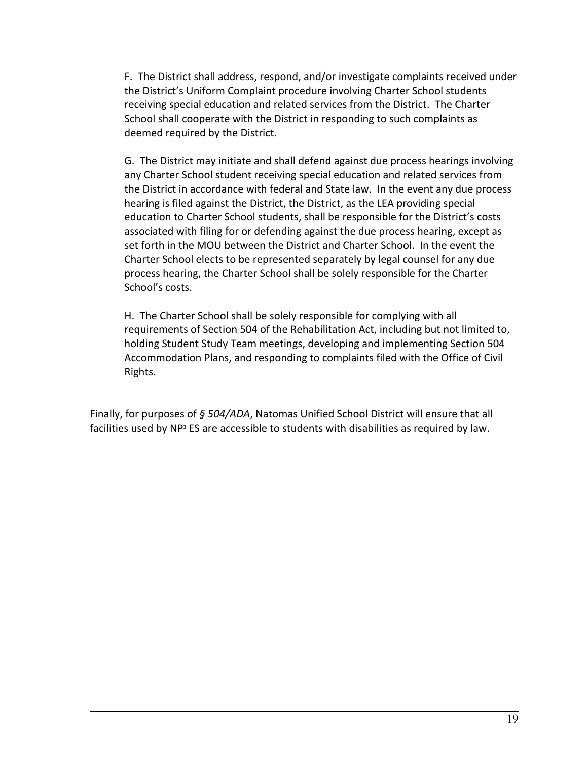F. The District shall address, respond, and/or investigate complaints received under the District's Uniform Complaint procedure involving Charter School students receiving special education and related services from the District. The Charter School shall cooperate with the District in responding to such complaints as deemed required by the District.

G. The District may initiate and shall defend against due process hearings involving any Charter School student receiving special education and related services from the District in accordance with federal and State law. In the event any due process hearing is filed against the District, the District, as the LEA providing special education to Charter School students, shall be responsible for the District's costs associated with filing for or defending against the due process hearing, except as set forth in the MOU between the District and Charter School. In the event the Charter School elects to be represented separately by legal counsel for any due process hearing, the Charter School shall be solely responsible for the Charter School's costs.

H. The Charter School shall be solely responsible for complying with all requirements of Section 504 of the Rehabilitation Act, including but not limited to, holding Student Study Team meetings, developing and implementing Section 504 Accommodation Plans, and responding to complaints filed with the Office of Civil Rights.

Finally, for purposes of *§ 504/ADA*, Natomas Unified School District will ensure that all facilities used by NP$^3$ ES are accessible to students with disabilities as required by law.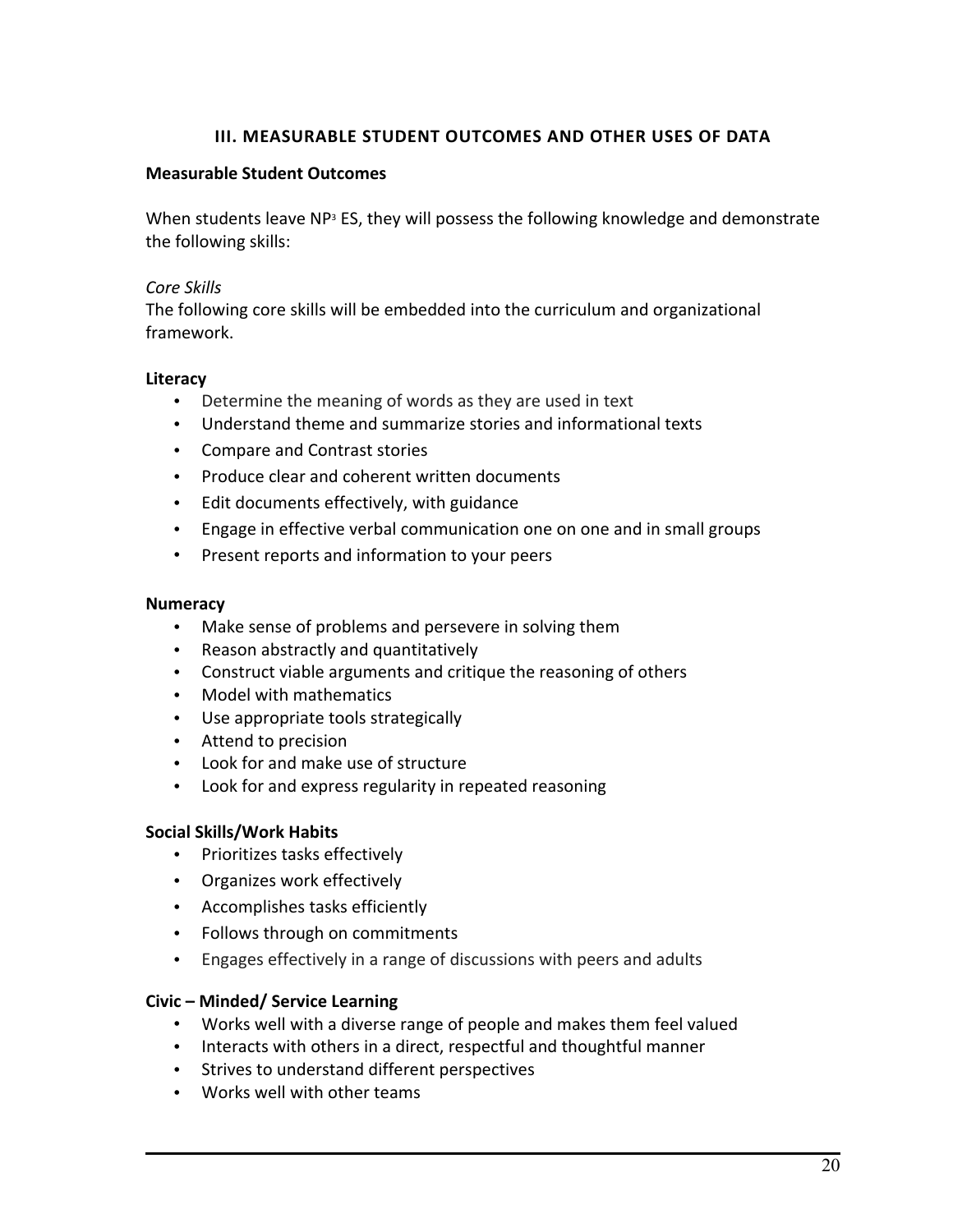## III. MEASURABLE STUDENT OUTCOMES AND OTHER USES OF DATA

**Measurable Student Outcomes**

When students leave NP[3] ES, they will possess the following knowledge and demonstrate the following skills:

*Core Skills*

The following core skills will be embedded into the curriculum and organizational framework.

**Literacy**

- Determine the meaning of words as they are used in text
- Understand theme and summarize stories and informational texts
- Compare and Contrast stories
- Produce clear and coherent written documents
- Edit documents effectively, with guidance
- Engage in effective verbal communication one on one and in small groups
- Present reports and information to your peers

**Numeracy**

- Make sense of problems and persevere in solving them
- Reason abstractly and quantitatively
- Construct viable arguments and critique the reasoning of others
- Model with mathematics
- Use appropriate tools strategically
- Attend to precision
- Look for and make use of structure
- Look for and express regularity in repeated reasoning

**Social Skills/Work Habits**

- Prioritizes tasks effectively
- Organizes work effectively
- Accomplishes tasks efficiently
- Follows through on commitments
- Engages effectively in a range of discussions with peers and adults

**Civic – Minded/ Service Learning**

- Works well with a diverse range of people and makes them feel valued
- Interacts with others in a direct, respectful and thoughtful manner
- Strives to understand different perspectives
- Works well with other teams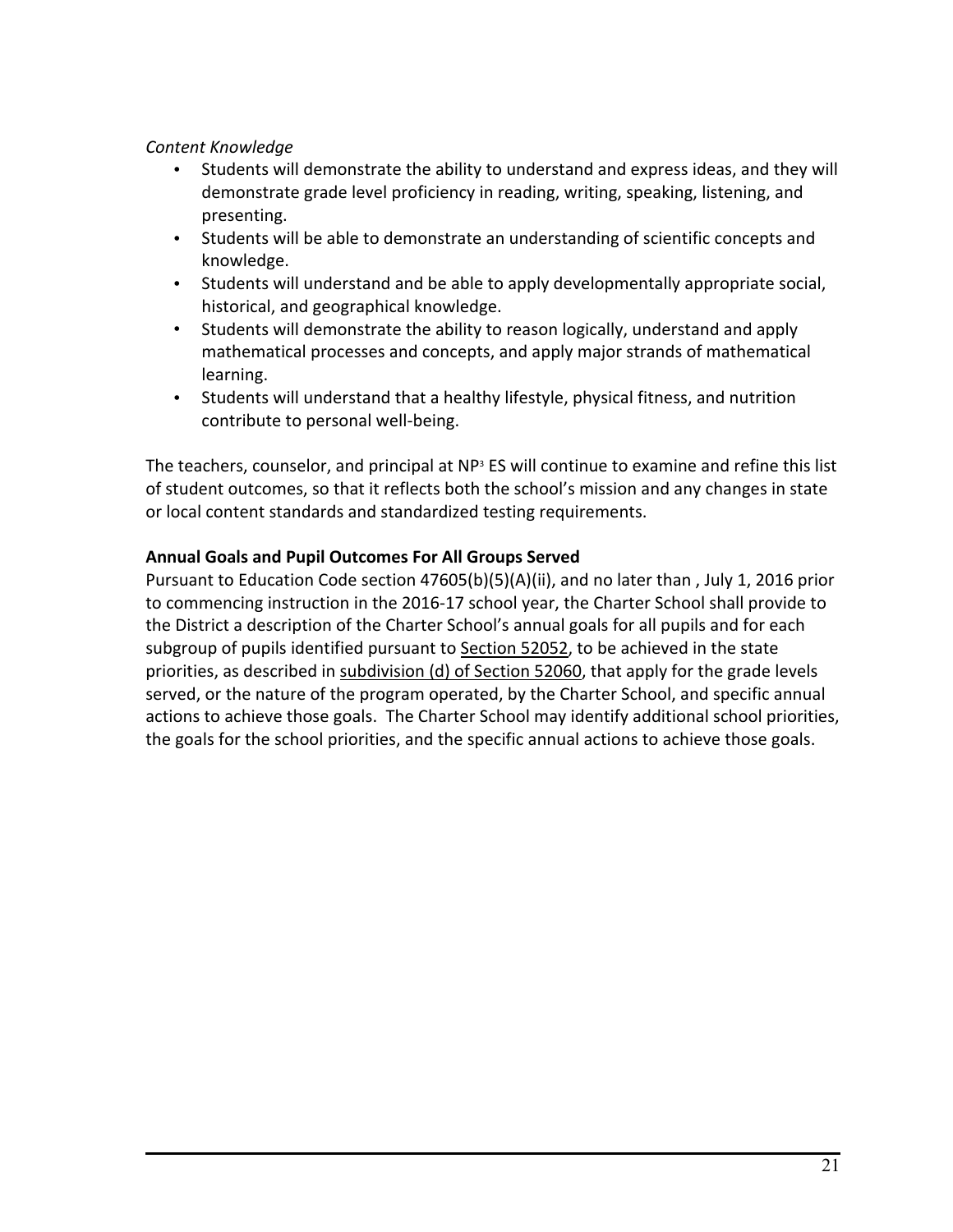*Content Knowledge*

- Students will demonstrate the ability to understand and express ideas, and they will demonstrate grade level proficiency in reading, writing, speaking, listening, and presenting.
- Students will be able to demonstrate an understanding of scientific concepts and knowledge.
- Students will understand and be able to apply developmentally appropriate social, historical, and geographical knowledge.
- Students will demonstrate the ability to reason logically, understand and apply mathematical processes and concepts, and apply major strands of mathematical learning.
- Students will understand that a healthy lifestyle, physical fitness, and nutrition contribute to personal well-being.

The teachers, counselor, and principal at NP$^3$ ES will continue to examine and refine this list of student outcomes, so that it reflects both the school's mission and any changes in state or local content standards and standardized testing requirements.

**Annual Goals and Pupil Outcomes For All Groups Served**

Pursuant to Education Code section 47605(b)(5)(A)(ii), and no later than , July 1, 2016 prior to commencing instruction in the 2016-17 school year, the Charter School shall provide to the District a description of the Charter School's annual goals for all pupils and for each subgroup of pupils identified pursuant to Section 52052, to be achieved in the state priorities, as described in subdivision (d) of Section 52060, that apply for the grade levels served, or the nature of the program operated, by the Charter School, and specific annual actions to achieve those goals. The Charter School may identify additional school priorities, the goals for the school priorities, and the specific annual actions to achieve those goals.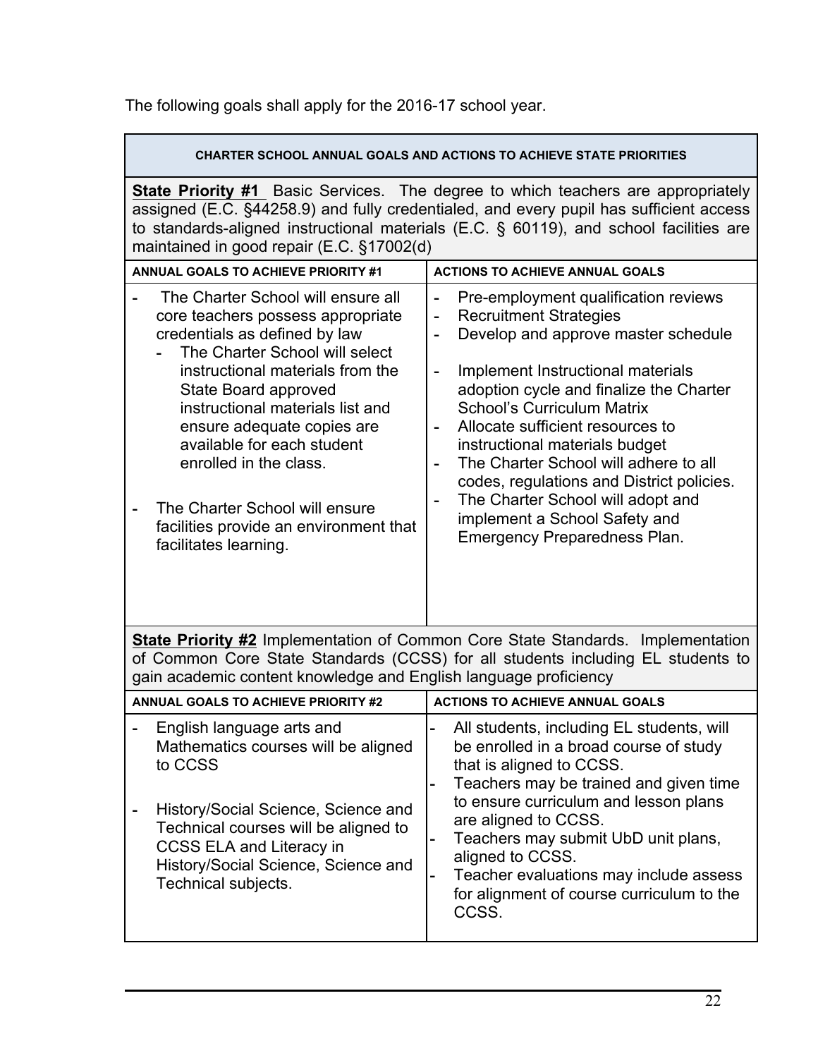The following goals shall apply for the 2016-17 school year.

| CHARTER SCHOOL ANNUAL GOALS AND ACTIONS TO ACHIEVE STATE PRIORITIES | |
|---|---|
| **State Priority #1** Basic Services. The degree to which teachers are appropriately assigned (E.C. §44258.9) and fully credentialed, and every pupil has sufficient access to standards-aligned instructional materials (E.C. § 60119), and school facilities are maintained in good repair (E.C. §17002(d) | |
| **ANNUAL GOALS TO ACHIEVE PRIORITY #1** | **ACTIONS TO ACHIEVE ANNUAL GOALS** |
| - The Charter School will ensure all core teachers possess appropriate credentials as defined by law<br>- The Charter School will select instructional materials from the State Board approved instructional materials list and ensure adequate copies are available for each student enrolled in the class.<br>- The Charter School will ensure facilities provide an environment that facilitates learning. | - Pre-employment qualification reviews<br>- Recruitment Strategies<br>- Develop and approve master schedule<br>- Implement Instructional materials adoption cycle and finalize the Charter School's Curriculum Matrix<br>- Allocate sufficient resources to instructional materials budget<br>- The Charter School will adhere to all codes, regulations and District policies.<br>- The Charter School will adopt and implement a School Safety and Emergency Preparedness Plan. |
| **State Priority #2** Implementation of Common Core State Standards. Implementation of Common Core State Standards (CCSS) for all students including EL students to gain academic content knowledge and English language proficiency | |
| **ANNUAL GOALS TO ACHIEVE PRIORITY #2** | **ACTIONS TO ACHIEVE ANNUAL GOALS** |
| - English language arts and Mathematics courses will be aligned to CCSS<br>- History/Social Science, Science and Technical courses will be aligned to CCSS ELA and Literacy in History/Social Science, Science and Technical subjects. | - All students, including EL students, will be enrolled in a broad course of study that is aligned to CCSS.<br>- Teachers may be trained and given time to ensure curriculum and lesson plans are aligned to CCSS.<br>- Teachers may submit UbD unit plans, aligned to CCSS.<br>- Teacher evaluations may include assess for alignment of course curriculum to the CCSS. |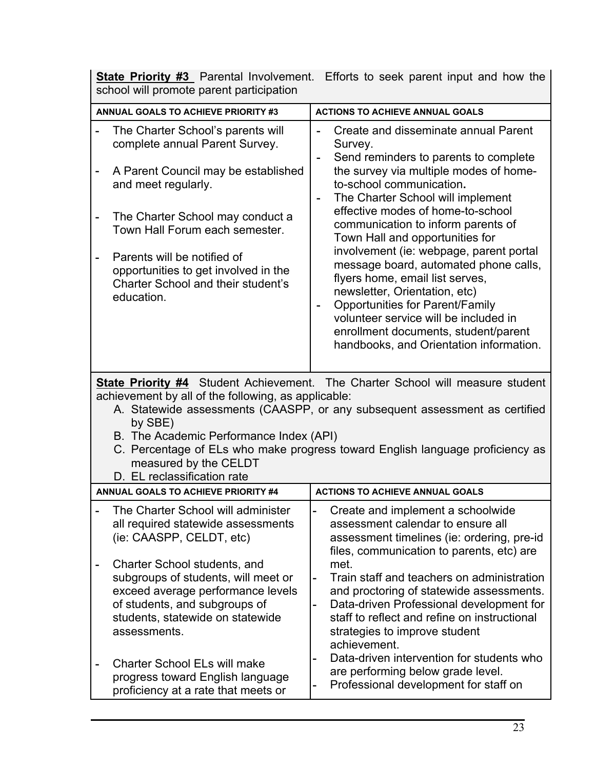**State Priority #3** Parental Involvement. Efforts to seek parent input and how the school will promote parent participation

| ANNUAL GOALS TO ACHIEVE PRIORITY #3 | ACTIONS TO ACHIEVE ANNUAL GOALS |
|---|---|
| - The Charter School's parents will complete annual Parent Survey.<br><br>- A Parent Council may be established and meet regularly.<br><br>- The Charter School may conduct a Town Hall Forum each semester.<br><br>- Parents will be notified of opportunities to get involved in the Charter School and their student's education. | - Create and disseminate annual Parent Survey.<br>- Send reminders to parents to complete the survey via multiple modes of home-to-school communication**.**<br>- The Charter School will implement effective modes of home-to-school communication to inform parents of Town Hall and opportunities for involvement (ie: webpage, parent portal message board, automated phone calls, flyers home, email list serves, newsletter, Orientation, etc)<br>- Opportunities for Parent/Family volunteer service will be included in enrollment documents, student/parent handbooks, and Orientation information. |

**State Priority #4** Student Achievement. The Charter School will measure student achievement by all of the following, as applicable:

A. Statewide assessments (CAASPP, or any subsequent assessment as certified by SBE)
B. The Academic Performance Index (API)
C. Percentage of ELs who make progress toward English language proficiency as measured by the CELDT
D. EL reclassification rate

| ANNUAL GOALS TO ACHIEVE PRIORITY #4 | ACTIONS TO ACHIEVE ANNUAL GOALS |
|---|---|
| - The Charter School will administer all required statewide assessments (ie: CAASPP, CELDT, etc)<br><br>- Charter School students, and subgroups of students, will meet or exceed average performance levels of students, and subgroups of students, statewide on statewide assessments.<br><br>- Charter School ELs will make progress toward English language proficiency at a rate that meets or | - Create and implement a schoolwide assessment calendar to ensure all assessment timelines (ie: ordering, pre-id files, communication to parents, etc) are met.<br>- Train staff and teachers on administration and proctoring of statewide assessments.<br>- Data-driven Professional development for staff to reflect and refine on instructional strategies to improve student achievement.<br>- Data-driven intervention for students who are performing below grade level.<br>- Professional development for staff on |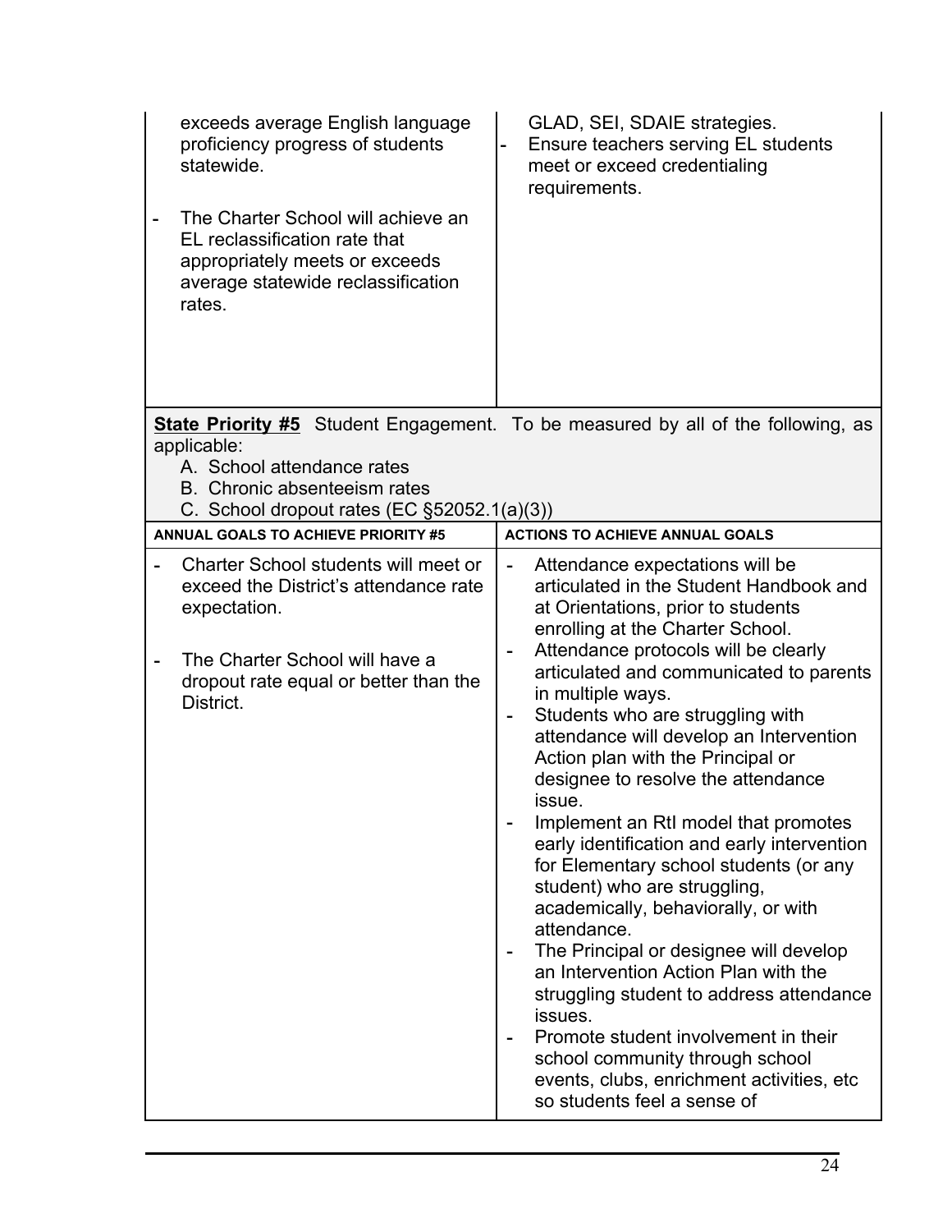| | |
|---|---|
| exceeds average English language proficiency progress of students statewide.<br><br>- The Charter School will achieve an EL reclassification rate that appropriately meets or exceeds average statewide reclassification rates. | GLAD, SEI, SDAIE strategies.<br>- Ensure teachers serving EL students meet or exceed credentialing requirements. |
| **State Priority #5** Student Engagement. To be measured by all of the following, as applicable:<br>A. School attendance rates<br>B. Chronic absenteeism rates<br>C. School dropout rates (EC §52052.1(a)(3)) | |
| **ANNUAL GOALS TO ACHIEVE PRIORITY #5** | **ACTIONS TO ACHIEVE ANNUAL GOALS** |
| - Charter School students will meet or exceed the District's attendance rate expectation.<br><br>- The Charter School will have a dropout rate equal or better than the District. | - Attendance expectations will be articulated in the Student Handbook and at Orientations, prior to students enrolling at the Charter School.<br>- Attendance protocols will be clearly articulated and communicated to parents in multiple ways.<br>- Students who are struggling with attendance will develop an Intervention Action plan with the Principal or designee to resolve the attendance issue.<br>- Implement an RtI model that promotes early identification and early intervention for Elementary school students (or any student) who are struggling, academically, behaviorally, or with attendance.<br>- The Principal or designee will develop an Intervention Action Plan with the struggling student to address attendance issues.<br>- Promote student involvement in their school community through school events, clubs, enrichment activities, etc so students feel a sense of |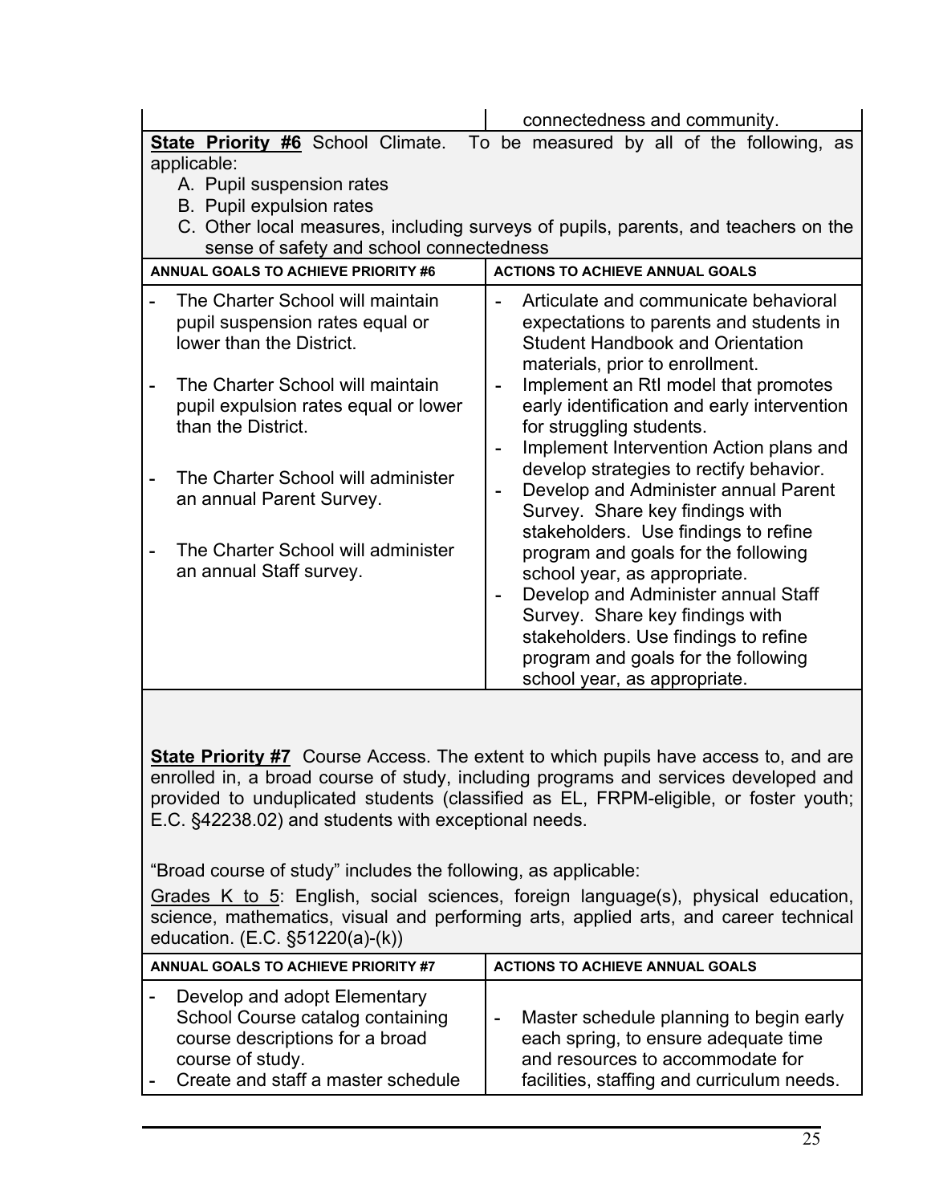| | connectedness and community. |
|---|---|

**State Priority #6** School Climate. To be measured by all of the following, as applicable:

A. Pupil suspension rates
B. Pupil expulsion rates
C. Other local measures, including surveys of pupils, parents, and teachers on the sense of safety and school connectedness

| ANNUAL GOALS TO ACHIEVE PRIORITY #6 | ACTIONS TO ACHIEVE ANNUAL GOALS |
|---|---|
| - The Charter School will maintain pupil suspension rates equal or lower than the District.<br>- The Charter School will maintain pupil expulsion rates equal or lower than the District.<br>- The Charter School will administer an annual Parent Survey.<br>- The Charter School will administer an annual Staff survey. | - Articulate and communicate behavioral expectations to parents and students in Student Handbook and Orientation materials, prior to enrollment.<br>- Implement an RtI model that promotes early identification and early intervention for struggling students.<br>- Implement Intervention Action plans and develop strategies to rectify behavior.<br>- Develop and Administer annual Parent Survey. Share key findings with stakeholders. Use findings to refine program and goals for the following school year, as appropriate.<br>- Develop and Administer annual Staff Survey. Share key findings with stakeholders. Use findings to refine program and goals for the following school year, as appropriate. |

**State Priority #7** Course Access. The extent to which pupils have access to, and are enrolled in, a broad course of study, including programs and services developed and provided to unduplicated students (classified as EL, FRPM-eligible, or foster youth; E.C. §42238.02) and students with exceptional needs.

"Broad course of study" includes the following, as applicable:

Grades K to 5: English, social sciences, foreign language(s), physical education, science, mathematics, visual and performing arts, applied arts, and career technical education. (E.C. §51220(a)-(k))

| ANNUAL GOALS TO ACHIEVE PRIORITY #7 | ACTIONS TO ACHIEVE ANNUAL GOALS |
|---|---|
| - Develop and adopt Elementary School Course catalog containing course descriptions for a broad course of study.<br>- Create and staff a master schedule | - Master schedule planning to begin early each spring, to ensure adequate time and resources to accommodate for facilities, staffing and curriculum needs. |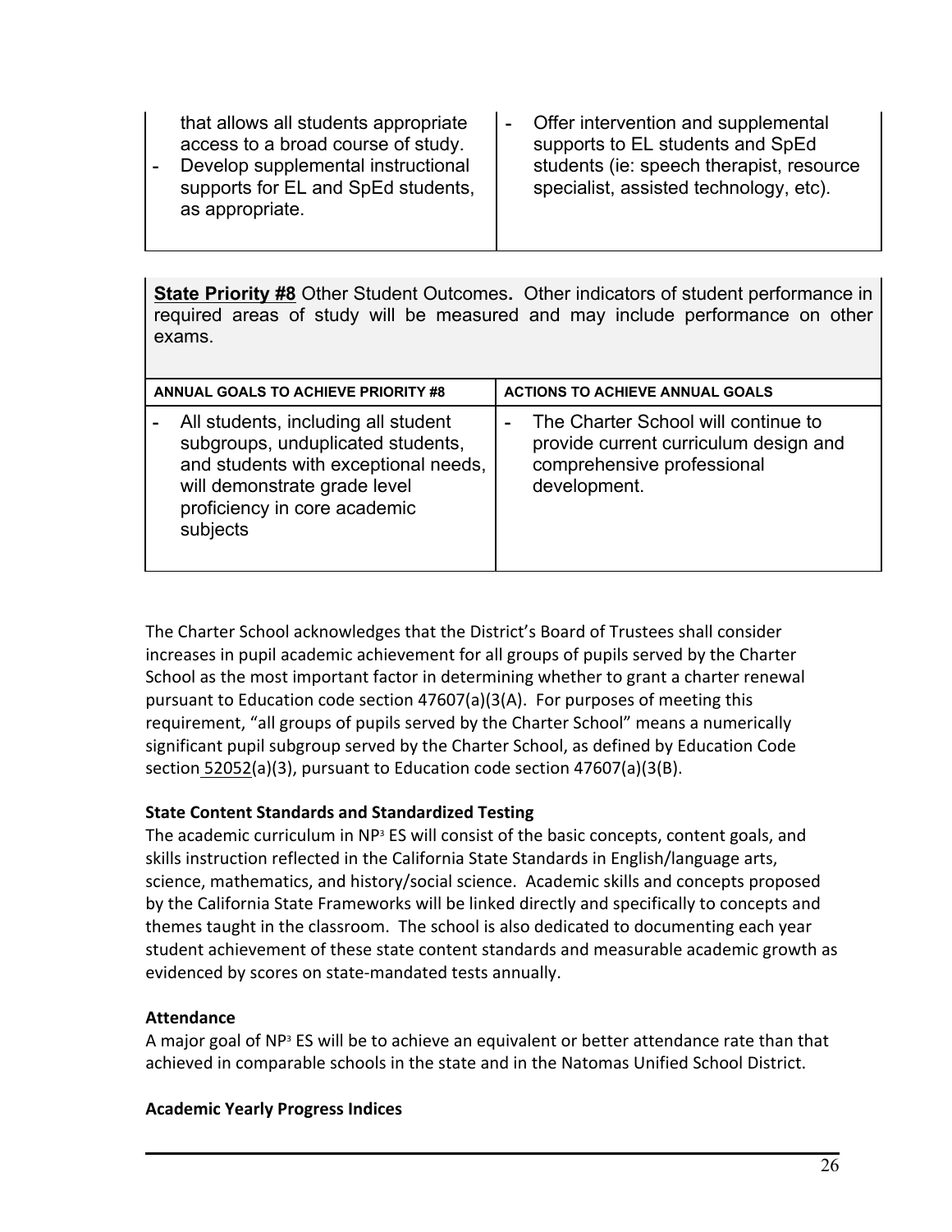| | |
|---|---|
| that allows all students appropriate access to a broad course of study.<br>- Develop supplemental instructional supports for EL and SpEd students, as appropriate. | - Offer intervention and supplemental supports to EL students and SpEd students (ie: speech therapist, resource specialist, assisted technology, etc). |

**State Priority #8** Other Student Outcomes**.** Other indicators of student performance in required areas of study will be measured and may include performance on other exams.

| ANNUAL GOALS TO ACHIEVE PRIORITY #8 | ACTIONS TO ACHIEVE ANNUAL GOALS |
|---|---|
| - All students, including all student subgroups, unduplicated students, and students with exceptional needs, will demonstrate grade level proficiency in core academic subjects | - The Charter School will continue to provide current curriculum design and comprehensive professional development. |

The Charter School acknowledges that the District's Board of Trustees shall consider increases in pupil academic achievement for all groups of pupils served by the Charter School as the most important factor in determining whether to grant a charter renewal pursuant to Education code section 47607(a)(3(A). For purposes of meeting this requirement, "all groups of pupils served by the Charter School" means a numerically significant pupil subgroup served by the Charter School, as defined by Education Code section 52052(a)(3), pursuant to Education code section 47607(a)(3(B).

**State Content Standards and Standardized Testing**

The academic curriculum in NP[3] ES will consist of the basic concepts, content goals, and skills instruction reflected in the California State Standards in English/language arts, science, mathematics, and history/social science. Academic skills and concepts proposed by the California State Frameworks will be linked directly and specifically to concepts and themes taught in the classroom. The school is also dedicated to documenting each year student achievement of these state content standards and measurable academic growth as evidenced by scores on state-mandated tests annually.

**Attendance**

A major goal of NP[3] ES will be to achieve an equivalent or better attendance rate than that achieved in comparable schools in the state and in the Natomas Unified School District.

**Academic Yearly Progress Indices**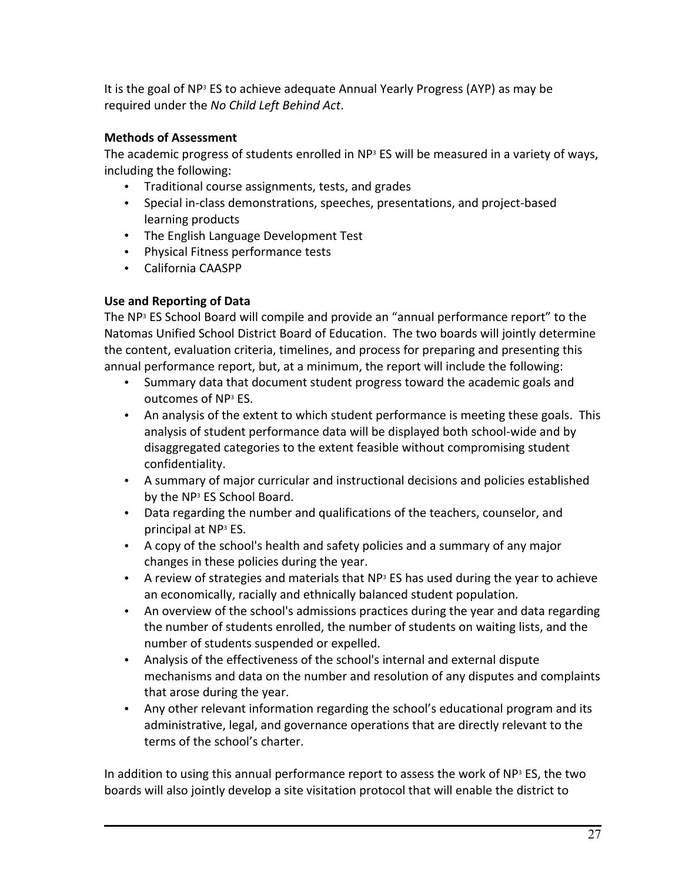It is the goal of NP³ ES to achieve adequate Annual Yearly Progress (AYP) as may be required under the *No Child Left Behind Act*.

**Methods of Assessment**

The academic progress of students enrolled in NP³ ES will be measured in a variety of ways, including the following:

- Traditional course assignments, tests, and grades
- Special in-class demonstrations, speeches, presentations, and project-based learning products
- The English Language Development Test
- Physical Fitness performance tests
- California CAASPP

**Use and Reporting of Data**

The NP³ ES School Board will compile and provide an "annual performance report" to the Natomas Unified School District Board of Education. The two boards will jointly determine the content, evaluation criteria, timelines, and process for preparing and presenting this annual performance report, but, at a minimum, the report will include the following:

- Summary data that document student progress toward the academic goals and outcomes of NP³ ES.
- An analysis of the extent to which student performance is meeting these goals. This analysis of student performance data will be displayed both school-wide and by disaggregated categories to the extent feasible without compromising student confidentiality.
- A summary of major curricular and instructional decisions and policies established by the NP³ ES School Board.
- Data regarding the number and qualifications of the teachers, counselor, and principal at NP³ ES.
- A copy of the school's health and safety policies and a summary of any major changes in these policies during the year.
- A review of strategies and materials that NP³ ES has used during the year to achieve an economically, racially and ethnically balanced student population.
- An overview of the school's admissions practices during the year and data regarding the number of students enrolled, the number of students on waiting lists, and the number of students suspended or expelled.
- Analysis of the effectiveness of the school's internal and external dispute mechanisms and data on the number and resolution of any disputes and complaints that arose during the year.
- Any other relevant information regarding the school's educational program and its administrative, legal, and governance operations that are directly relevant to the terms of the school's charter.

In addition to using this annual performance report to assess the work of NP³ ES, the two boards will also jointly develop a site visitation protocol that will enable the district to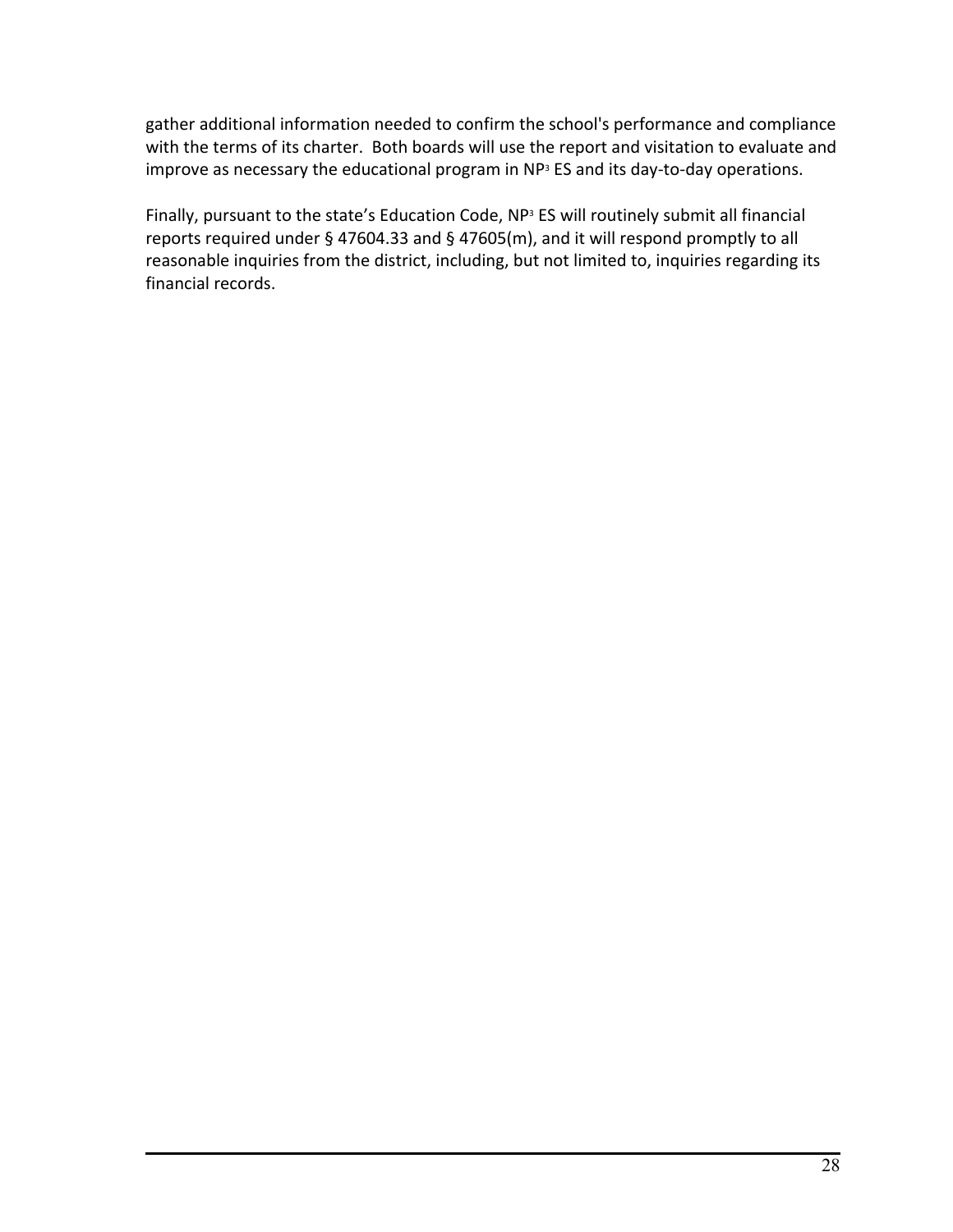gather additional information needed to confirm the school's performance and compliance with the terms of its charter. Both boards will use the report and visitation to evaluate and improve as necessary the educational program in NP³ ES and its day-to-day operations.

Finally, pursuant to the state's Education Code, NP³ ES will routinely submit all financial reports required under § 47604.33 and § 47605(m), and it will respond promptly to all reasonable inquiries from the district, including, but not limited to, inquiries regarding its financial records.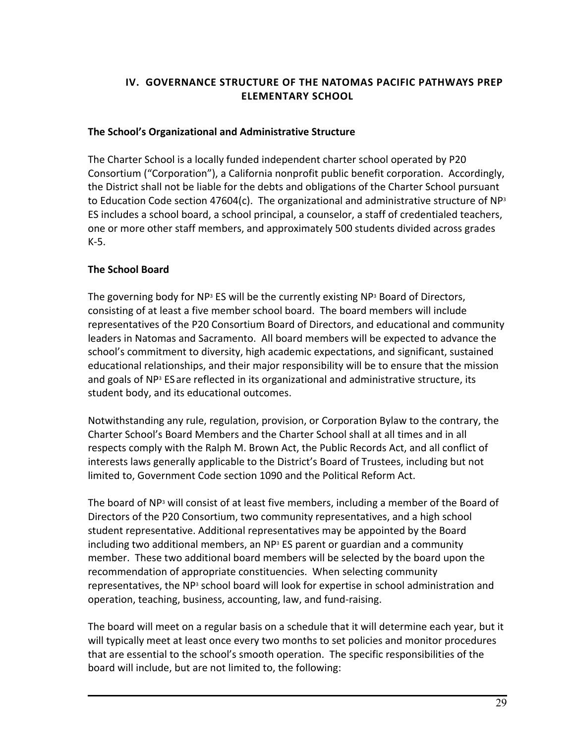## IV. GOVERNANCE STRUCTURE OF THE NATOMAS PACIFIC PATHWAYS PREP ELEMENTARY SCHOOL

### The School's Organizational and Administrative Structure

The Charter School is a locally funded independent charter school operated by P20 Consortium ("Corporation"), a California nonprofit public benefit corporation. Accordingly, the District shall not be liable for the debts and obligations of the Charter School pursuant to Education Code section 47604(c). The organizational and administrative structure of NP³ ES includes a school board, a school principal, a counselor, a staff of credentialed teachers, one or more other staff members, and approximately 500 students divided across grades K-5.

### The School Board

The governing body for NP³ ES will be the currently existing NP³ Board of Directors, consisting of at least a five member school board. The board members will include representatives of the P20 Consortium Board of Directors, and educational and community leaders in Natomas and Sacramento. All board members will be expected to advance the school's commitment to diversity, high academic expectations, and significant, sustained educational relationships, and their major responsibility will be to ensure that the mission and goals of NP³ ES are reflected in its organizational and administrative structure, its student body, and its educational outcomes.

Notwithstanding any rule, regulation, provision, or Corporation Bylaw to the contrary, the Charter School's Board Members and the Charter School shall at all times and in all respects comply with the Ralph M. Brown Act, the Public Records Act, and all conflict of interests laws generally applicable to the District's Board of Trustees, including but not limited to, Government Code section 1090 and the Political Reform Act.

The board of NP³ will consist of at least five members, including a member of the Board of Directors of the P20 Consortium, two community representatives, and a high school student representative. Additional representatives may be appointed by the Board including two additional members, an NP³ ES parent or guardian and a community member. These two additional board members will be selected by the board upon the recommendation of appropriate constituencies. When selecting community representatives, the NP³ school board will look for expertise in school administration and operation, teaching, business, accounting, law, and fund-raising.

The board will meet on a regular basis on a schedule that it will determine each year, but it will typically meet at least once every two months to set policies and monitor procedures that are essential to the school's smooth operation. The specific responsibilities of the board will include, but are not limited to, the following: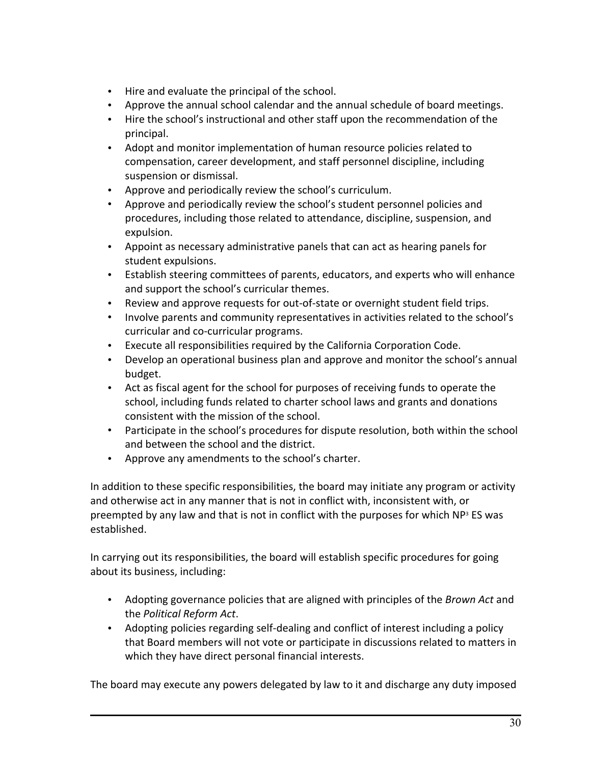- Hire and evaluate the principal of the school.
- Approve the annual school calendar and the annual schedule of board meetings.
- Hire the school's instructional and other staff upon the recommendation of the principal.
- Adopt and monitor implementation of human resource policies related to compensation, career development, and staff personnel discipline, including suspension or dismissal.
- Approve and periodically review the school's curriculum.
- Approve and periodically review the school's student personnel policies and procedures, including those related to attendance, discipline, suspension, and expulsion.
- Appoint as necessary administrative panels that can act as hearing panels for student expulsions.
- Establish steering committees of parents, educators, and experts who will enhance and support the school's curricular themes.
- Review and approve requests for out-of-state or overnight student field trips.
- Involve parents and community representatives in activities related to the school's curricular and co-curricular programs.
- Execute all responsibilities required by the California Corporation Code.
- Develop an operational business plan and approve and monitor the school's annual budget.
- Act as fiscal agent for the school for purposes of receiving funds to operate the school, including funds related to charter school laws and grants and donations consistent with the mission of the school.
- Participate in the school's procedures for dispute resolution, both within the school and between the school and the district.
- Approve any amendments to the school's charter.

In addition to these specific responsibilities, the board may initiate any program or activity and otherwise act in any manner that is not in conflict with, inconsistent with, or preempted by any law and that is not in conflict with the purposes for which NP³ ES was established.

In carrying out its responsibilities, the board will establish specific procedures for going about its business, including:

- Adopting governance policies that are aligned with principles of the *Brown Act* and the *Political Reform Act*.
- Adopting policies regarding self-dealing and conflict of interest including a policy that Board members will not vote or participate in discussions related to matters in which they have direct personal financial interests.

The board may execute any powers delegated by law to it and discharge any duty imposed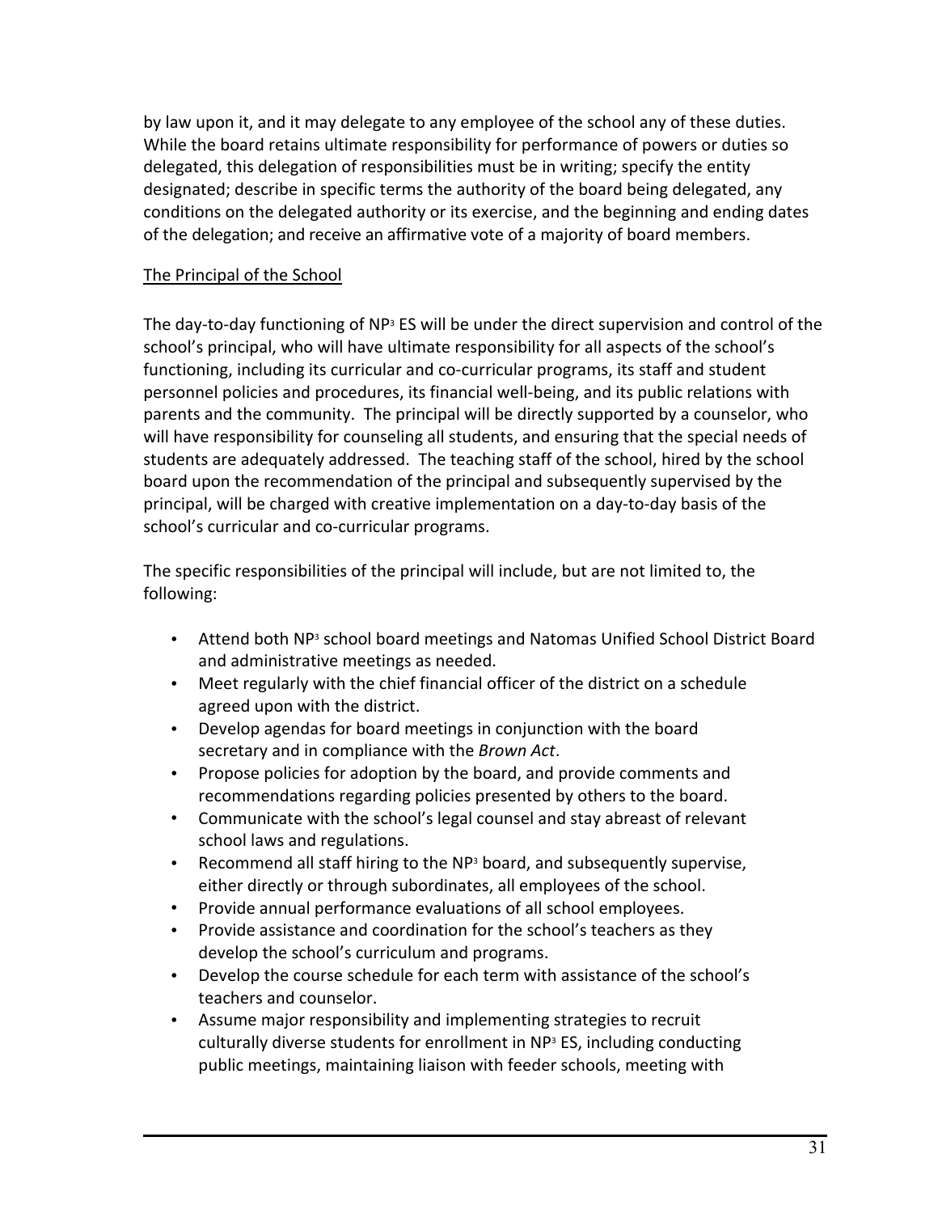by law upon it, and it may delegate to any employee of the school any of these duties. While the board retains ultimate responsibility for performance of powers or duties so delegated, this delegation of responsibilities must be in writing; specify the entity designated; describe in specific terms the authority of the board being delegated, any conditions on the delegated authority or its exercise, and the beginning and ending dates of the delegation; and receive an affirmative vote of a majority of board members.

The Principal of the School

The day-to-day functioning of NP³ ES will be under the direct supervision and control of the school's principal, who will have ultimate responsibility for all aspects of the school's functioning, including its curricular and co-curricular programs, its staff and student personnel policies and procedures, its financial well-being, and its public relations with parents and the community. The principal will be directly supported by a counselor, who will have responsibility for counseling all students, and ensuring that the special needs of students are adequately addressed. The teaching staff of the school, hired by the school board upon the recommendation of the principal and subsequently supervised by the principal, will be charged with creative implementation on a day-to-day basis of the school's curricular and co-curricular programs.

The specific responsibilities of the principal will include, but are not limited to, the following:

- Attend both NP³ school board meetings and Natomas Unified School District Board and administrative meetings as needed.
- Meet regularly with the chief financial officer of the district on a schedule agreed upon with the district.
- Develop agendas for board meetings in conjunction with the board secretary and in compliance with the *Brown Act*.
- Propose policies for adoption by the board, and provide comments and recommendations regarding policies presented by others to the board.
- Communicate with the school's legal counsel and stay abreast of relevant school laws and regulations.
- Recommend all staff hiring to the NP³ board, and subsequently supervise, either directly or through subordinates, all employees of the school.
- Provide annual performance evaluations of all school employees.
- Provide assistance and coordination for the school's teachers as they develop the school's curriculum and programs.
- Develop the course schedule for each term with assistance of the school's teachers and counselor.
- Assume major responsibility and implementing strategies to recruit culturally diverse students for enrollment in NP³ ES, including conducting public meetings, maintaining liaison with feeder schools, meeting with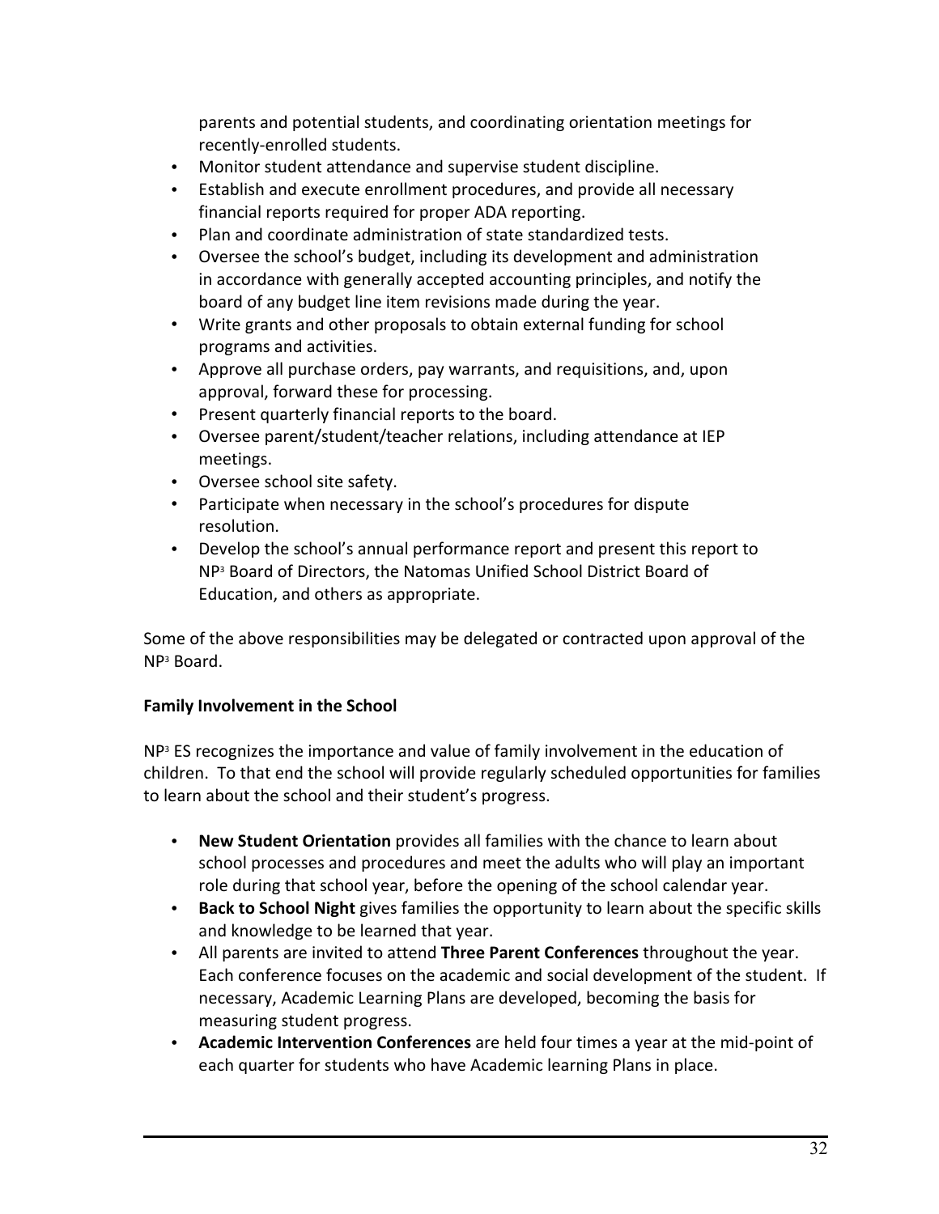parents and potential students, and coordinating orientation meetings for recently-enrolled students.

- Monitor student attendance and supervise student discipline.
- Establish and execute enrollment procedures, and provide all necessary financial reports required for proper ADA reporting.
- Plan and coordinate administration of state standardized tests.
- Oversee the school's budget, including its development and administration in accordance with generally accepted accounting principles, and notify the board of any budget line item revisions made during the year.
- Write grants and other proposals to obtain external funding for school programs and activities.
- Approve all purchase orders, pay warrants, and requisitions, and, upon approval, forward these for processing.
- Present quarterly financial reports to the board.
- Oversee parent/student/teacher relations, including attendance at IEP meetings.
- Oversee school site safety.
- Participate when necessary in the school's procedures for dispute resolution.
- Develop the school's annual performance report and present this report to NP³ Board of Directors, the Natomas Unified School District Board of Education, and others as appropriate.

Some of the above responsibilities may be delegated or contracted upon approval of the NP³ Board.

**Family Involvement in the School**

NP³ ES recognizes the importance and value of family involvement in the education of children. To that end the school will provide regularly scheduled opportunities for families to learn about the school and their student's progress.

- **New Student Orientation** provides all families with the chance to learn about school processes and procedures and meet the adults who will play an important role during that school year, before the opening of the school calendar year.
- **Back to School Night** gives families the opportunity to learn about the specific skills and knowledge to be learned that year.
- All parents are invited to attend **Three Parent Conferences** throughout the year. Each conference focuses on the academic and social development of the student. If necessary, Academic Learning Plans are developed, becoming the basis for measuring student progress.
- **Academic Intervention Conferences** are held four times a year at the mid-point of each quarter for students who have Academic learning Plans in place.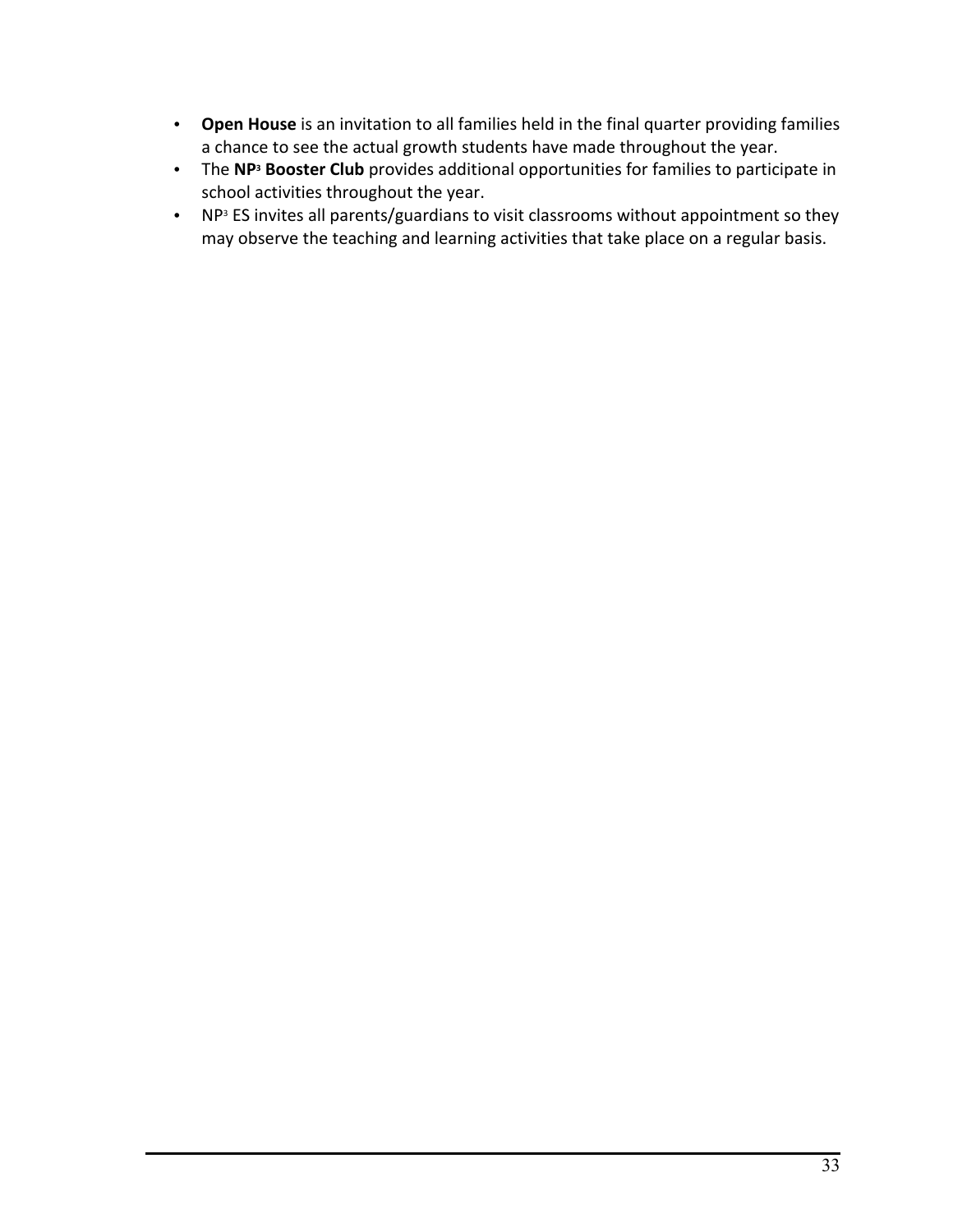- **Open House** is an invitation to all families held in the final quarter providing families a chance to see the actual growth students have made throughout the year.
- The **NP[3] Booster Club** provides additional opportunities for families to participate in school activities throughout the year.
- NP[3] ES invites all parents/guardians to visit classrooms without appointment so they may observe the teaching and learning activities that take place on a regular basis.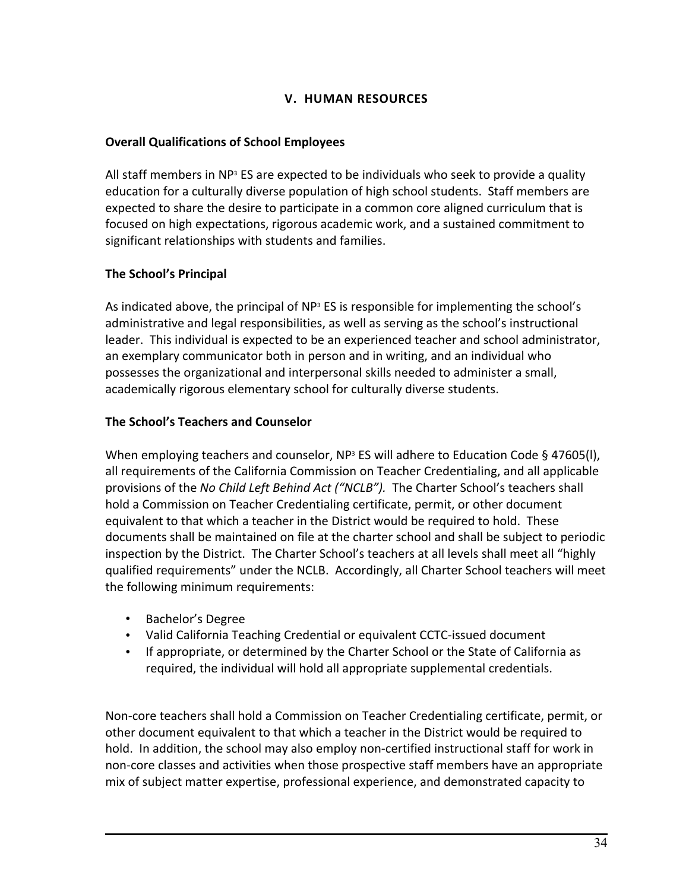## V. HUMAN RESOURCES

### Overall Qualifications of School Employees

All staff members in NP³ ES are expected to be individuals who seek to provide a quality education for a culturally diverse population of high school students. Staff members are expected to share the desire to participate in a common core aligned curriculum that is focused on high expectations, rigorous academic work, and a sustained commitment to significant relationships with students and families.

### The School's Principal

As indicated above, the principal of NP³ ES is responsible for implementing the school's administrative and legal responsibilities, as well as serving as the school's instructional leader. This individual is expected to be an experienced teacher and school administrator, an exemplary communicator both in person and in writing, and an individual who possesses the organizational and interpersonal skills needed to administer a small, academically rigorous elementary school for culturally diverse students.

### The School's Teachers and Counselor

When employing teachers and counselor, NP³ ES will adhere to Education Code § 47605(l), all requirements of the California Commission on Teacher Credentialing, and all applicable provisions of the *No Child Left Behind Act ("NCLB").* The Charter School's teachers shall hold a Commission on Teacher Credentialing certificate, permit, or other document equivalent to that which a teacher in the District would be required to hold. These documents shall be maintained on file at the charter school and shall be subject to periodic inspection by the District. The Charter School's teachers at all levels shall meet all "highly qualified requirements" under the NCLB. Accordingly, all Charter School teachers will meet the following minimum requirements:

- Bachelor's Degree
- Valid California Teaching Credential or equivalent CCTC-issued document
- If appropriate, or determined by the Charter School or the State of California as required, the individual will hold all appropriate supplemental credentials.

Non-core teachers shall hold a Commission on Teacher Credentialing certificate, permit, or other document equivalent to that which a teacher in the District would be required to hold. In addition, the school may also employ non-certified instructional staff for work in non-core classes and activities when those prospective staff members have an appropriate mix of subject matter expertise, professional experience, and demonstrated capacity to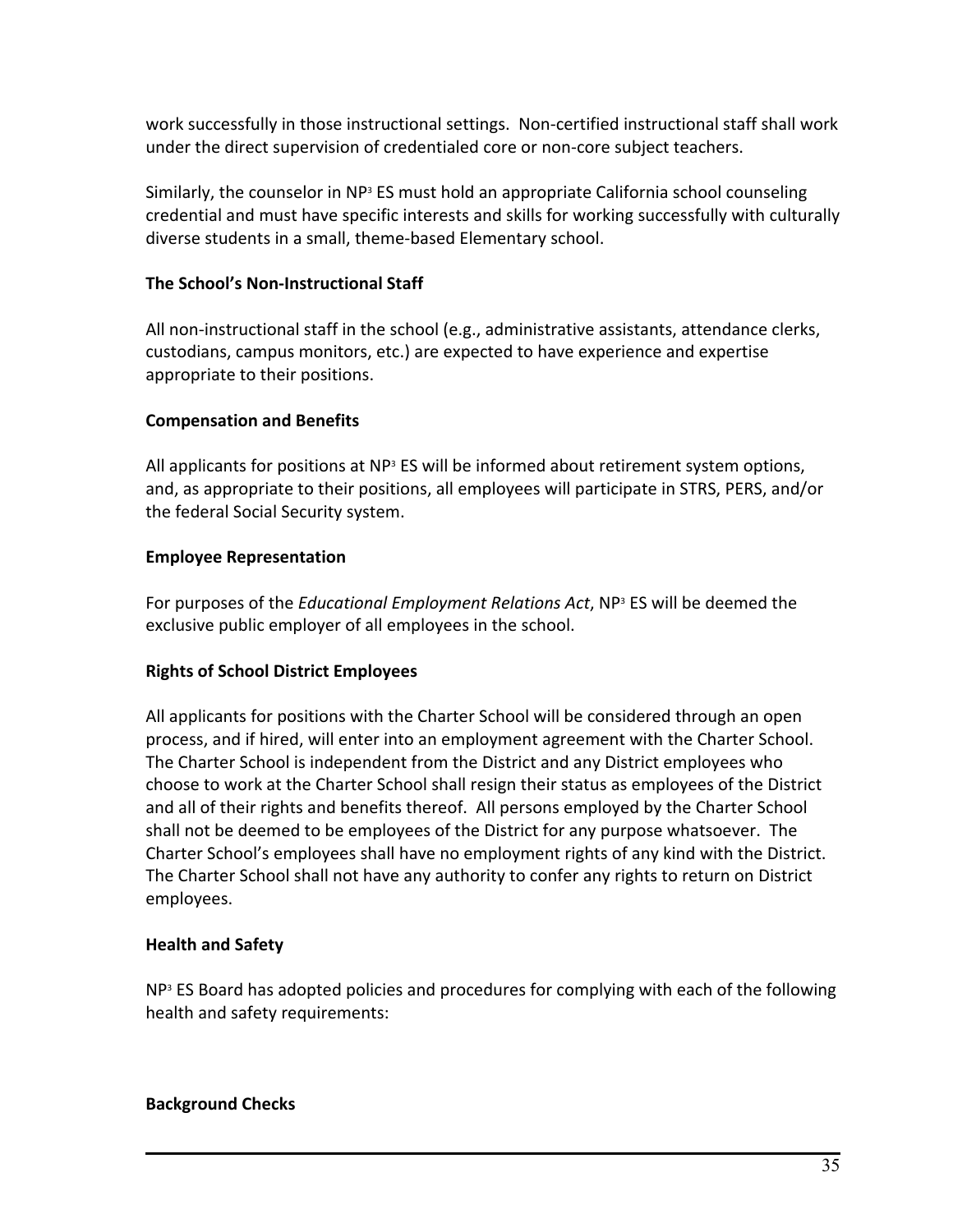work successfully in those instructional settings. Non-certified instructional staff shall work under the direct supervision of credentialed core or non-core subject teachers.

Similarly, the counselor in NP[3] ES must hold an appropriate California school counseling credential and must have specific interests and skills for working successfully with culturally diverse students in a small, theme-based Elementary school.

**The School's Non-Instructional Staff**

All non-instructional staff in the school (e.g., administrative assistants, attendance clerks, custodians, campus monitors, etc.) are expected to have experience and expertise appropriate to their positions.

**Compensation and Benefits**

All applicants for positions at NP[3] ES will be informed about retirement system options, and, as appropriate to their positions, all employees will participate in STRS, PERS, and/or the federal Social Security system.

**Employee Representation**

For purposes of the *Educational Employment Relations Act*, NP[3] ES will be deemed the exclusive public employer of all employees in the school.

**Rights of School District Employees**

All applicants for positions with the Charter School will be considered through an open process, and if hired, will enter into an employment agreement with the Charter School. The Charter School is independent from the District and any District employees who choose to work at the Charter School shall resign their status as employees of the District and all of their rights and benefits thereof. All persons employed by the Charter School shall not be deemed to be employees of the District for any purpose whatsoever. The Charter School's employees shall have no employment rights of any kind with the District. The Charter School shall not have any authority to confer any rights to return on District employees.

**Health and Safety**

NP[3] ES Board has adopted policies and procedures for complying with each of the following health and safety requirements:

**Background Checks**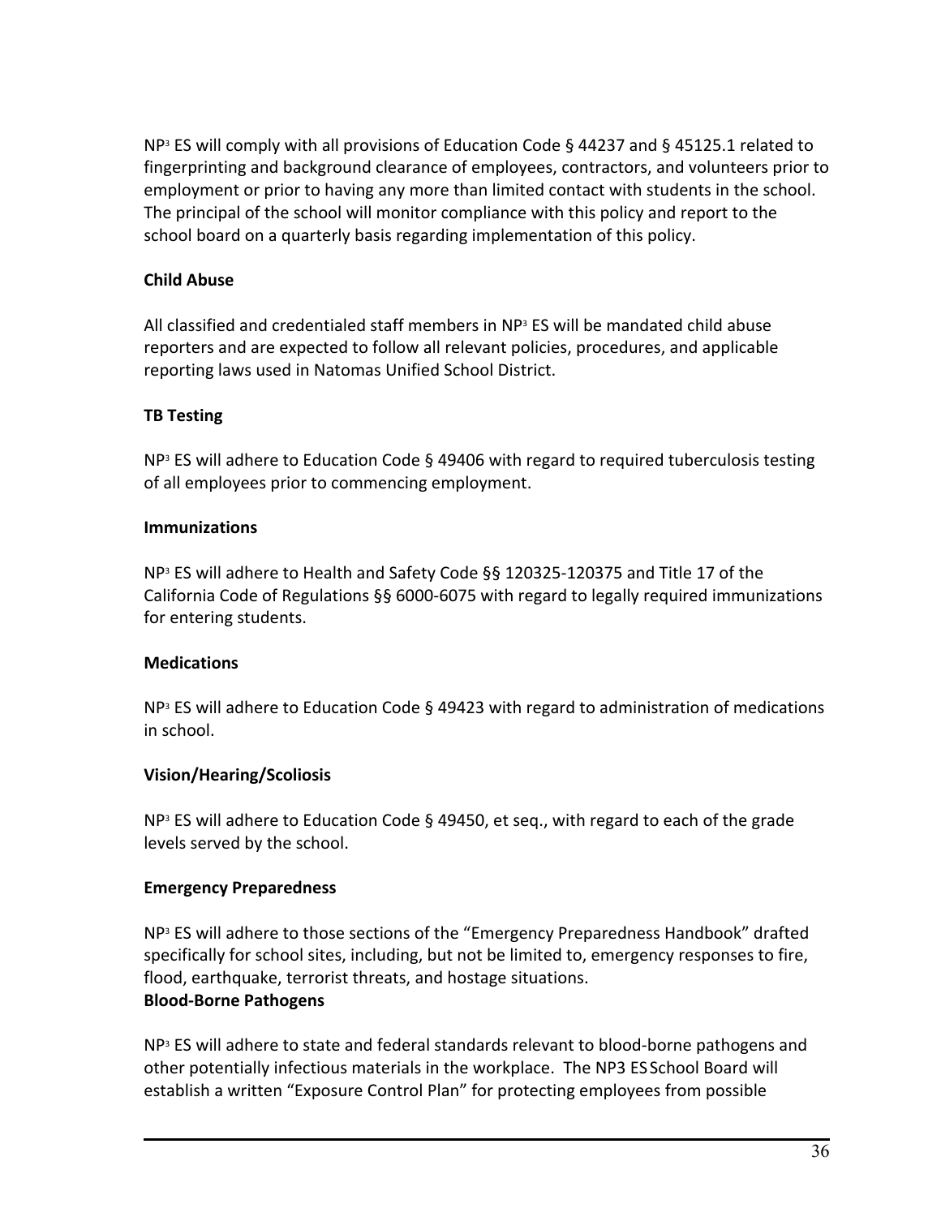NP³ ES will comply with all provisions of Education Code § 44237 and § 45125.1 related to fingerprinting and background clearance of employees, contractors, and volunteers prior to employment or prior to having any more than limited contact with students in the school. The principal of the school will monitor compliance with this policy and report to the school board on a quarterly basis regarding implementation of this policy.

**Child Abuse**

All classified and credentialed staff members in NP³ ES will be mandated child abuse reporters and are expected to follow all relevant policies, procedures, and applicable reporting laws used in Natomas Unified School District.

**TB Testing**

NP³ ES will adhere to Education Code § 49406 with regard to required tuberculosis testing of all employees prior to commencing employment.

**Immunizations**

NP³ ES will adhere to Health and Safety Code §§ 120325-120375 and Title 17 of the California Code of Regulations §§ 6000-6075 with regard to legally required immunizations for entering students.

**Medications**

NP³ ES will adhere to Education Code § 49423 with regard to administration of medications in school.

**Vision/Hearing/Scoliosis**

NP³ ES will adhere to Education Code § 49450, et seq., with regard to each of the grade levels served by the school.

**Emergency Preparedness**

NP³ ES will adhere to those sections of the "Emergency Preparedness Handbook" drafted specifically for school sites, including, but not be limited to, emergency responses to fire, flood, earthquake, terrorist threats, and hostage situations.

**Blood-Borne Pathogens**

NP³ ES will adhere to state and federal standards relevant to blood-borne pathogens and other potentially infectious materials in the workplace. The NP3 ES School Board will establish a written "Exposure Control Plan" for protecting employees from possible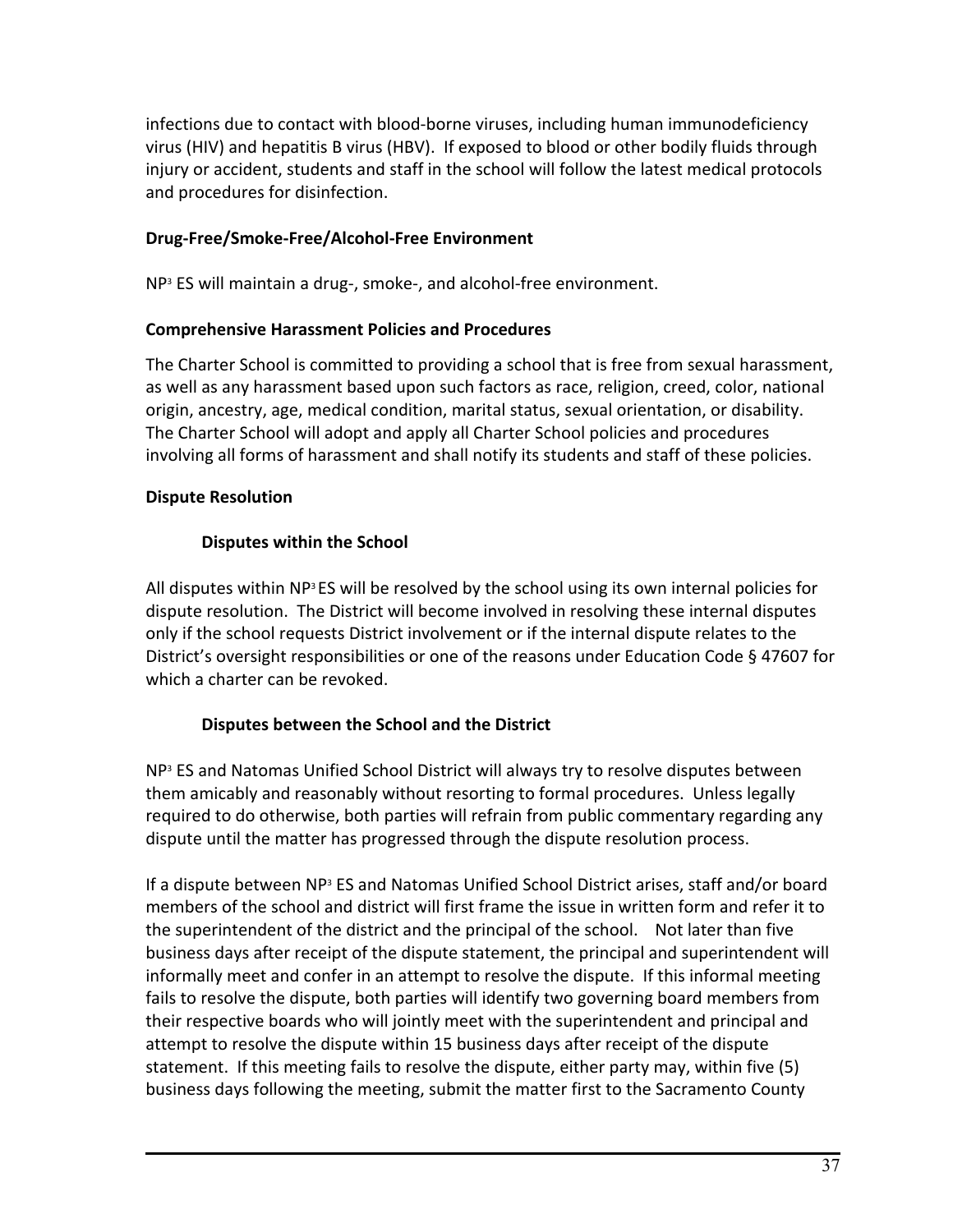infections due to contact with blood-borne viruses, including human immunodeficiency virus (HIV) and hepatitis B virus (HBV). If exposed to blood or other bodily fluids through injury or accident, students and staff in the school will follow the latest medical protocols and procedures for disinfection.

**Drug-Free/Smoke-Free/Alcohol-Free Environment**

NP³ ES will maintain a drug-, smoke-, and alcohol-free environment.

**Comprehensive Harassment Policies and Procedures**

The Charter School is committed to providing a school that is free from sexual harassment, as well as any harassment based upon such factors as race, religion, creed, color, national origin, ancestry, age, medical condition, marital status, sexual orientation, or disability. The Charter School will adopt and apply all Charter School policies and procedures involving all forms of harassment and shall notify its students and staff of these policies.

**Dispute Resolution**

**Disputes within the School**

All disputes within NP³ ES will be resolved by the school using its own internal policies for dispute resolution. The District will become involved in resolving these internal disputes only if the school requests District involvement or if the internal dispute relates to the District's oversight responsibilities or one of the reasons under Education Code § 47607 for which a charter can be revoked.

**Disputes between the School and the District**

NP³ ES and Natomas Unified School District will always try to resolve disputes between them amicably and reasonably without resorting to formal procedures. Unless legally required to do otherwise, both parties will refrain from public commentary regarding any dispute until the matter has progressed through the dispute resolution process.

If a dispute between NP³ ES and Natomas Unified School District arises, staff and/or board members of the school and district will first frame the issue in written form and refer it to the superintendent of the district and the principal of the school. Not later than five business days after receipt of the dispute statement, the principal and superintendent will informally meet and confer in an attempt to resolve the dispute. If this informal meeting fails to resolve the dispute, both parties will identify two governing board members from their respective boards who will jointly meet with the superintendent and principal and attempt to resolve the dispute within 15 business days after receipt of the dispute statement. If this meeting fails to resolve the dispute, either party may, within five (5) business days following the meeting, submit the matter first to the Sacramento County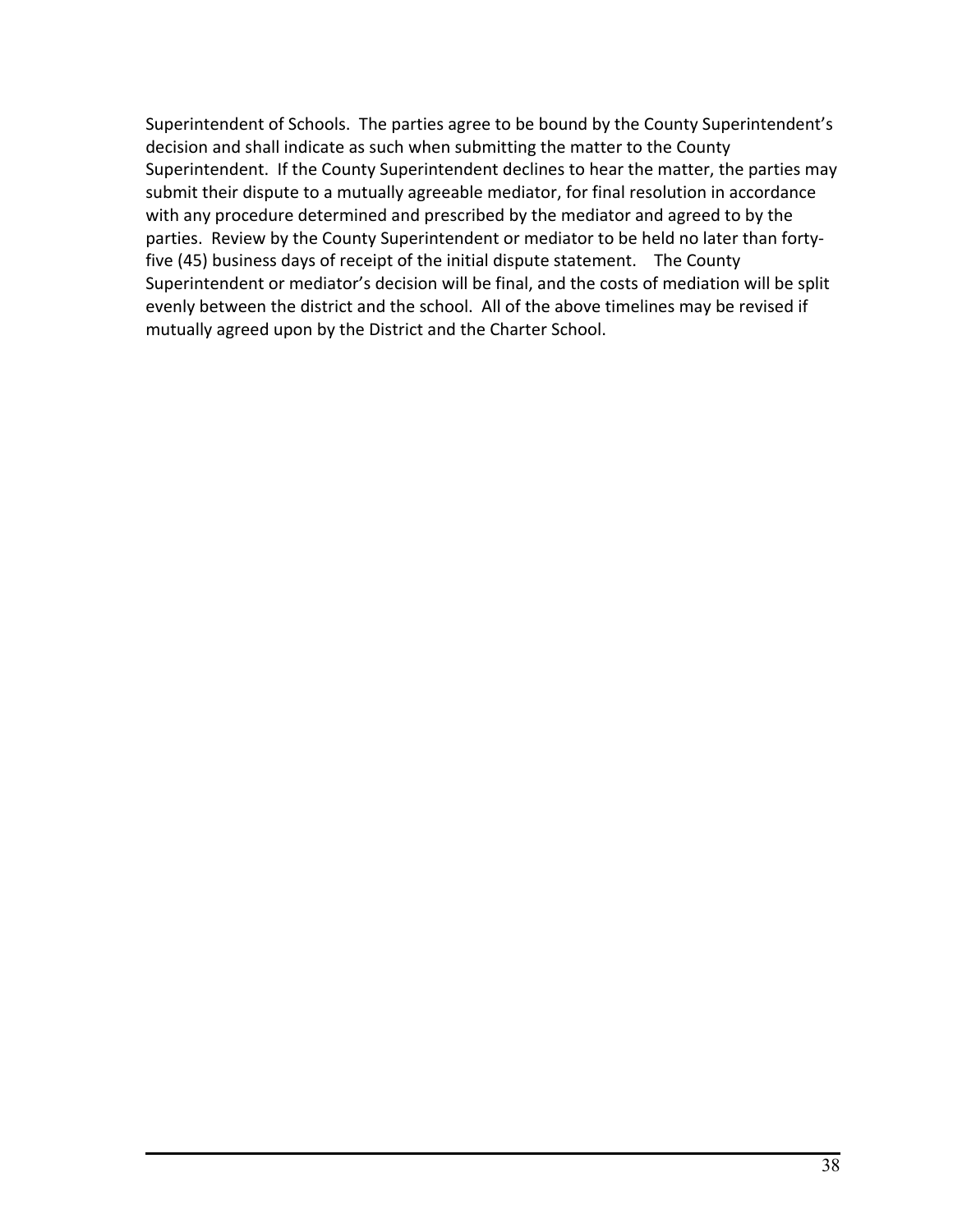Superintendent of Schools. The parties agree to be bound by the County Superintendent's decision and shall indicate as such when submitting the matter to the County Superintendent. If the County Superintendent declines to hear the matter, the parties may submit their dispute to a mutually agreeable mediator, for final resolution in accordance with any procedure determined and prescribed by the mediator and agreed to by the parties. Review by the County Superintendent or mediator to be held no later than forty-five (45) business days of receipt of the initial dispute statement. The County Superintendent or mediator's decision will be final, and the costs of mediation will be split evenly between the district and the school. All of the above timelines may be revised if mutually agreed upon by the District and the Charter School.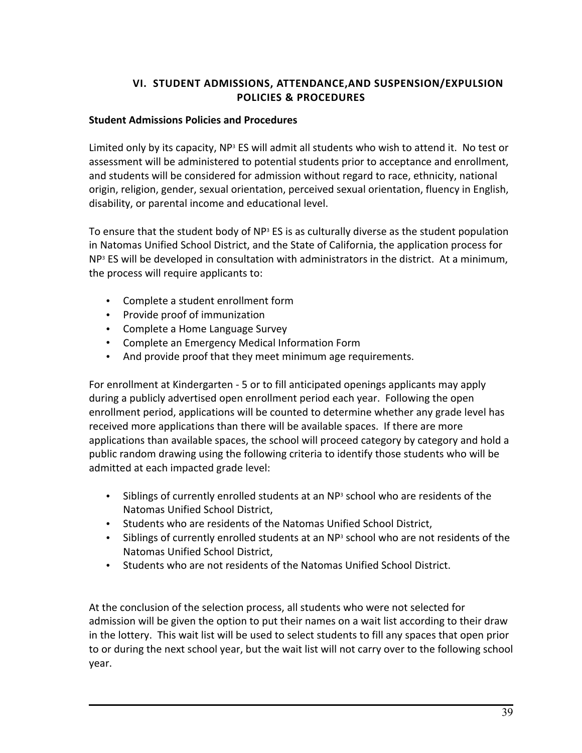## VI. STUDENT ADMISSIONS, ATTENDANCE,AND SUSPENSION/EXPULSION POLICIES & PROCEDURES

**Student Admissions Policies and Procedures**

Limited only by its capacity, NP³ ES will admit all students who wish to attend it. No test or assessment will be administered to potential students prior to acceptance and enrollment, and students will be considered for admission without regard to race, ethnicity, national origin, religion, gender, sexual orientation, perceived sexual orientation, fluency in English, disability, or parental income and educational level.

To ensure that the student body of NP³ ES is as culturally diverse as the student population in Natomas Unified School District, and the State of California, the application process for NP³ ES will be developed in consultation with administrators in the district. At a minimum, the process will require applicants to:

- Complete a student enrollment form
- Provide proof of immunization
- Complete a Home Language Survey
- Complete an Emergency Medical Information Form
- And provide proof that they meet minimum age requirements.

For enrollment at Kindergarten - 5 or to fill anticipated openings applicants may apply during a publicly advertised open enrollment period each year. Following the open enrollment period, applications will be counted to determine whether any grade level has received more applications than there will be available spaces. If there are more applications than available spaces, the school will proceed category by category and hold a public random drawing using the following criteria to identify those students who will be admitted at each impacted grade level:

- Siblings of currently enrolled students at an NP³ school who are residents of the Natomas Unified School District,
- Students who are residents of the Natomas Unified School District,
- Siblings of currently enrolled students at an NP³ school who are not residents of the Natomas Unified School District,
- Students who are not residents of the Natomas Unified School District.

At the conclusion of the selection process, all students who were not selected for admission will be given the option to put their names on a wait list according to their draw in the lottery. This wait list will be used to select students to fill any spaces that open prior to or during the next school year, but the wait list will not carry over to the following school year.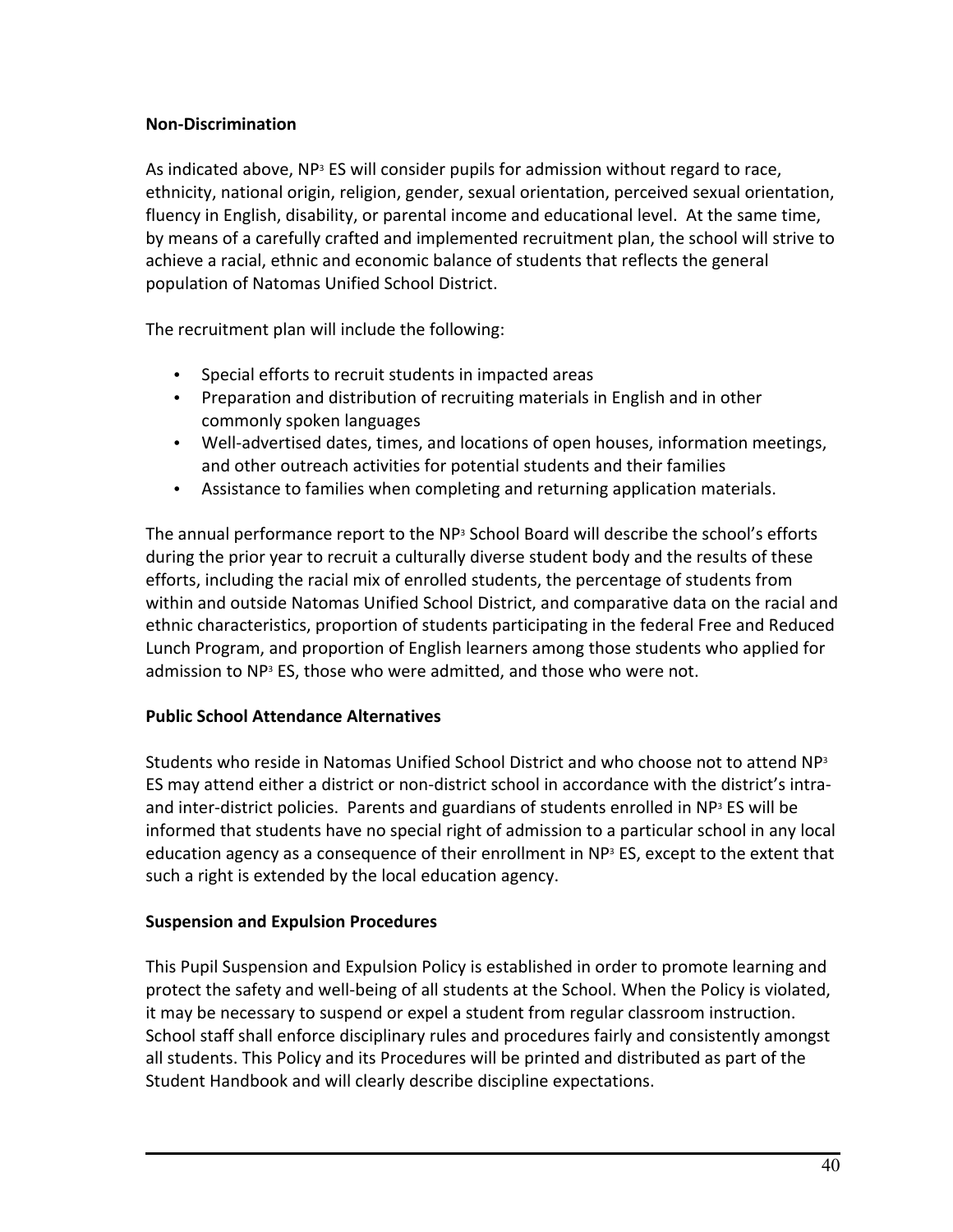**Non-Discrimination**

As indicated above, NP$^3$ ES will consider pupils for admission without regard to race, ethnicity, national origin, religion, gender, sexual orientation, perceived sexual orientation, fluency in English, disability, or parental income and educational level. At the same time, by means of a carefully crafted and implemented recruitment plan, the school will strive to achieve a racial, ethnic and economic balance of students that reflects the general population of Natomas Unified School District.

The recruitment plan will include the following:

- Special efforts to recruit students in impacted areas
- Preparation and distribution of recruiting materials in English and in other commonly spoken languages
- Well-advertised dates, times, and locations of open houses, information meetings, and other outreach activities for potential students and their families
- Assistance to families when completing and returning application materials.

The annual performance report to the NP$^3$ School Board will describe the school's efforts during the prior year to recruit a culturally diverse student body and the results of these efforts, including the racial mix of enrolled students, the percentage of students from within and outside Natomas Unified School District, and comparative data on the racial and ethnic characteristics, proportion of students participating in the federal Free and Reduced Lunch Program, and proportion of English learners among those students who applied for admission to NP$^3$ ES, those who were admitted, and those who were not.

**Public School Attendance Alternatives**

Students who reside in Natomas Unified School District and who choose not to attend NP$^3$ ES may attend either a district or non-district school in accordance with the district's intra- and inter-district policies. Parents and guardians of students enrolled in NP$^3$ ES will be informed that students have no special right of admission to a particular school in any local education agency as a consequence of their enrollment in NP$^3$ ES, except to the extent that such a right is extended by the local education agency.

**Suspension and Expulsion Procedures**

This Pupil Suspension and Expulsion Policy is established in order to promote learning and protect the safety and well-being of all students at the School. When the Policy is violated, it may be necessary to suspend or expel a student from regular classroom instruction. School staff shall enforce disciplinary rules and procedures fairly and consistently amongst all students. This Policy and its Procedures will be printed and distributed as part of the Student Handbook and will clearly describe discipline expectations.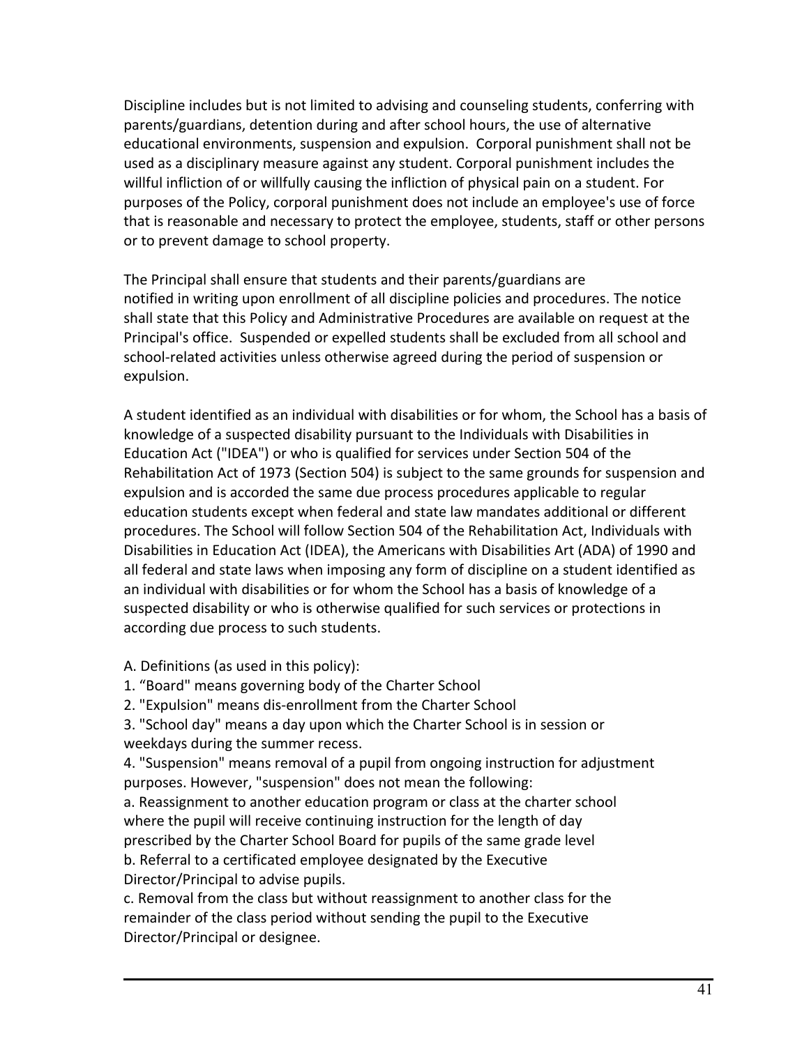Discipline includes but is not limited to advising and counseling students, conferring with parents/guardians, detention during and after school hours, the use of alternative educational environments, suspension and expulsion. Corporal punishment shall not be used as a disciplinary measure against any student. Corporal punishment includes the willful infliction of or willfully causing the infliction of physical pain on a student. For purposes of the Policy, corporal punishment does not include an employee's use of force that is reasonable and necessary to protect the employee, students, staff or other persons or to prevent damage to school property.

The Principal shall ensure that students and their parents/guardians are notified in writing upon enrollment of all discipline policies and procedures. The notice shall state that this Policy and Administrative Procedures are available on request at the Principal's office. Suspended or expelled students shall be excluded from all school and school-related activities unless otherwise agreed during the period of suspension or expulsion.

A student identified as an individual with disabilities or for whom, the School has a basis of knowledge of a suspected disability pursuant to the Individuals with Disabilities in Education Act ("IDEA") or who is qualified for services under Section 504 of the Rehabilitation Act of 1973 (Section 504) is subject to the same grounds for suspension and expulsion and is accorded the same due process procedures applicable to regular education students except when federal and state law mandates additional or different procedures. The School will follow Section 504 of the Rehabilitation Act, Individuals with Disabilities in Education Act (IDEA), the Americans with Disabilities Art (ADA) of 1990 and all federal and state laws when imposing any form of discipline on a student identified as an individual with disabilities or for whom the School has a basis of knowledge of a suspected disability or who is otherwise qualified for such services or protections in according due process to such students.

A. Definitions (as used in this policy):
1. “Board" means governing body of the Charter School
2. "Expulsion" means dis-enrollment from the Charter School
3. "School day" means a day upon which the Charter School is in session or weekdays during the summer recess.
4. "Suspension" means removal of a pupil from ongoing instruction for adjustment purposes. However, "suspension" does not mean the following:
a. Reassignment to another education program or class at the charter school where the pupil will receive continuing instruction for the length of day prescribed by the Charter School Board for pupils of the same grade level
b. Referral to a certificated employee designated by the Executive Director/Principal to advise pupils.
c. Removal from the class but without reassignment to another class for the remainder of the class period without sending the pupil to the Executive Director/Principal or designee.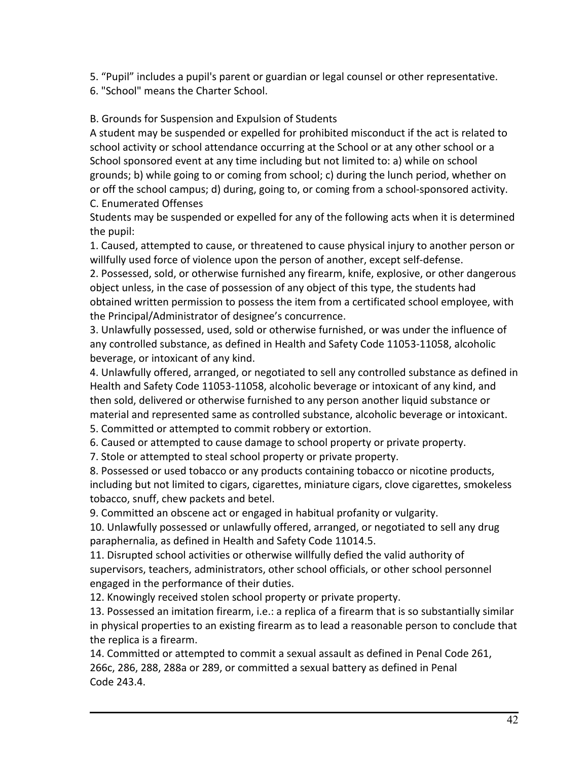5. “Pupil” includes a pupil's parent or guardian or legal counsel or other representative.
6. "School" means the Charter School.

B. Grounds for Suspension and Expulsion of Students

A student may be suspended or expelled for prohibited misconduct if the act is related to school activity or school attendance occurring at the School or at any other school or a School sponsored event at any time including but not limited to: a) while on school grounds; b) while going to or coming from school; c) during the lunch period, whether on or off the school campus; d) during, going to, or coming from a school-sponsored activity.

C. Enumerated Offenses

Students may be suspended or expelled for any of the following acts when it is determined the pupil:

1. Caused, attempted to cause, or threatened to cause physical injury to another person or willfully used force of violence upon the person of another, except self-defense.
2. Possessed, sold, or otherwise furnished any firearm, knife, explosive, or other dangerous object unless, in the case of possession of any object of this type, the students had obtained written permission to possess the item from a certificated school employee, with the Principal/Administrator of designee’s concurrence.
3. Unlawfully possessed, used, sold or otherwise furnished, or was under the influence of any controlled substance, as defined in Health and Safety Code 11053-11058, alcoholic beverage, or intoxicant of any kind.
4. Unlawfully offered, arranged, or negotiated to sell any controlled substance as defined in Health and Safety Code 11053-11058, alcoholic beverage or intoxicant of any kind, and then sold, delivered or otherwise furnished to any person another liquid substance or material and represented same as controlled substance, alcoholic beverage or intoxicant.
5. Committed or attempted to commit robbery or extortion.
6. Caused or attempted to cause damage to school property or private property.
7. Stole or attempted to steal school property or private property.
8. Possessed or used tobacco or any products containing tobacco or nicotine products, including but not limited to cigars, cigarettes, miniature cigars, clove cigarettes, smokeless tobacco, snuff, chew packets and betel.
9. Committed an obscene act or engaged in habitual profanity or vulgarity.
10. Unlawfully possessed or unlawfully offered, arranged, or negotiated to sell any drug paraphernalia, as defined in Health and Safety Code 11014.5.
11. Disrupted school activities or otherwise willfully defied the valid authority of supervisors, teachers, administrators, other school officials, or other school personnel engaged in the performance of their duties.
12. Knowingly received stolen school property or private property.
13. Possessed an imitation firearm, i.e.: a replica of a firearm that is so substantially similar in physical properties to an existing firearm as to lead a reasonable person to conclude that the replica is a firearm.
14. Committed or attempted to commit a sexual assault as defined in Penal Code 261, 266c, 286, 288, 288a or 289, or committed a sexual battery as defined in Penal Code 243.4.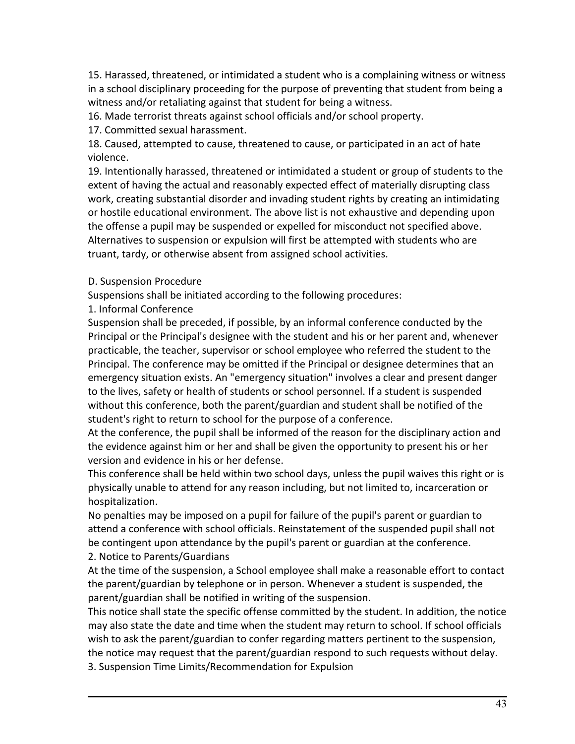15. Harassed, threatened, or intimidated a student who is a complaining witness or witness in a school disciplinary proceeding for the purpose of preventing that student from being a witness and/or retaliating against that student for being a witness.
16. Made terrorist threats against school officials and/or school property.
17. Committed sexual harassment.
18. Caused, attempted to cause, threatened to cause, or participated in an act of hate violence.
19. Intentionally harassed, threatened or intimidated a student or group of students to the extent of having the actual and reasonably expected effect of materially disrupting class work, creating substantial disorder and invading student rights by creating an intimidating or hostile educational environment. The above list is not exhaustive and depending upon the offense a pupil may be suspended or expelled for misconduct not specified above. Alternatives to suspension or expulsion will first be attempted with students who are truant, tardy, or otherwise absent from assigned school activities.

D. Suspension Procedure

Suspensions shall be initiated according to the following procedures:

1. Informal Conference

Suspension shall be preceded, if possible, by an informal conference conducted by the Principal or the Principal's designee with the student and his or her parent and, whenever practicable, the teacher, supervisor or school employee who referred the student to the Principal. The conference may be omitted if the Principal or designee determines that an emergency situation exists. An "emergency situation" involves a clear and present danger to the lives, safety or health of students or school personnel. If a student is suspended without this conference, both the parent/guardian and student shall be notified of the student's right to return to school for the purpose of a conference.

At the conference, the pupil shall be informed of the reason for the disciplinary action and the evidence against him or her and shall be given the opportunity to present his or her version and evidence in his or her defense.

This conference shall be held within two school days, unless the pupil waives this right or is physically unable to attend for any reason including, but not limited to, incarceration or hospitalization.

No penalties may be imposed on a pupil for failure of the pupil's parent or guardian to attend a conference with school officials. Reinstatement of the suspended pupil shall not be contingent upon attendance by the pupil's parent or guardian at the conference.

2. Notice to Parents/Guardians

At the time of the suspension, a School employee shall make a reasonable effort to contact the parent/guardian by telephone or in person. Whenever a student is suspended, the parent/guardian shall be notified in writing of the suspension.

This notice shall state the specific offense committed by the student. In addition, the notice may also state the date and time when the student may return to school. If school officials wish to ask the parent/guardian to confer regarding matters pertinent to the suspension, the notice may request that the parent/guardian respond to such requests without delay.

3. Suspension Time Limits/Recommendation for Expulsion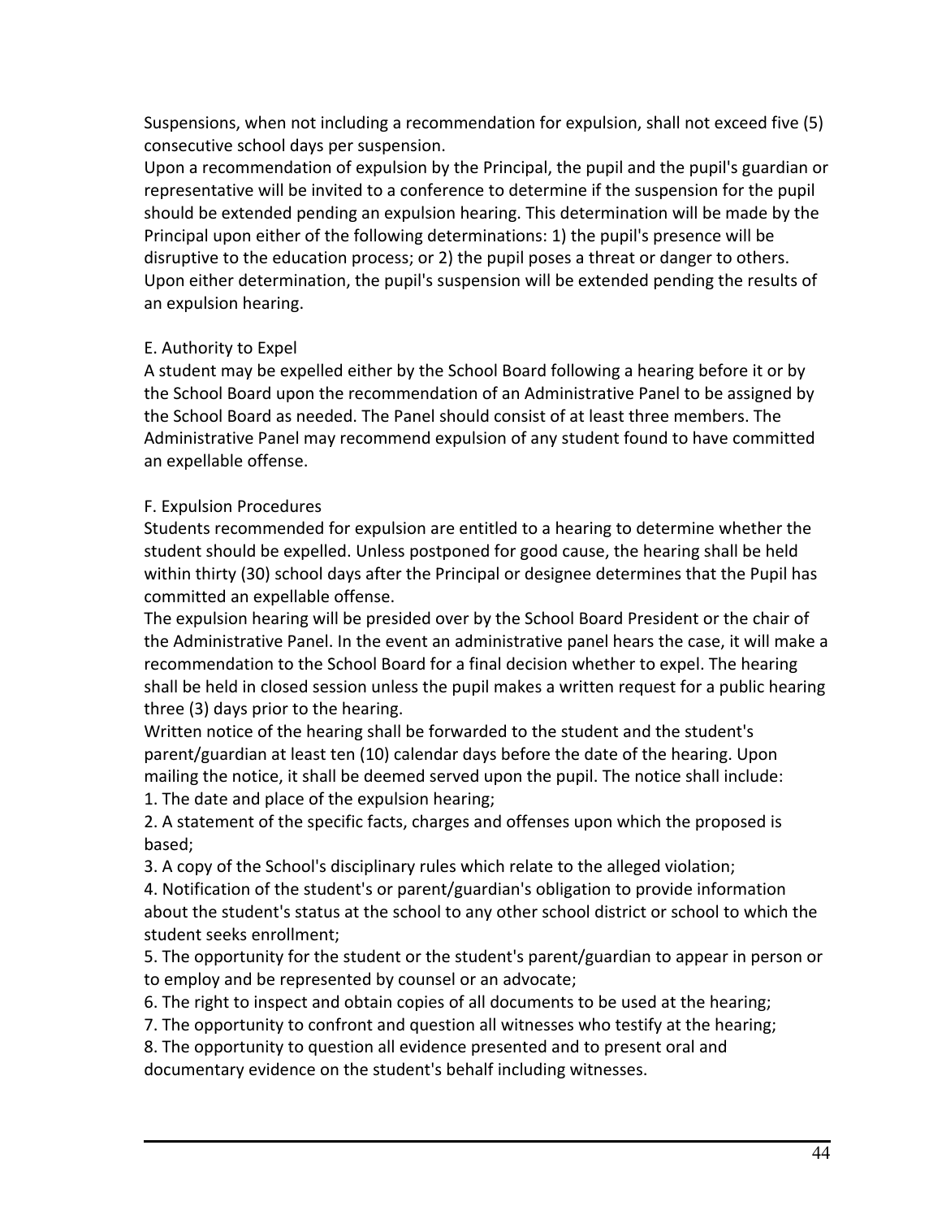Suspensions, when not including a recommendation for expulsion, shall not exceed five (5) consecutive school days per suspension.

Upon a recommendation of expulsion by the Principal, the pupil and the pupil's guardian or representative will be invited to a conference to determine if the suspension for the pupil should be extended pending an expulsion hearing. This determination will be made by the Principal upon either of the following determinations: 1) the pupil's presence will be disruptive to the education process; or 2) the pupil poses a threat or danger to others. Upon either determination, the pupil's suspension will be extended pending the results of an expulsion hearing.

E. Authority to Expel

A student may be expelled either by the School Board following a hearing before it or by the School Board upon the recommendation of an Administrative Panel to be assigned by the School Board as needed. The Panel should consist of at least three members. The Administrative Panel may recommend expulsion of any student found to have committed an expellable offense.

F. Expulsion Procedures

Students recommended for expulsion are entitled to a hearing to determine whether the student should be expelled. Unless postponed for good cause, the hearing shall be held within thirty (30) school days after the Principal or designee determines that the Pupil has committed an expellable offense.

The expulsion hearing will be presided over by the School Board President or the chair of the Administrative Panel. In the event an administrative panel hears the case, it will make a recommendation to the School Board for a final decision whether to expel. The hearing shall be held in closed session unless the pupil makes a written request for a public hearing three (3) days prior to the hearing.

Written notice of the hearing shall be forwarded to the student and the student's parent/guardian at least ten (10) calendar days before the date of the hearing. Upon mailing the notice, it shall be deemed served upon the pupil. The notice shall include:

1. The date and place of the expulsion hearing;
2. A statement of the specific facts, charges and offenses upon which the proposed is based;
3. A copy of the School's disciplinary rules which relate to the alleged violation;
4. Notification of the student's or parent/guardian's obligation to provide information about the student's status at the school to any other school district or school to which the student seeks enrollment;
5. The opportunity for the student or the student's parent/guardian to appear in person or to employ and be represented by counsel or an advocate;
6. The right to inspect and obtain copies of all documents to be used at the hearing;
7. The opportunity to confront and question all witnesses who testify at the hearing;
8. The opportunity to question all evidence presented and to present oral and documentary evidence on the student's behalf including witnesses.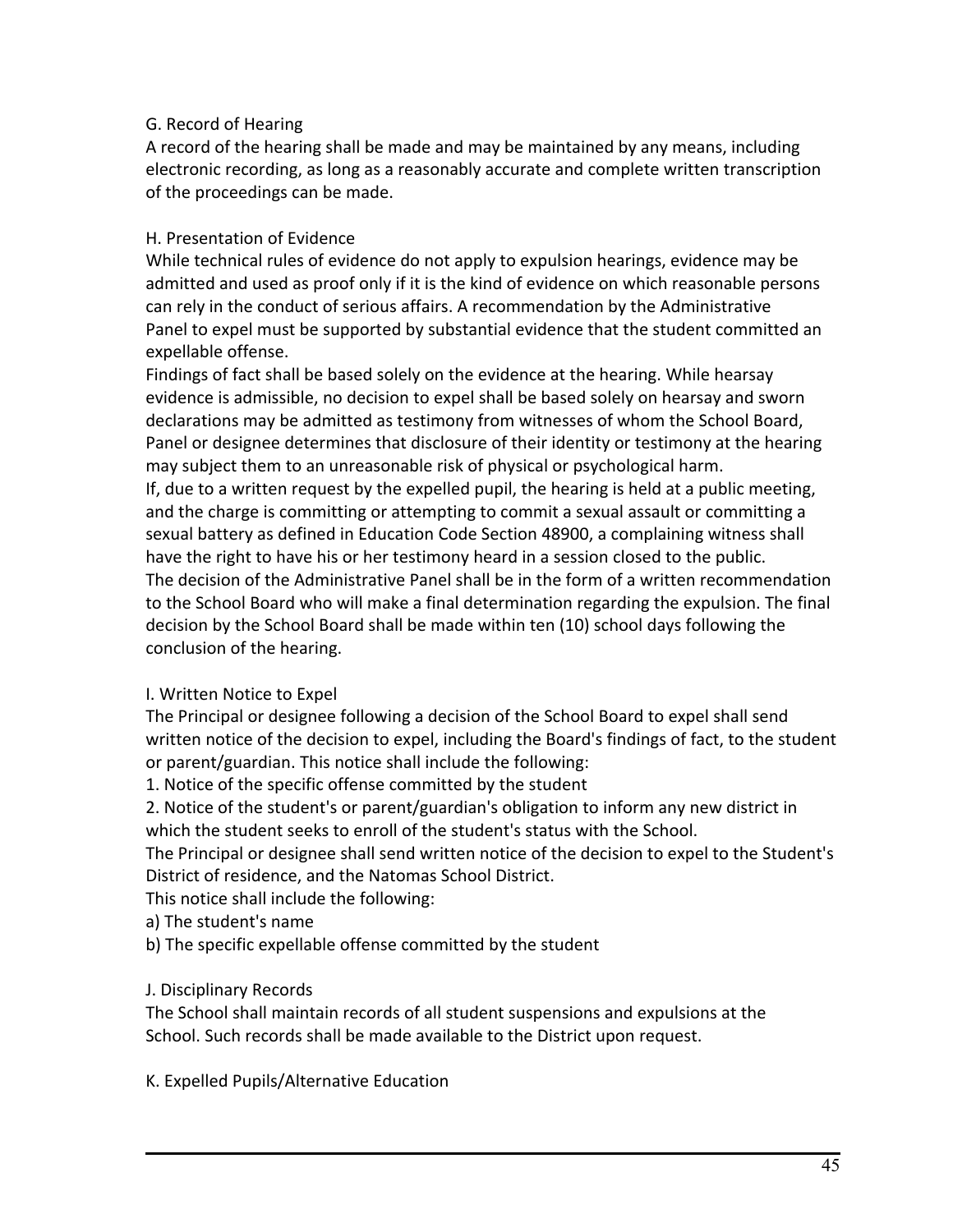### G. Record of Hearing

A record of the hearing shall be made and may be maintained by any means, including electronic recording, as long as a reasonably accurate and complete written transcription of the proceedings can be made.

### H. Presentation of Evidence

While technical rules of evidence do not apply to expulsion hearings, evidence may be admitted and used as proof only if it is the kind of evidence on which reasonable persons can rely in the conduct of serious affairs. A recommendation by the Administrative Panel to expel must be supported by substantial evidence that the student committed an expellable offense.

Findings of fact shall be based solely on the evidence at the hearing. While hearsay evidence is admissible, no decision to expel shall be based solely on hearsay and sworn declarations may be admitted as testimony from witnesses of whom the School Board, Panel or designee determines that disclosure of their identity or testimony at the hearing may subject them to an unreasonable risk of physical or psychological harm.

If, due to a written request by the expelled pupil, the hearing is held at a public meeting, and the charge is committing or attempting to commit a sexual assault or committing a sexual battery as defined in Education Code Section 48900, a complaining witness shall have the right to have his or her testimony heard in a session closed to the public.

The decision of the Administrative Panel shall be in the form of a written recommendation to the School Board who will make a final determination regarding the expulsion. The final decision by the School Board shall be made within ten (10) school days following the conclusion of the hearing.

### I. Written Notice to Expel

The Principal or designee following a decision of the School Board to expel shall send written notice of the decision to expel, including the Board's findings of fact, to the student or parent/guardian. This notice shall include the following:

1. Notice of the specific offense committed by the student
2. Notice of the student's or parent/guardian's obligation to inform any new district in which the student seeks to enroll of the student's status with the School.

The Principal or designee shall send written notice of the decision to expel to the Student's District of residence, and the Natomas School District.

This notice shall include the following:

a) The student's name

b) The specific expellable offense committed by the student

### J. Disciplinary Records

The School shall maintain records of all student suspensions and expulsions at the School. Such records shall be made available to the District upon request.

### K. Expelled Pupils/Alternative Education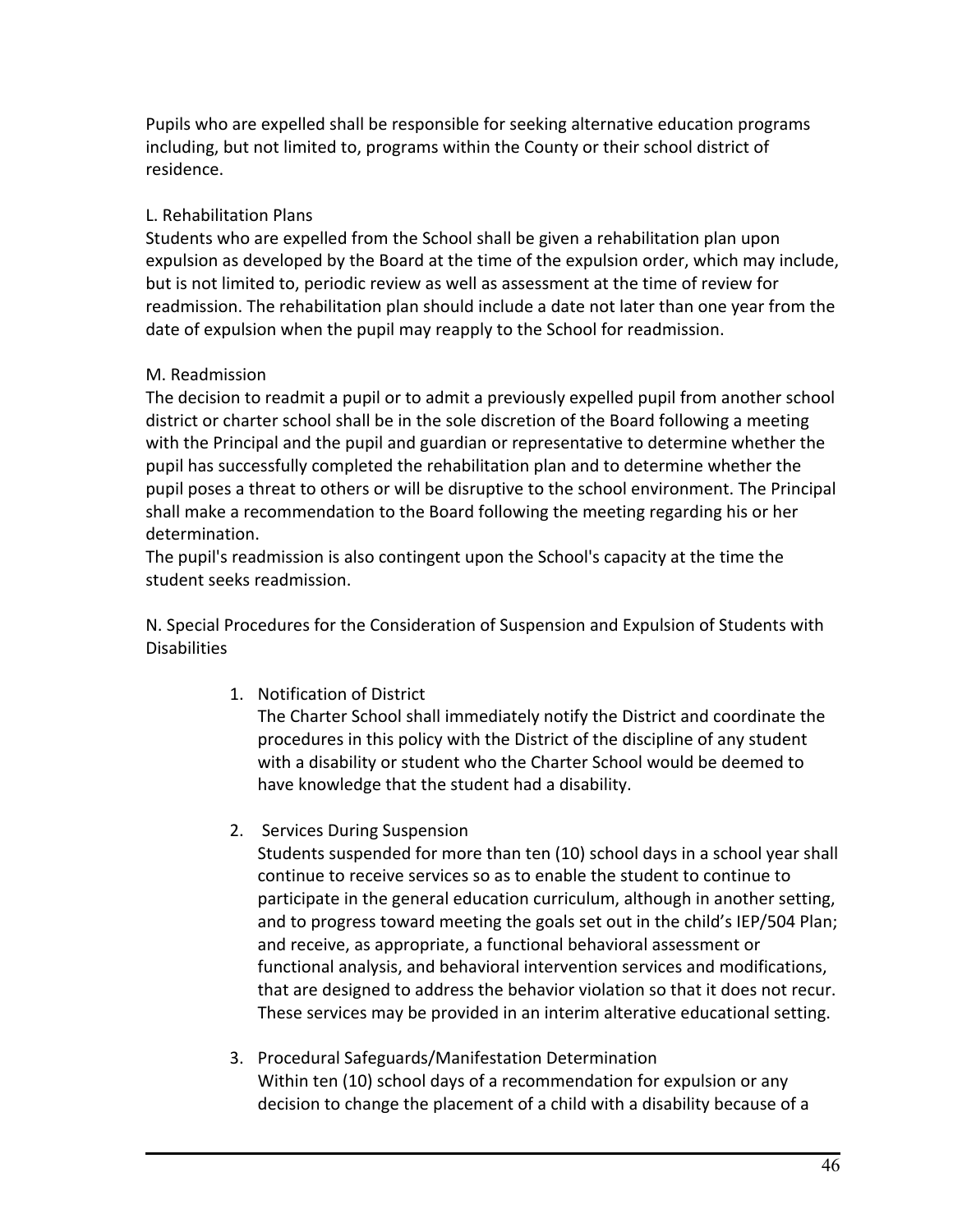Pupils who are expelled shall be responsible for seeking alternative education programs including, but not limited to, programs within the County or their school district of residence.

L. Rehabilitation Plans

Students who are expelled from the School shall be given a rehabilitation plan upon expulsion as developed by the Board at the time of the expulsion order, which may include, but is not limited to, periodic review as well as assessment at the time of review for readmission. The rehabilitation plan should include a date not later than one year from the date of expulsion when the pupil may reapply to the School for readmission.

M. Readmission

The decision to readmit a pupil or to admit a previously expelled pupil from another school district or charter school shall be in the sole discretion of the Board following a meeting with the Principal and the pupil and guardian or representative to determine whether the pupil has successfully completed the rehabilitation plan and to determine whether the pupil poses a threat to others or will be disruptive to the school environment. The Principal shall make a recommendation to the Board following the meeting regarding his or her determination.

The pupil's readmission is also contingent upon the School's capacity at the time the student seeks readmission.

N. Special Procedures for the Consideration of Suspension and Expulsion of Students with Disabilities

1. Notification of District
   The Charter School shall immediately notify the District and coordinate the procedures in this policy with the District of the discipline of any student with a disability or student who the Charter School would be deemed to have knowledge that the student had a disability.

2. Services During Suspension
   Students suspended for more than ten (10) school days in a school year shall continue to receive services so as to enable the student to continue to participate in the general education curriculum, although in another setting, and to progress toward meeting the goals set out in the child's IEP/504 Plan; and receive, as appropriate, a functional behavioral assessment or functional analysis, and behavioral intervention services and modifications, that are designed to address the behavior violation so that it does not recur. These services may be provided in an interim alterative educational setting.

3. Procedural Safeguards/Manifestation Determination
   Within ten (10) school days of a recommendation for expulsion or any decision to change the placement of a child with a disability because of a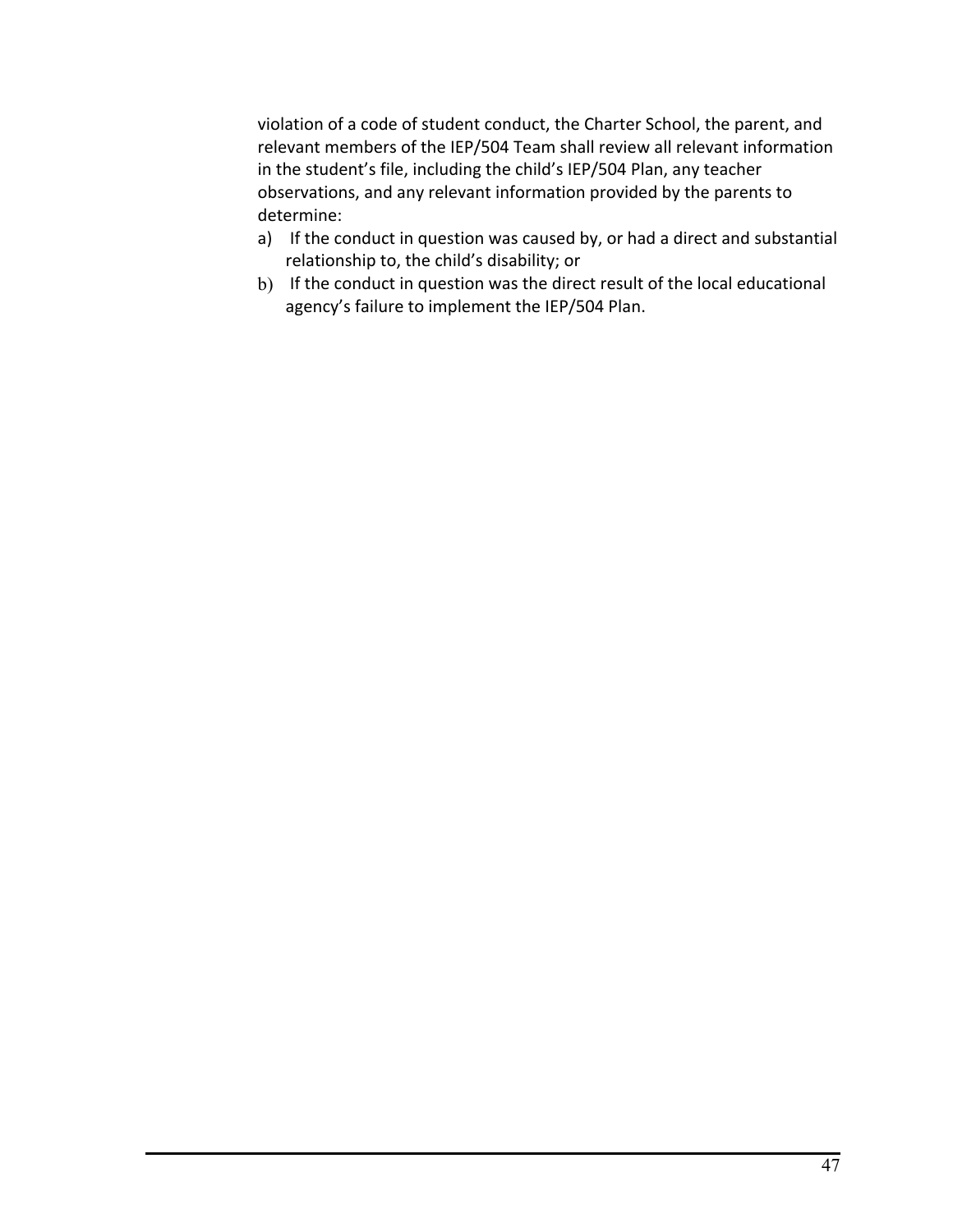violation of a code of student conduct, the Charter School, the parent, and relevant members of the IEP/504 Team shall review all relevant information in the student's file, including the child's IEP/504 Plan, any teacher observations, and any relevant information provided by the parents to determine:

a) If the conduct in question was caused by, or had a direct and substantial relationship to, the child's disability; or
b) If the conduct in question was the direct result of the local educational agency's failure to implement the IEP/504 Plan.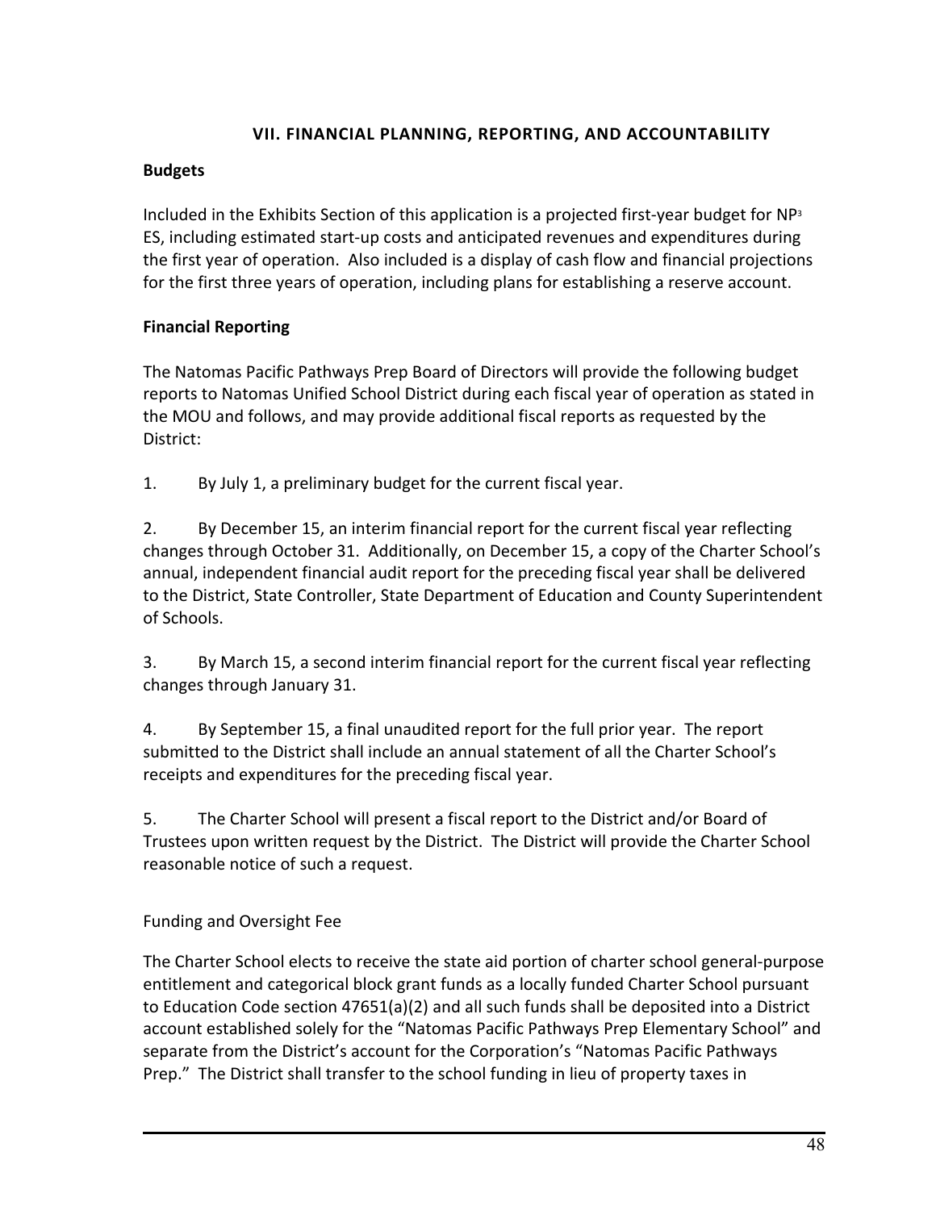## VII. FINANCIAL PLANNING, REPORTING, AND ACCOUNTABILITY

### Budgets

Included in the Exhibits Section of this application is a projected first-year budget for NP[3] ES, including estimated start-up costs and anticipated revenues and expenditures during the first year of operation. Also included is a display of cash flow and financial projections for the first three years of operation, including plans for establishing a reserve account.

### Financial Reporting

The Natomas Pacific Pathways Prep Board of Directors will provide the following budget reports to Natomas Unified School District during each fiscal year of operation as stated in the MOU and follows, and may provide additional fiscal reports as requested by the District:

1. By July 1, a preliminary budget for the current fiscal year.

2. By December 15, an interim financial report for the current fiscal year reflecting changes through October 31. Additionally, on December 15, a copy of the Charter School's annual, independent financial audit report for the preceding fiscal year shall be delivered to the District, State Controller, State Department of Education and County Superintendent of Schools.

3. By March 15, a second interim financial report for the current fiscal year reflecting changes through January 31.

4. By September 15, a final unaudited report for the full prior year. The report submitted to the District shall include an annual statement of all the Charter School's receipts and expenditures for the preceding fiscal year.

5. The Charter School will present a fiscal report to the District and/or Board of Trustees upon written request by the District. The District will provide the Charter School reasonable notice of such a request.

Funding and Oversight Fee

The Charter School elects to receive the state aid portion of charter school general-purpose entitlement and categorical block grant funds as a locally funded Charter School pursuant to Education Code section 47651(a)(2) and all such funds shall be deposited into a District account established solely for the "Natomas Pacific Pathways Prep Elementary School" and separate from the District's account for the Corporation's "Natomas Pacific Pathways Prep." The District shall transfer to the school funding in lieu of property taxes in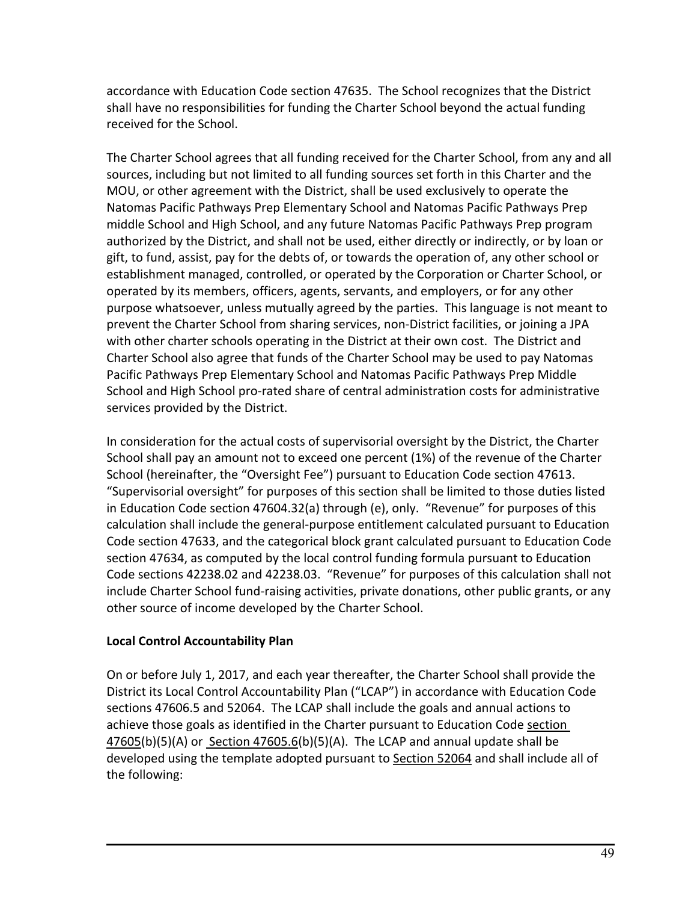accordance with Education Code section 47635. The School recognizes that the District shall have no responsibilities for funding the Charter School beyond the actual funding received for the School.

The Charter School agrees that all funding received for the Charter School, from any and all sources, including but not limited to all funding sources set forth in this Charter and the MOU, or other agreement with the District, shall be used exclusively to operate the Natomas Pacific Pathways Prep Elementary School and Natomas Pacific Pathways Prep middle School and High School, and any future Natomas Pacific Pathways Prep program authorized by the District, and shall not be used, either directly or indirectly, or by loan or gift, to fund, assist, pay for the debts of, or towards the operation of, any other school or establishment managed, controlled, or operated by the Corporation or Charter School, or operated by its members, officers, agents, servants, and employers, or for any other purpose whatsoever, unless mutually agreed by the parties. This language is not meant to prevent the Charter School from sharing services, non-District facilities, or joining a JPA with other charter schools operating in the District at their own cost. The District and Charter School also agree that funds of the Charter School may be used to pay Natomas Pacific Pathways Prep Elementary School and Natomas Pacific Pathways Prep Middle School and High School pro-rated share of central administration costs for administrative services provided by the District.

In consideration for the actual costs of supervisorial oversight by the District, the Charter School shall pay an amount not to exceed one percent (1%) of the revenue of the Charter School (hereinafter, the "Oversight Fee") pursuant to Education Code section 47613. "Supervisorial oversight" for purposes of this section shall be limited to those duties listed in Education Code section 47604.32(a) through (e), only. "Revenue" for purposes of this calculation shall include the general-purpose entitlement calculated pursuant to Education Code section 47633, and the categorical block grant calculated pursuant to Education Code section 47634, as computed by the local control funding formula pursuant to Education Code sections 42238.02 and 42238.03. "Revenue" for purposes of this calculation shall not include Charter School fund-raising activities, private donations, other public grants, or any other source of income developed by the Charter School.

**Local Control Accountability Plan**

On or before July 1, 2017, and each year thereafter, the Charter School shall provide the District its Local Control Accountability Plan ("LCAP") in accordance with Education Code sections 47606.5 and 52064. The LCAP shall include the goals and annual actions to achieve those goals as identified in the Charter pursuant to Education Code section 47605(b)(5)(A) or Section 47605.6(b)(5)(A). The LCAP and annual update shall be developed using the template adopted pursuant to Section 52064 and shall include all of the following: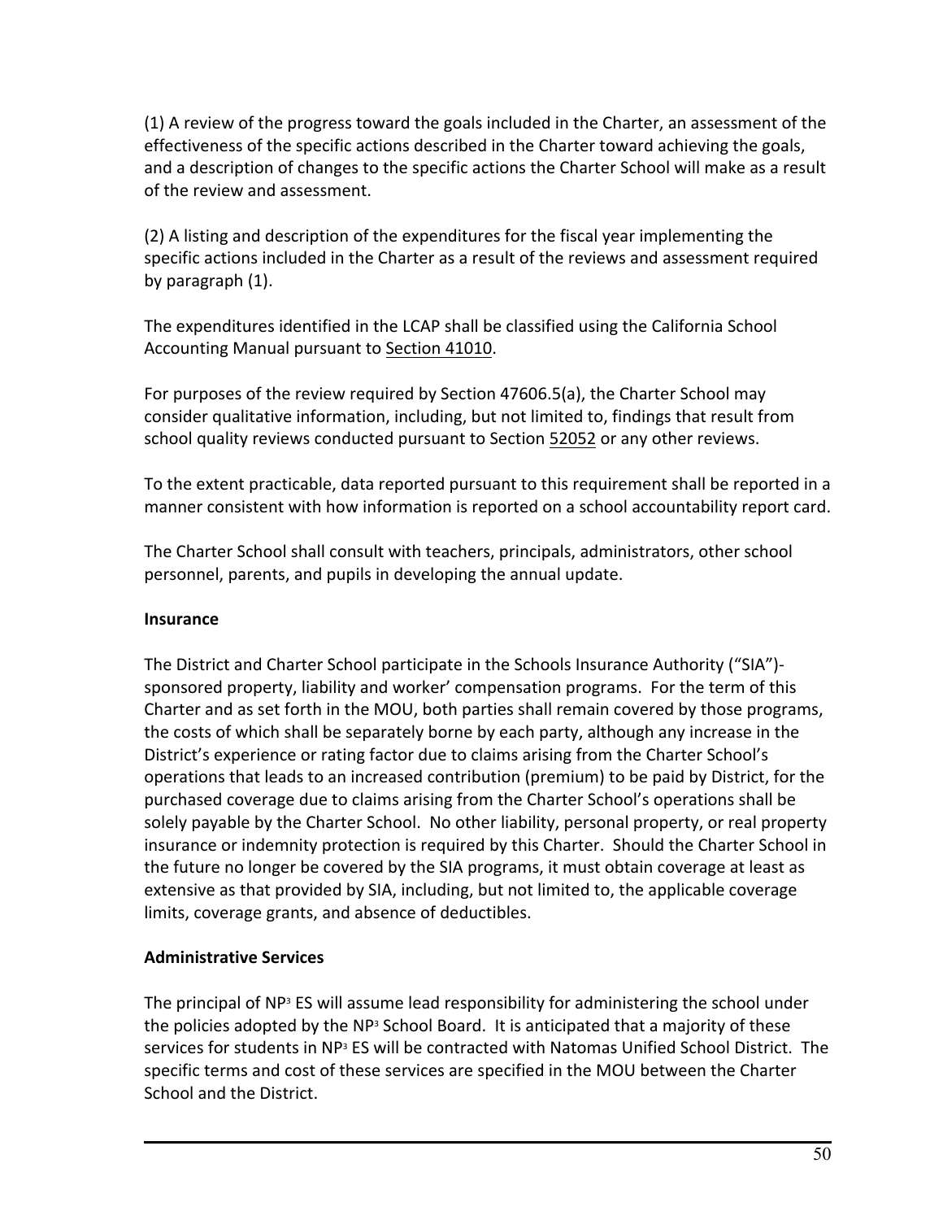(1) A review of the progress toward the goals included in the Charter, an assessment of the effectiveness of the specific actions described in the Charter toward achieving the goals, and a description of changes to the specific actions the Charter School will make as a result of the review and assessment.

(2) A listing and description of the expenditures for the fiscal year implementing the specific actions included in the Charter as a result of the reviews and assessment required by paragraph (1).

The expenditures identified in the LCAP shall be classified using the California School Accounting Manual pursuant to Section 41010.

For purposes of the review required by Section 47606.5(a), the Charter School may consider qualitative information, including, but not limited to, findings that result from school quality reviews conducted pursuant to Section 52052 or any other reviews.

To the extent practicable, data reported pursuant to this requirement shall be reported in a manner consistent with how information is reported on a school accountability report card.

The Charter School shall consult with teachers, principals, administrators, other school personnel, parents, and pupils in developing the annual update.

**Insurance**

The District and Charter School participate in the Schools Insurance Authority ("SIA")-sponsored property, liability and worker' compensation programs. For the term of this Charter and as set forth in the MOU, both parties shall remain covered by those programs, the costs of which shall be separately borne by each party, although any increase in the District's experience or rating factor due to claims arising from the Charter School's operations that leads to an increased contribution (premium) to be paid by District, for the purchased coverage due to claims arising from the Charter School's operations shall be solely payable by the Charter School. No other liability, personal property, or real property insurance or indemnity protection is required by this Charter. Should the Charter School in the future no longer be covered by the SIA programs, it must obtain coverage at least as extensive as that provided by SIA, including, but not limited to, the applicable coverage limits, coverage grants, and absence of deductibles.

**Administrative Services**

The principal of NP³ ES will assume lead responsibility for administering the school under the policies adopted by the NP³ School Board. It is anticipated that a majority of these services for students in NP³ ES will be contracted with Natomas Unified School District. The specific terms and cost of these services are specified in the MOU between the Charter School and the District.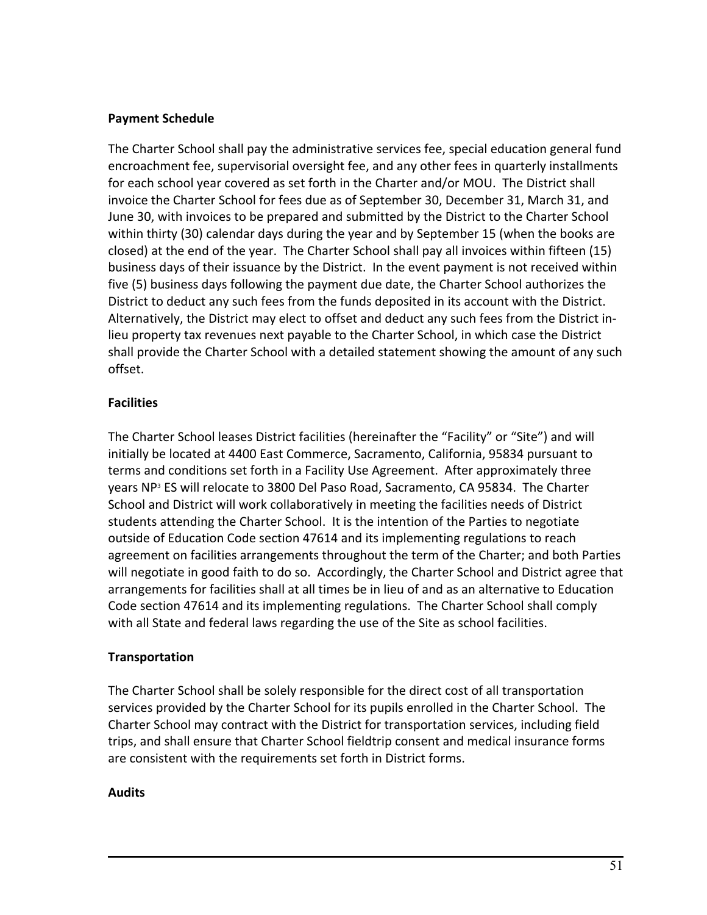**Payment Schedule**

The Charter School shall pay the administrative services fee, special education general fund encroachment fee, supervisorial oversight fee, and any other fees in quarterly installments for each school year covered as set forth in the Charter and/or MOU. The District shall invoice the Charter School for fees due as of September 30, December 31, March 31, and June 30, with invoices to be prepared and submitted by the District to the Charter School within thirty (30) calendar days during the year and by September 15 (when the books are closed) at the end of the year. The Charter School shall pay all invoices within fifteen (15) business days of their issuance by the District. In the event payment is not received within five (5) business days following the payment due date, the Charter School authorizes the District to deduct any such fees from the funds deposited in its account with the District. Alternatively, the District may elect to offset and deduct any such fees from the District in-lieu property tax revenues next payable to the Charter School, in which case the District shall provide the Charter School with a detailed statement showing the amount of any such offset.

**Facilities**

The Charter School leases District facilities (hereinafter the "Facility" or "Site") and will initially be located at 4400 East Commerce, Sacramento, California, 95834 pursuant to terms and conditions set forth in a Facility Use Agreement. After approximately three years NP$^3$ ES will relocate to 3800 Del Paso Road, Sacramento, CA 95834. The Charter School and District will work collaboratively in meeting the facilities needs of District students attending the Charter School. It is the intention of the Parties to negotiate outside of Education Code section 47614 and its implementing regulations to reach agreement on facilities arrangements throughout the term of the Charter; and both Parties will negotiate in good faith to do so. Accordingly, the Charter School and District agree that arrangements for facilities shall at all times be in lieu of and as an alternative to Education Code section 47614 and its implementing regulations. The Charter School shall comply with all State and federal laws regarding the use of the Site as school facilities.

**Transportation**

The Charter School shall be solely responsible for the direct cost of all transportation services provided by the Charter School for its pupils enrolled in the Charter School. The Charter School may contract with the District for transportation services, including field trips, and shall ensure that Charter School fieldtrip consent and medical insurance forms are consistent with the requirements set forth in District forms.

**Audits**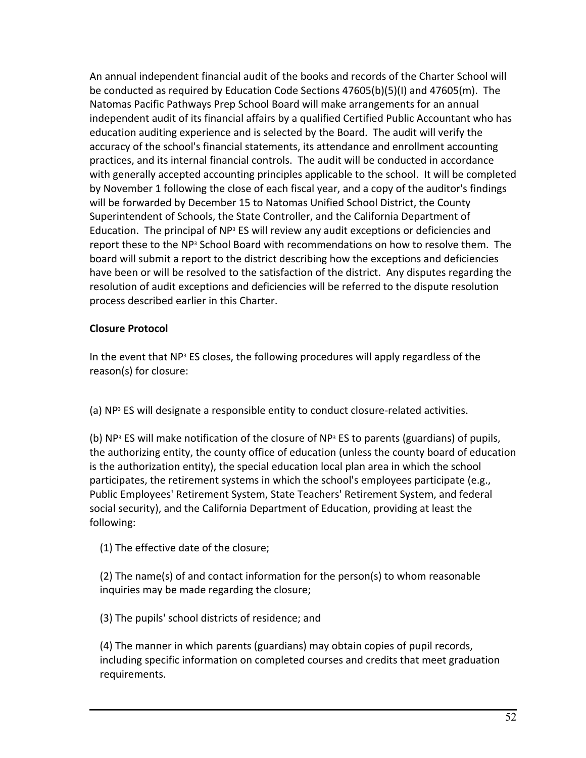An annual independent financial audit of the books and records of the Charter School will be conducted as required by Education Code Sections 47605(b)(5)(I) and 47605(m). The Natomas Pacific Pathways Prep School Board will make arrangements for an annual independent audit of its financial affairs by a qualified Certified Public Accountant who has education auditing experience and is selected by the Board. The audit will verify the accuracy of the school's financial statements, its attendance and enrollment accounting practices, and its internal financial controls. The audit will be conducted in accordance with generally accepted accounting principles applicable to the school. It will be completed by November 1 following the close of each fiscal year, and a copy of the auditor's findings will be forwarded by December 15 to Natomas Unified School District, the County Superintendent of Schools, the State Controller, and the California Department of Education. The principal of NP$^3$ ES will review any audit exceptions or deficiencies and report these to the NP$^3$ School Board with recommendations on how to resolve them. The board will submit a report to the district describing how the exceptions and deficiencies have been or will be resolved to the satisfaction of the district. Any disputes regarding the resolution of audit exceptions and deficiencies will be referred to the dispute resolution process described earlier in this Charter.

**Closure Protocol**

In the event that NP$^3$ ES closes, the following procedures will apply regardless of the reason(s) for closure:

(a) NP$^3$ ES will designate a responsible entity to conduct closure-related activities.

(b) NP$^3$ ES will make notification of the closure of NP$^3$ ES to parents (guardians) of pupils, the authorizing entity, the county office of education (unless the county board of education is the authorization entity), the special education local plan area in which the school participates, the retirement systems in which the school's employees participate (e.g., Public Employees' Retirement System, State Teachers' Retirement System, and federal social security), and the California Department of Education, providing at least the following:

(1) The effective date of the closure;

(2) The name(s) of and contact information for the person(s) to whom reasonable inquiries may be made regarding the closure;

(3) The pupils' school districts of residence; and

(4) The manner in which parents (guardians) may obtain copies of pupil records, including specific information on completed courses and credits that meet graduation requirements.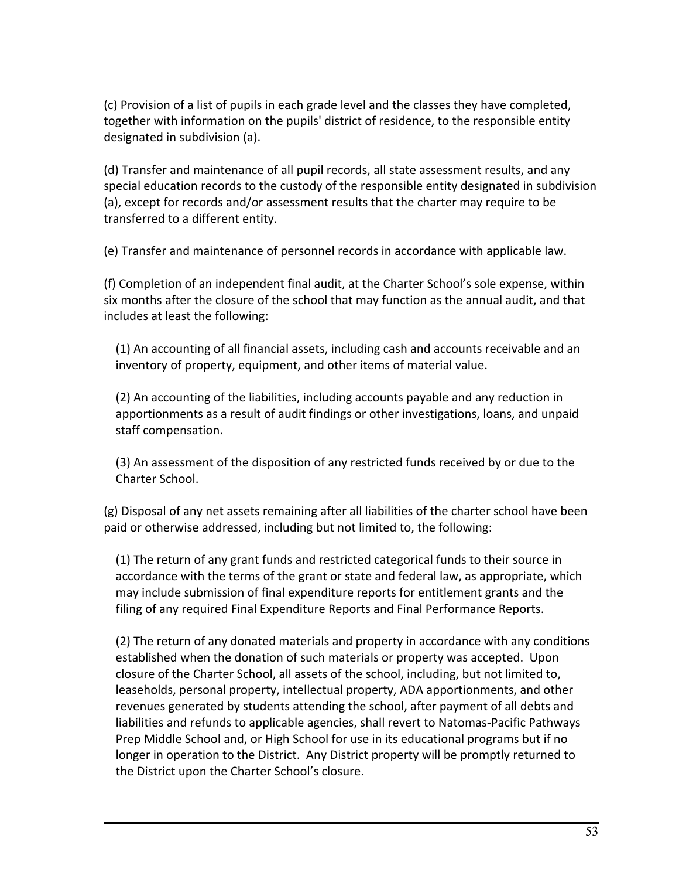(c) Provision of a list of pupils in each grade level and the classes they have completed, together with information on the pupils' district of residence, to the responsible entity designated in subdivision (a).

(d) Transfer and maintenance of all pupil records, all state assessment results, and any special education records to the custody of the responsible entity designated in subdivision (a), except for records and/or assessment results that the charter may require to be transferred to a different entity.

(e) Transfer and maintenance of personnel records in accordance with applicable law.

(f) Completion of an independent final audit, at the Charter School's sole expense, within six months after the closure of the school that may function as the annual audit, and that includes at least the following:

(1) An accounting of all financial assets, including cash and accounts receivable and an inventory of property, equipment, and other items of material value.

(2) An accounting of the liabilities, including accounts payable and any reduction in apportionments as a result of audit findings or other investigations, loans, and unpaid staff compensation.

(3) An assessment of the disposition of any restricted funds received by or due to the Charter School.

(g) Disposal of any net assets remaining after all liabilities of the charter school have been paid or otherwise addressed, including but not limited to, the following:

(1) The return of any grant funds and restricted categorical funds to their source in accordance with the terms of the grant or state and federal law, as appropriate, which may include submission of final expenditure reports for entitlement grants and the filing of any required Final Expenditure Reports and Final Performance Reports.

(2) The return of any donated materials and property in accordance with any conditions established when the donation of such materials or property was accepted. Upon closure of the Charter School, all assets of the school, including, but not limited to, leaseholds, personal property, intellectual property, ADA apportionments, and other revenues generated by students attending the school, after payment of all debts and liabilities and refunds to applicable agencies, shall revert to Natomas-Pacific Pathways Prep Middle School and, or High School for use in its educational programs but if no longer in operation to the District. Any District property will be promptly returned to the District upon the Charter School's closure.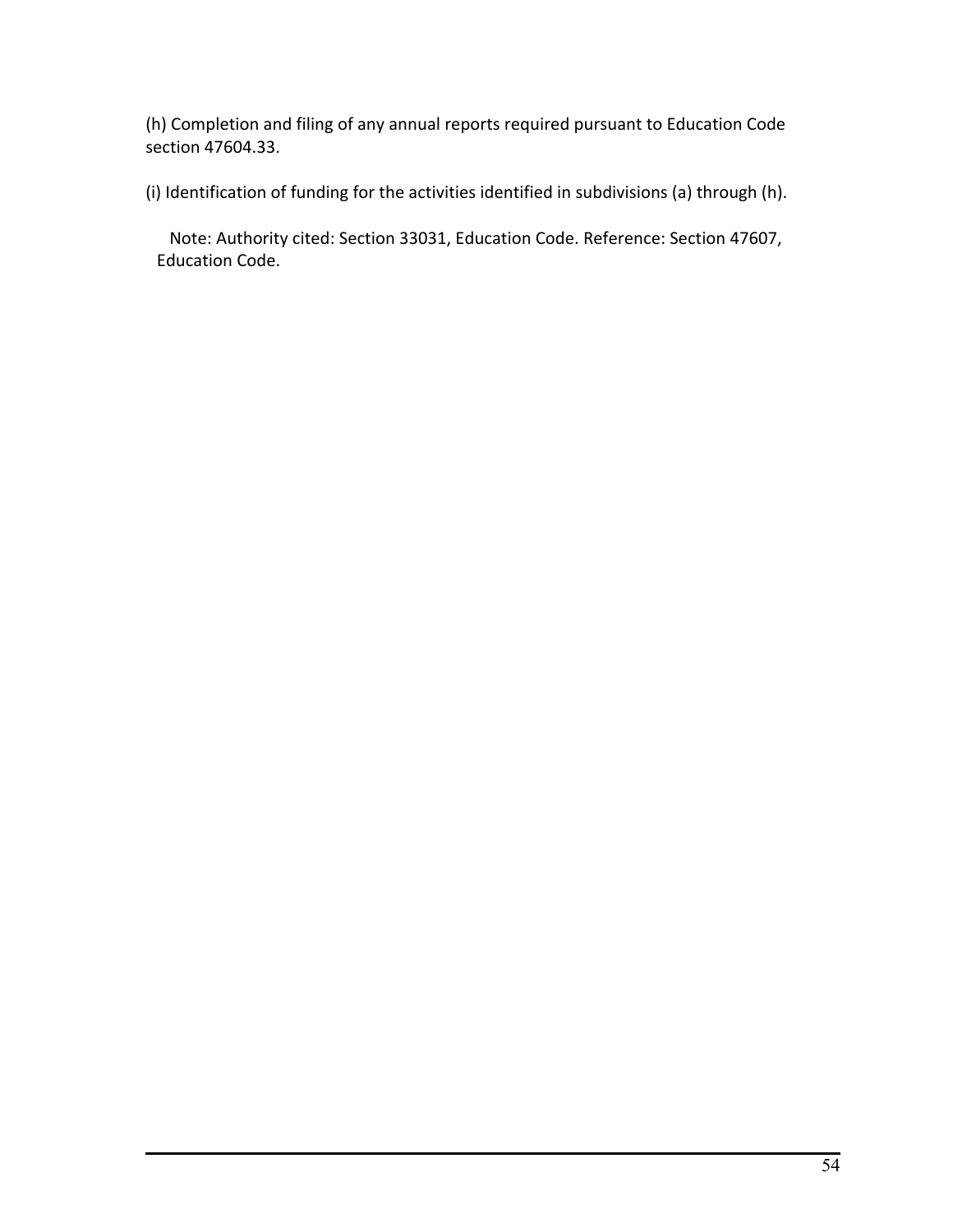(h) Completion and filing of any annual reports required pursuant to Education Code section 47604.33.

(i) Identification of funding for the activities identified in subdivisions (a) through (h).

Note: Authority cited: Section 33031, Education Code. Reference: Section 47607, Education Code.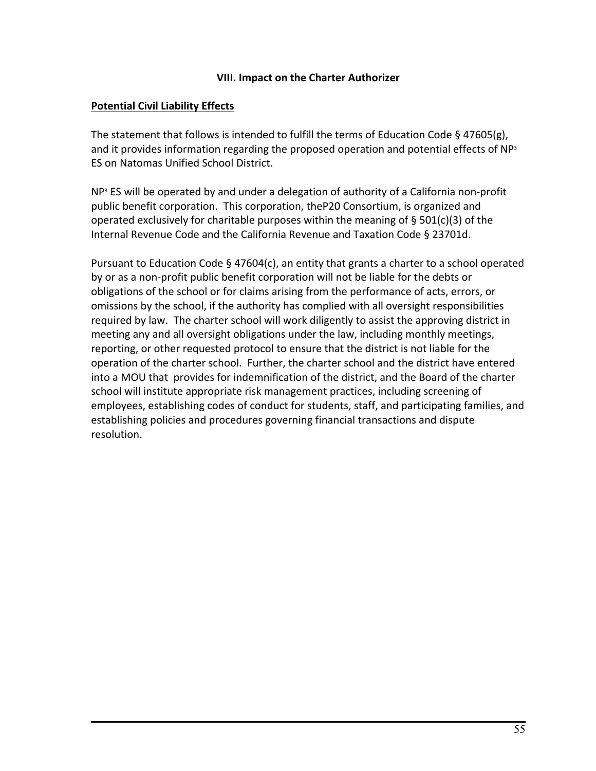## VIII. Impact on the Charter Authorizer

**Potential Civil Liability Effects**

The statement that follows is intended to fulfill the terms of Education Code § 47605(g), and it provides information regarding the proposed operation and potential effects of NP$^3$ ES on Natomas Unified School District.

NP$^3$ ES will be operated by and under a delegation of authority of a California non-profit public benefit corporation. This corporation, theP20 Consortium, is organized and operated exclusively for charitable purposes within the meaning of § 501(c)(3) of the Internal Revenue Code and the California Revenue and Taxation Code § 23701d.

Pursuant to Education Code § 47604(c), an entity that grants a charter to a school operated by or as a non-profit public benefit corporation will not be liable for the debts or obligations of the school or for claims arising from the performance of acts, errors, or omissions by the school, if the authority has complied with all oversight responsibilities required by law. The charter school will work diligently to assist the approving district in meeting any and all oversight obligations under the law, including monthly meetings, reporting, or other requested protocol to ensure that the district is not liable for the operation of the charter school. Further, the charter school and the district have entered into a MOU that provides for indemnification of the district, and the Board of the charter school will institute appropriate risk management practices, including screening of employees, establishing codes of conduct for students, staff, and participating families, and establishing policies and procedures governing financial transactions and dispute resolution.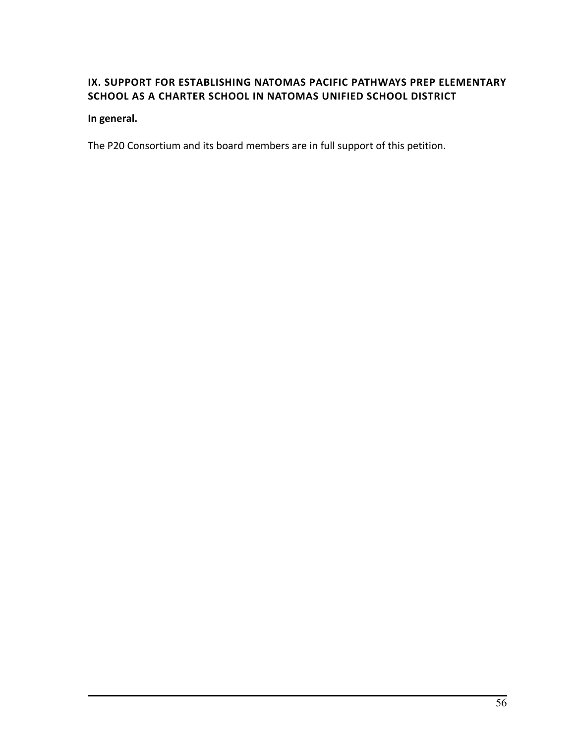## IX. SUPPORT FOR ESTABLISHING NATOMAS PACIFIC PATHWAYS PREP ELEMENTARY SCHOOL AS A CHARTER SCHOOL IN NATOMAS UNIFIED SCHOOL DISTRICT

**In general.**

The P20 Consortium and its board members are in full support of this petition.